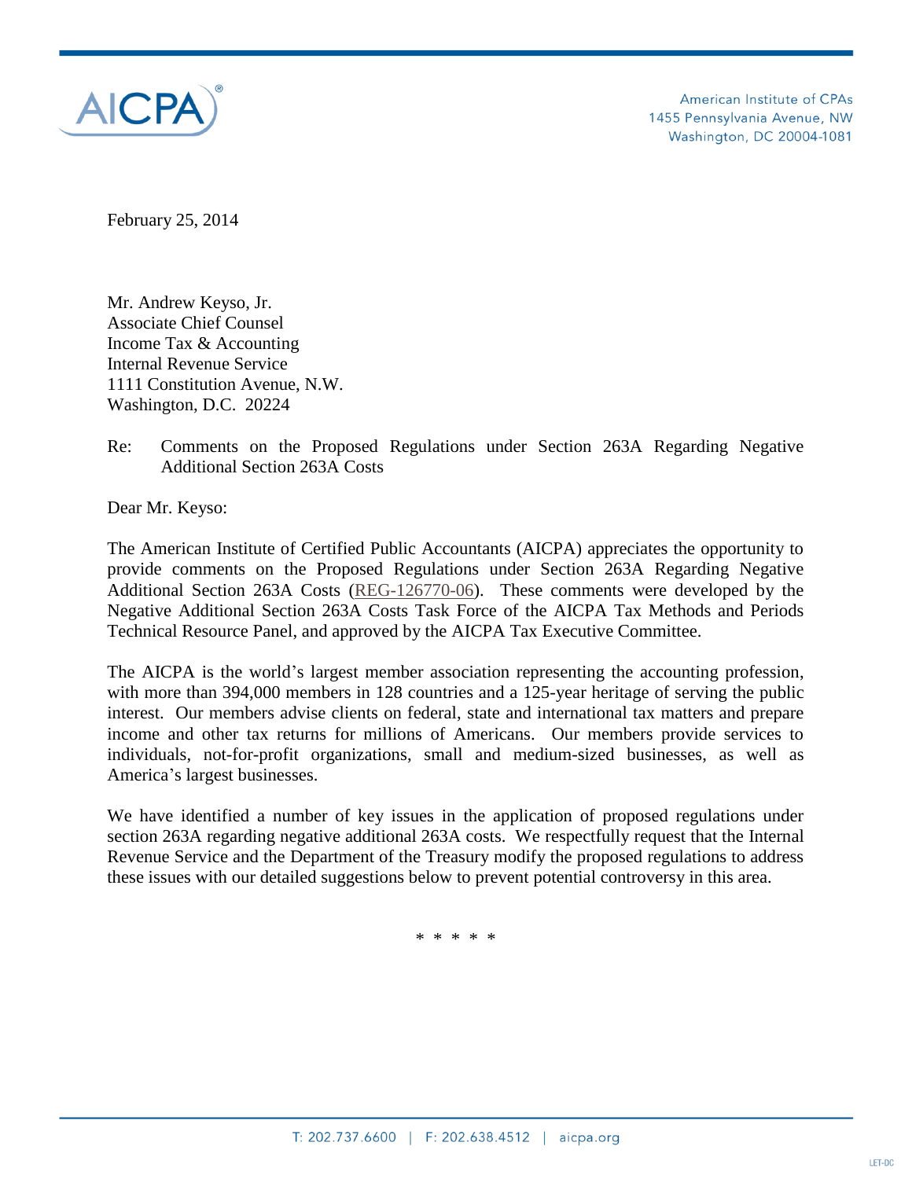AICPA

American Institute of CPAs
1455 Pennsylvania Avenue, NW
Washington, DC 20004-1081

February 25, 2014

Mr. Andrew Keyso, Jr.
Associate Chief Counsel
Income Tax & Accounting
Internal Revenue Service
1111 Constitution Avenue, N.W.
Washington, D.C. 20224

Re: Comments on the Proposed Regulations under Section 263A Regarding Negative Additional Section 263A Costs

Dear Mr. Keyso:

The American Institute of Certified Public Accountants (AICPA) appreciates the opportunity to provide comments on the Proposed Regulations under Section 263A Regarding Negative Additional Section 263A Costs (REG-126770-06). These comments were developed by the Negative Additional Section 263A Costs Task Force of the AICPA Tax Methods and Periods Technical Resource Panel, and approved by the AICPA Tax Executive Committee.

The AICPA is the world's largest member association representing the accounting profession, with more than 394,000 members in 128 countries and a 125-year heritage of serving the public interest. Our members advise clients on federal, state and international tax matters and prepare income and other tax returns for millions of Americans. Our members provide services to individuals, not-for-profit organizations, small and medium-sized businesses, as well as America's largest businesses.

We have identified a number of key issues in the application of proposed regulations under section 263A regarding negative additional 263A costs. We respectfully request that the Internal Revenue Service and the Department of the Treasury modify the proposed regulations to address these issues with our detailed suggestions below to prevent potential controversy in this area.

\* \* \* \* \*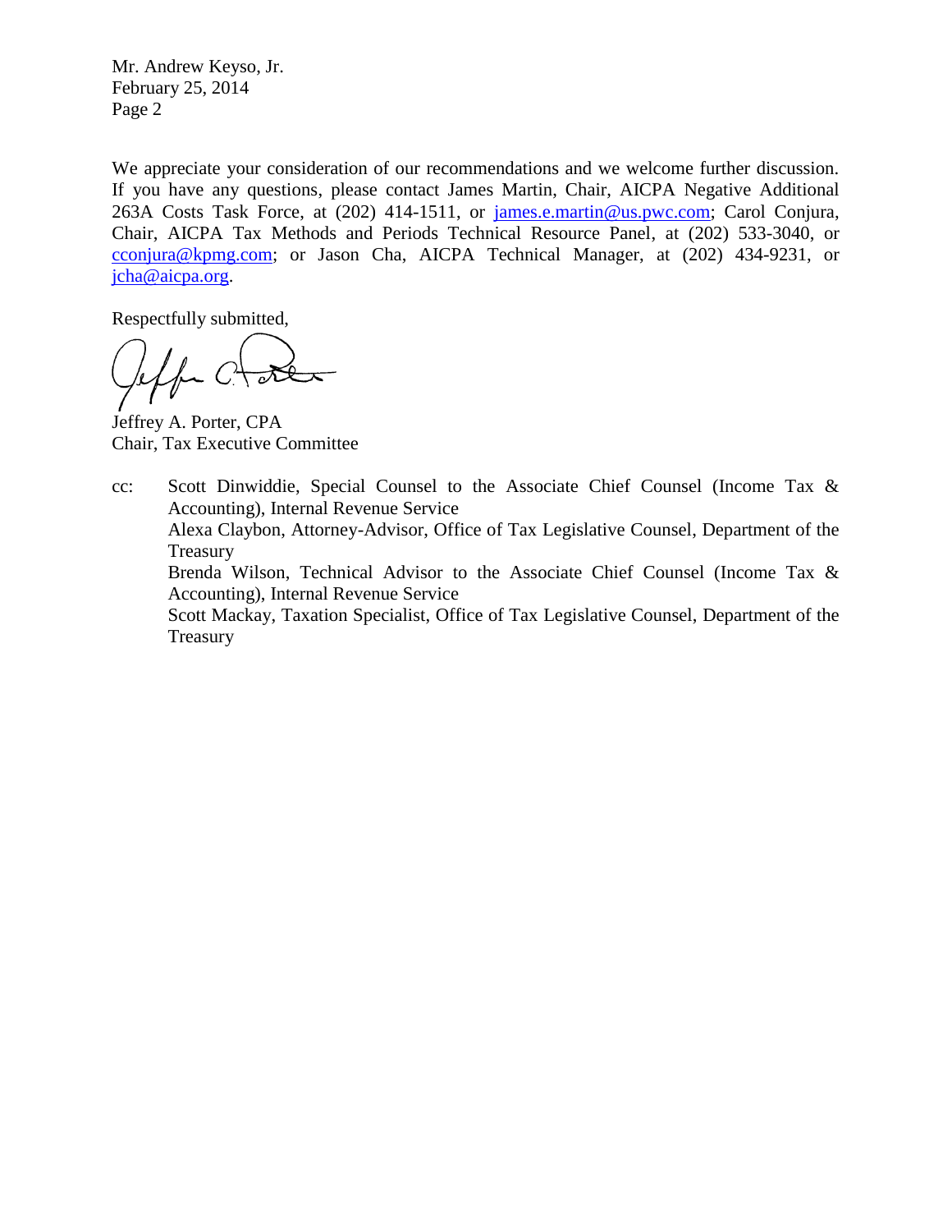We appreciate your consideration of our recommendations and we welcome further discussion. If you have any questions, please contact James Martin, Chair, AICPA Negative Additional 263A Costs Task Force, at (202) 414-1511, or james.e.martin@us.pwc.com; Carol Conjura, Chair, AICPA Tax Methods and Periods Technical Resource Panel, at (202) 533-3040, or cconjura@kpmg.com; or Jason Cha, AICPA Technical Manager, at (202) 434-9231, or jcha@aicpa.org.

Respectfully submitted,

Jeffrey A. Porter, CPA
Chair, Tax Executive Committee

cc: Scott Dinwiddie, Special Counsel to the Associate Chief Counsel (Income Tax & Accounting), Internal Revenue Service
Alexa Claybon, Attorney-Advisor, Office of Tax Legislative Counsel, Department of the Treasury
Brenda Wilson, Technical Advisor to the Associate Chief Counsel (Income Tax & Accounting), Internal Revenue Service
Scott Mackay, Taxation Specialist, Office of Tax Legislative Counsel, Department of the Treasury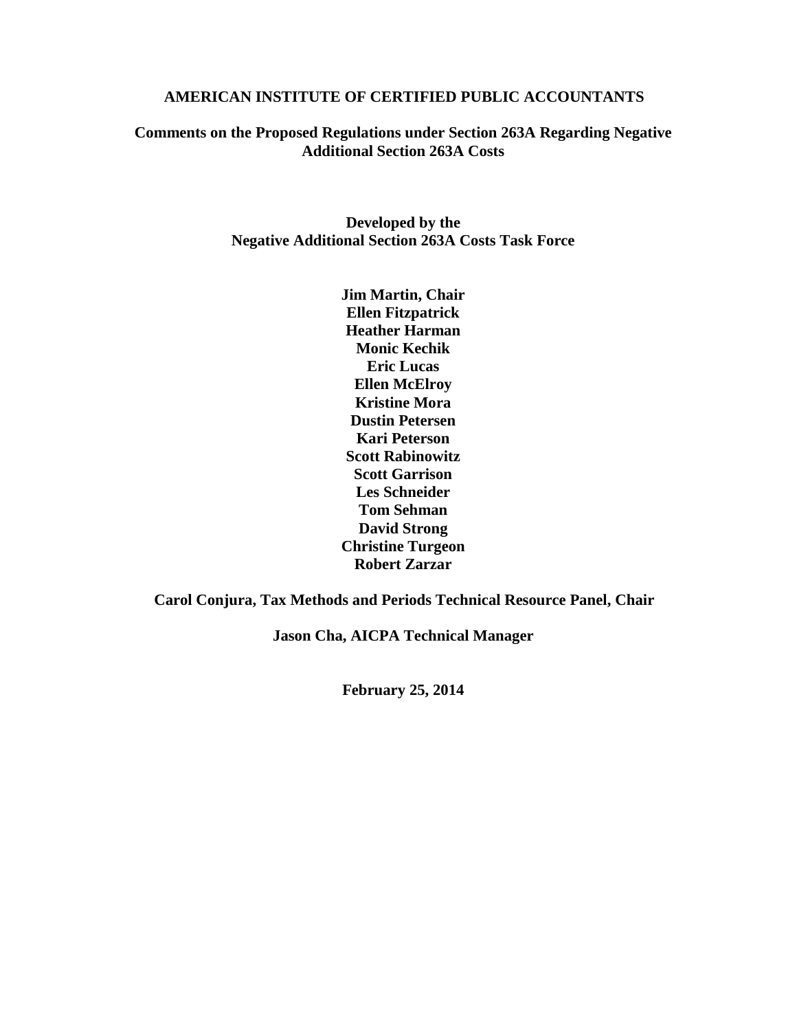**AMERICAN INSTITUTE OF CERTIFIED PUBLIC ACCOUNTANTS**

**Comments on the Proposed Regulations under Section 263A Regarding Negative Additional Section 263A Costs**

**Developed by the**
**Negative Additional Section 263A Costs Task Force**

**Jim Martin, Chair**
**Ellen Fitzpatrick**
**Heather Harman**
**Monic Kechik**
**Eric Lucas**
**Ellen McElroy**
**Kristine Mora**
**Dustin Petersen**
**Kari Peterson**
**Scott Rabinowitz**
**Scott Garrison**
**Les Schneider**
**Tom Sehman**
**David Strong**
**Christine Turgeon**
**Robert Zarzar**

**Carol Conjura, Tax Methods and Periods Technical Resource Panel, Chair**

**Jason Cha, AICPA Technical Manager**

**February 25, 2014**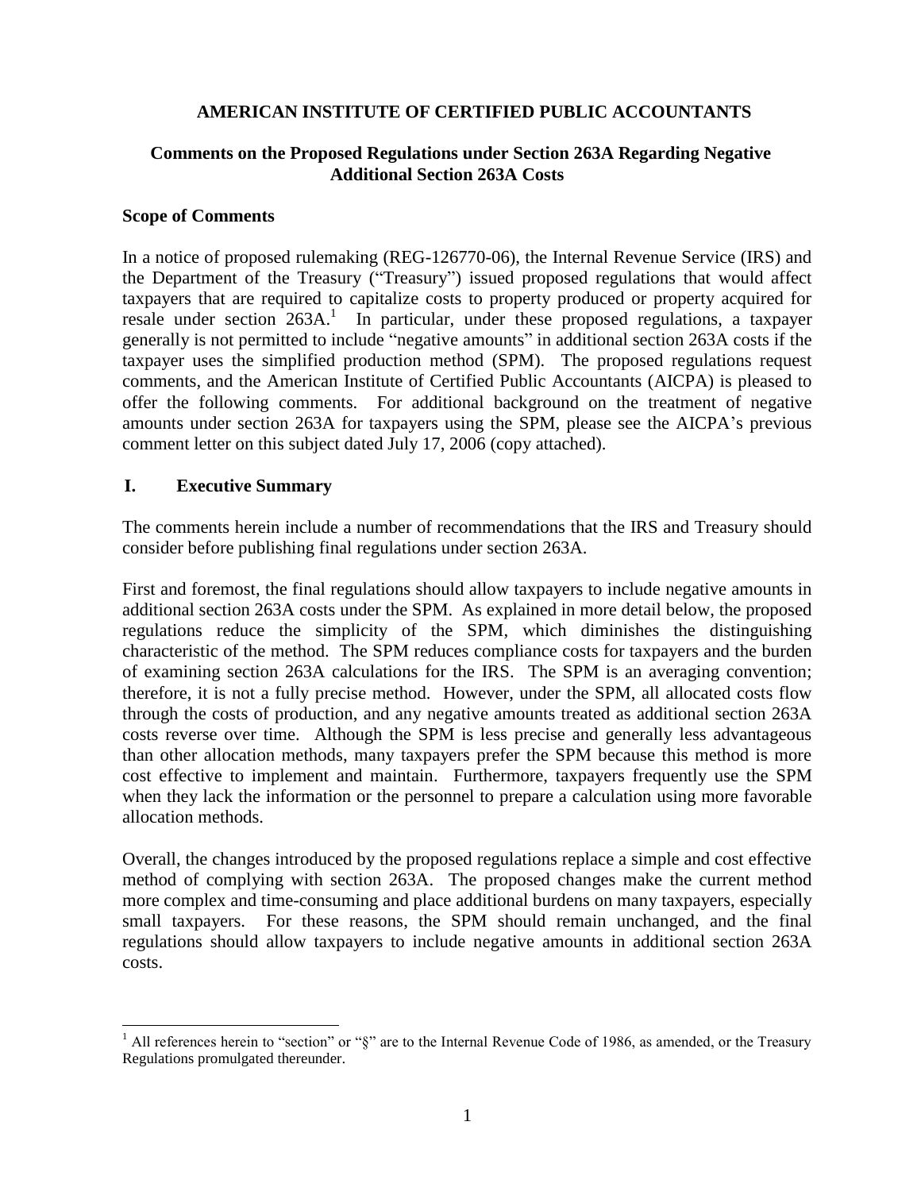**AMERICAN INSTITUTE OF CERTIFIED PUBLIC ACCOUNTANTS**

**Comments on the Proposed Regulations under Section 263A Regarding Negative Additional Section 263A Costs**

**Scope of Comments**

In a notice of proposed rulemaking (REG-126770-06), the Internal Revenue Service (IRS) and the Department of the Treasury ("Treasury") issued proposed regulations that would affect taxpayers that are required to capitalize costs to property produced or property acquired for resale under section 263A.[1] In particular, under these proposed regulations, a taxpayer generally is not permitted to include "negative amounts" in additional section 263A costs if the taxpayer uses the simplified production method (SPM). The proposed regulations request comments, and the American Institute of Certified Public Accountants (AICPA) is pleased to offer the following comments. For additional background on the treatment of negative amounts under section 263A for taxpayers using the SPM, please see the AICPA's previous comment letter on this subject dated July 17, 2006 (copy attached).

## I. Executive Summary

The comments herein include a number of recommendations that the IRS and Treasury should consider before publishing final regulations under section 263A.

First and foremost, the final regulations should allow taxpayers to include negative amounts in additional section 263A costs under the SPM. As explained in more detail below, the proposed regulations reduce the simplicity of the SPM, which diminishes the distinguishing characteristic of the method. The SPM reduces compliance costs for taxpayers and the burden of examining section 263A calculations for the IRS. The SPM is an averaging convention; therefore, it is not a fully precise method. However, under the SPM, all allocated costs flow through the costs of production, and any negative amounts treated as additional section 263A costs reverse over time. Although the SPM is less precise and generally less advantageous than other allocation methods, many taxpayers prefer the SPM because this method is more cost effective to implement and maintain. Furthermore, taxpayers frequently use the SPM when they lack the information or the personnel to prepare a calculation using more favorable allocation methods.

Overall, the changes introduced by the proposed regulations replace a simple and cost effective method of complying with section 263A. The proposed changes make the current method more complex and time-consuming and place additional burdens on many taxpayers, especially small taxpayers. For these reasons, the SPM should remain unchanged, and the final regulations should allow taxpayers to include negative amounts in additional section 263A costs.

[1] All references herein to "section" or "§" are to the Internal Revenue Code of 1986, as amended, or the Treasury Regulations promulgated thereunder.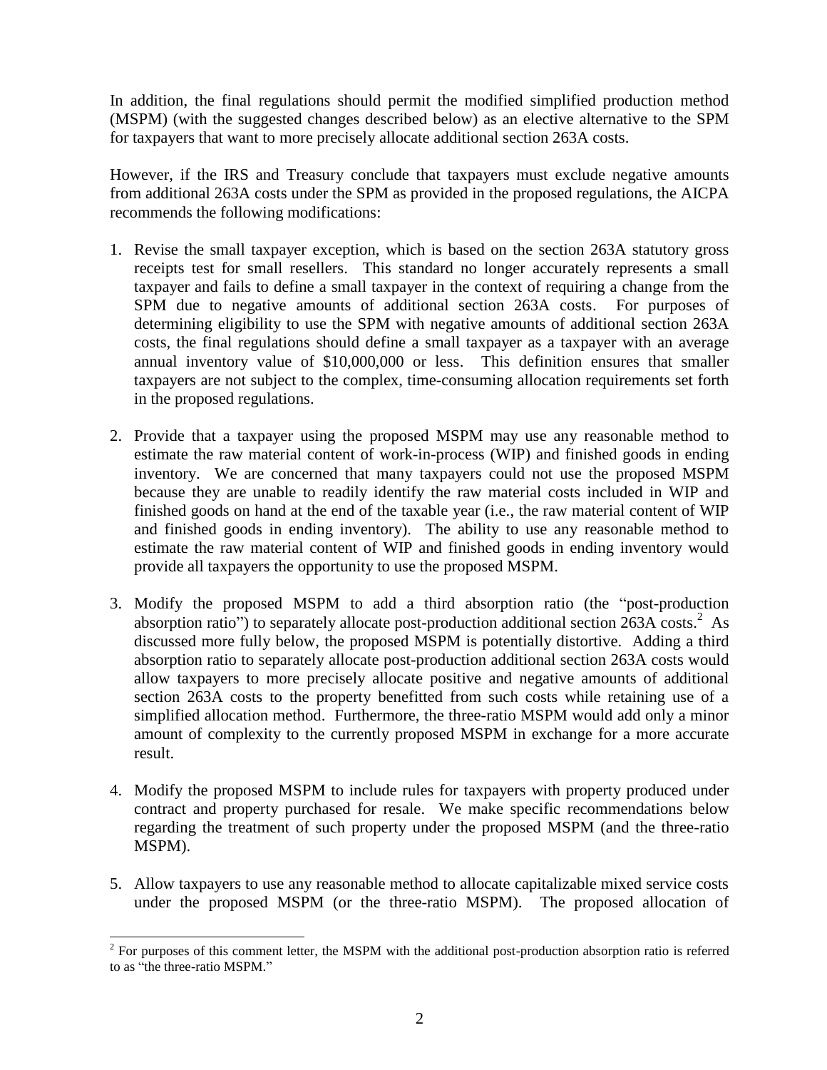In addition, the final regulations should permit the modified simplified production method (MSPM) (with the suggested changes described below) as an elective alternative to the SPM for taxpayers that want to more precisely allocate additional section 263A costs.

However, if the IRS and Treasury conclude that taxpayers must exclude negative amounts from additional 263A costs under the SPM as provided in the proposed regulations, the AICPA recommends the following modifications:

1. Revise the small taxpayer exception, which is based on the section 263A statutory gross receipts test for small resellers. This standard no longer accurately represents a small taxpayer and fails to define a small taxpayer in the context of requiring a change from the SPM due to negative amounts of additional section 263A costs. For purposes of determining eligibility to use the SPM with negative amounts of additional section 263A costs, the final regulations should define a small taxpayer as a taxpayer with an average annual inventory value of $10,000,000 or less. This definition ensures that smaller taxpayers are not subject to the complex, time-consuming allocation requirements set forth in the proposed regulations.

2. Provide that a taxpayer using the proposed MSPM may use any reasonable method to estimate the raw material content of work-in-process (WIP) and finished goods in ending inventory. We are concerned that many taxpayers could not use the proposed MSPM because they are unable to readily identify the raw material costs included in WIP and finished goods on hand at the end of the taxable year (i.e., the raw material content of WIP and finished goods in ending inventory). The ability to use any reasonable method to estimate the raw material content of WIP and finished goods in ending inventory would provide all taxpayers the opportunity to use the proposed MSPM.

3. Modify the proposed MSPM to add a third absorption ratio (the "post-production absorption ratio") to separately allocate post-production additional section 263A costs.[2] As discussed more fully below, the proposed MSPM is potentially distortive. Adding a third absorption ratio to separately allocate post-production additional section 263A costs would allow taxpayers to more precisely allocate positive and negative amounts of additional section 263A costs to the property benefitted from such costs while retaining use of a simplified allocation method. Furthermore, the three-ratio MSPM would add only a minor amount of complexity to the currently proposed MSPM in exchange for a more accurate result.

4. Modify the proposed MSPM to include rules for taxpayers with property produced under contract and property purchased for resale. We make specific recommendations below regarding the treatment of such property under the proposed MSPM (and the three-ratio MSPM).

5. Allow taxpayers to use any reasonable method to allocate capitalizable mixed service costs under the proposed MSPM (or the three-ratio MSPM). The proposed allocation of

[2] For purposes of this comment letter, the MSPM with the additional post-production absorption ratio is referred to as "the three-ratio MSPM."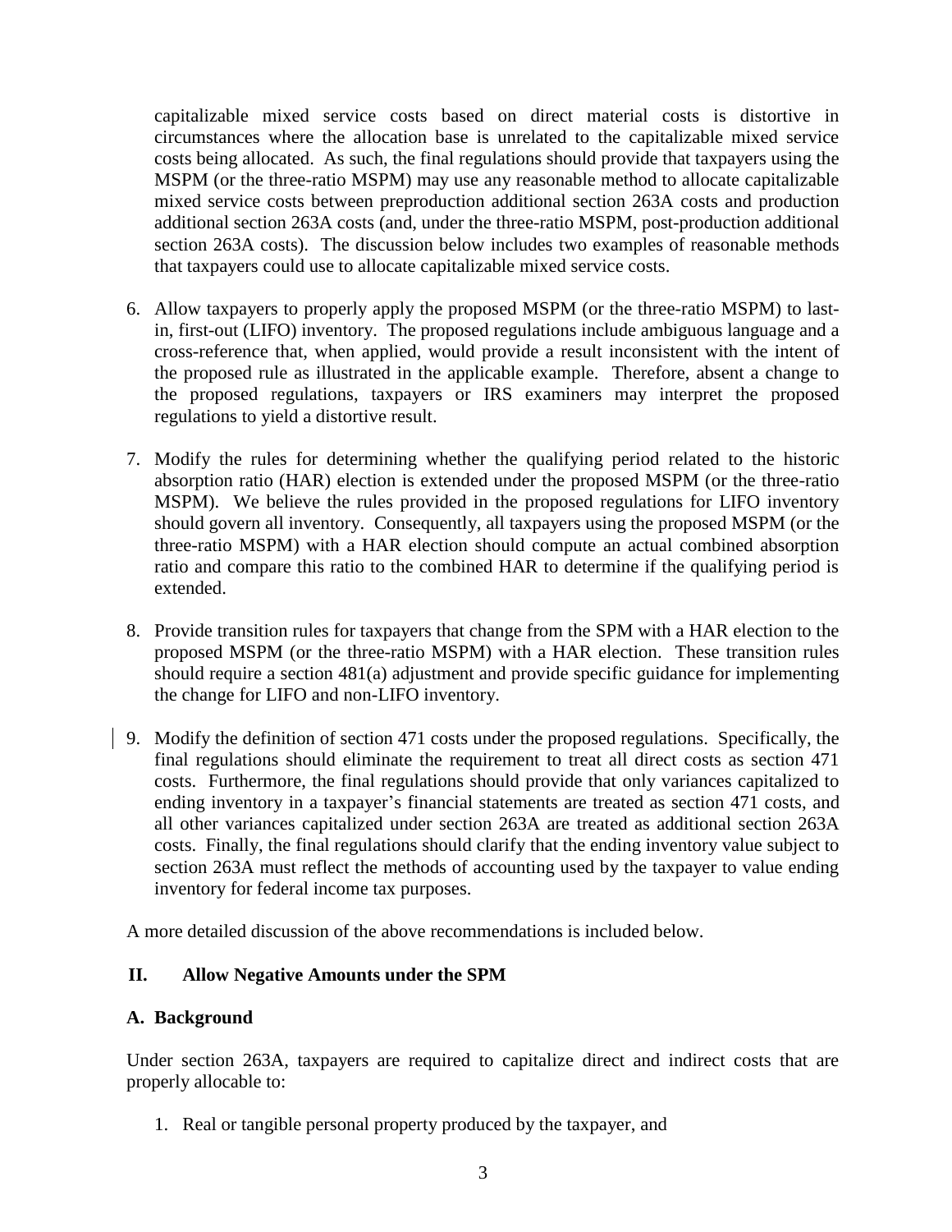capitalizable mixed service costs based on direct material costs is distortive in circumstances where the allocation base is unrelated to the capitalizable mixed service costs being allocated. As such, the final regulations should provide that taxpayers using the MSPM (or the three-ratio MSPM) may use any reasonable method to allocate capitalizable mixed service costs between preproduction additional section 263A costs and production additional section 263A costs (and, under the three-ratio MSPM, post-production additional section 263A costs). The discussion below includes two examples of reasonable methods that taxpayers could use to allocate capitalizable mixed service costs.

6. Allow taxpayers to properly apply the proposed MSPM (or the three-ratio MSPM) to last-in, first-out (LIFO) inventory. The proposed regulations include ambiguous language and a cross-reference that, when applied, would provide a result inconsistent with the intent of the proposed rule as illustrated in the applicable example. Therefore, absent a change to the proposed regulations, taxpayers or IRS examiners may interpret the proposed regulations to yield a distortive result.

7. Modify the rules for determining whether the qualifying period related to the historic absorption ratio (HAR) election is extended under the proposed MSPM (or the three-ratio MSPM). We believe the rules provided in the proposed regulations for LIFO inventory should govern all inventory. Consequently, all taxpayers using the proposed MSPM (or the three-ratio MSPM) with a HAR election should compute an actual combined absorption ratio and compare this ratio to the combined HAR to determine if the qualifying period is extended.

8. Provide transition rules for taxpayers that change from the SPM with a HAR election to the proposed MSPM (or the three-ratio MSPM) with a HAR election. These transition rules should require a section 481(a) adjustment and provide specific guidance for implementing the change for LIFO and non-LIFO inventory.

9. Modify the definition of section 471 costs under the proposed regulations. Specifically, the final regulations should eliminate the requirement to treat all direct costs as section 471 costs. Furthermore, the final regulations should provide that only variances capitalized to ending inventory in a taxpayer's financial statements are treated as section 471 costs, and all other variances capitalized under section 263A are treated as additional section 263A costs. Finally, the final regulations should clarify that the ending inventory value subject to section 263A must reflect the methods of accounting used by the taxpayer to value ending inventory for federal income tax purposes.

A more detailed discussion of the above recommendations is included below.

## II. Allow Negative Amounts under the SPM

### A. Background

Under section 263A, taxpayers are required to capitalize direct and indirect costs that are properly allocable to:

1. Real or tangible personal property produced by the taxpayer, and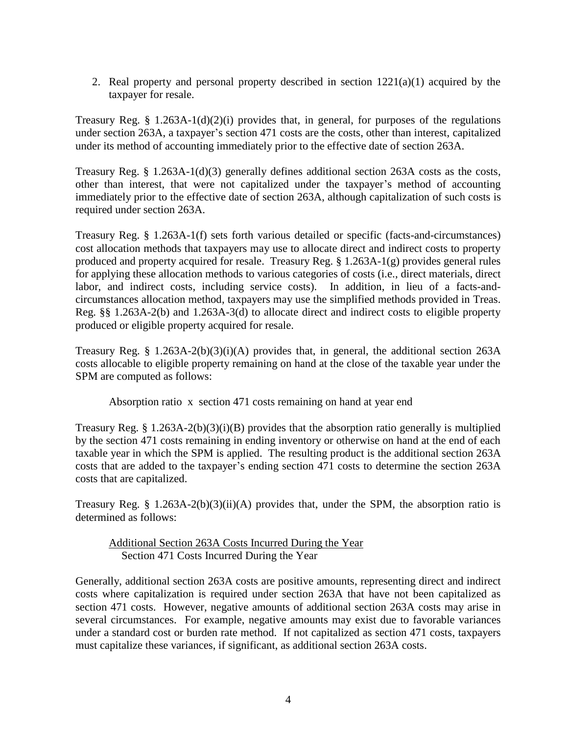2. Real property and personal property described in section 1221(a)(1) acquired by the taxpayer for resale.

Treasury Reg. § 1.263A-1(d)(2)(i) provides that, in general, for purposes of the regulations under section 263A, a taxpayer's section 471 costs are the costs, other than interest, capitalized under its method of accounting immediately prior to the effective date of section 263A.

Treasury Reg. § 1.263A-1(d)(3) generally defines additional section 263A costs as the costs, other than interest, that were not capitalized under the taxpayer's method of accounting immediately prior to the effective date of section 263A, although capitalization of such costs is required under section 263A.

Treasury Reg. § 1.263A-1(f) sets forth various detailed or specific (facts-and-circumstances) cost allocation methods that taxpayers may use to allocate direct and indirect costs to property produced and property acquired for resale. Treasury Reg. § 1.263A-1(g) provides general rules for applying these allocation methods to various categories of costs (i.e., direct materials, direct labor, and indirect costs, including service costs). In addition, in lieu of a facts-and-circumstances allocation method, taxpayers may use the simplified methods provided in Treas. Reg. §§ 1.263A-2(b) and 1.263A-3(d) to allocate direct and indirect costs to eligible property produced or eligible property acquired for resale.

Treasury Reg. § 1.263A-2(b)(3)(i)(A) provides that, in general, the additional section 263A costs allocable to eligible property remaining on hand at the close of the taxable year under the SPM are computed as follows:

Absorption ratio x section 471 costs remaining on hand at year end

Treasury Reg. § 1.263A-2(b)(3)(i)(B) provides that the absorption ratio generally is multiplied by the section 471 costs remaining in ending inventory or otherwise on hand at the end of each taxable year in which the SPM is applied. The resulting product is the additional section 263A costs that are added to the taxpayer's ending section 471 costs to determine the section 263A costs that are capitalized.

Treasury Reg. § 1.263A-2(b)(3)(ii)(A) provides that, under the SPM, the absorption ratio is determined as follows:

$$\frac{\text{Additional Section 263A Costs Incurred During the Year}}{\text{Section 471 Costs Incurred During the Year}}$$

Generally, additional section 263A costs are positive amounts, representing direct and indirect costs where capitalization is required under section 263A that have not been capitalized as section 471 costs. However, negative amounts of additional section 263A costs may arise in several circumstances. For example, negative amounts may exist due to favorable variances under a standard cost or burden rate method. If not capitalized as section 471 costs, taxpayers must capitalize these variances, if significant, as additional section 263A costs.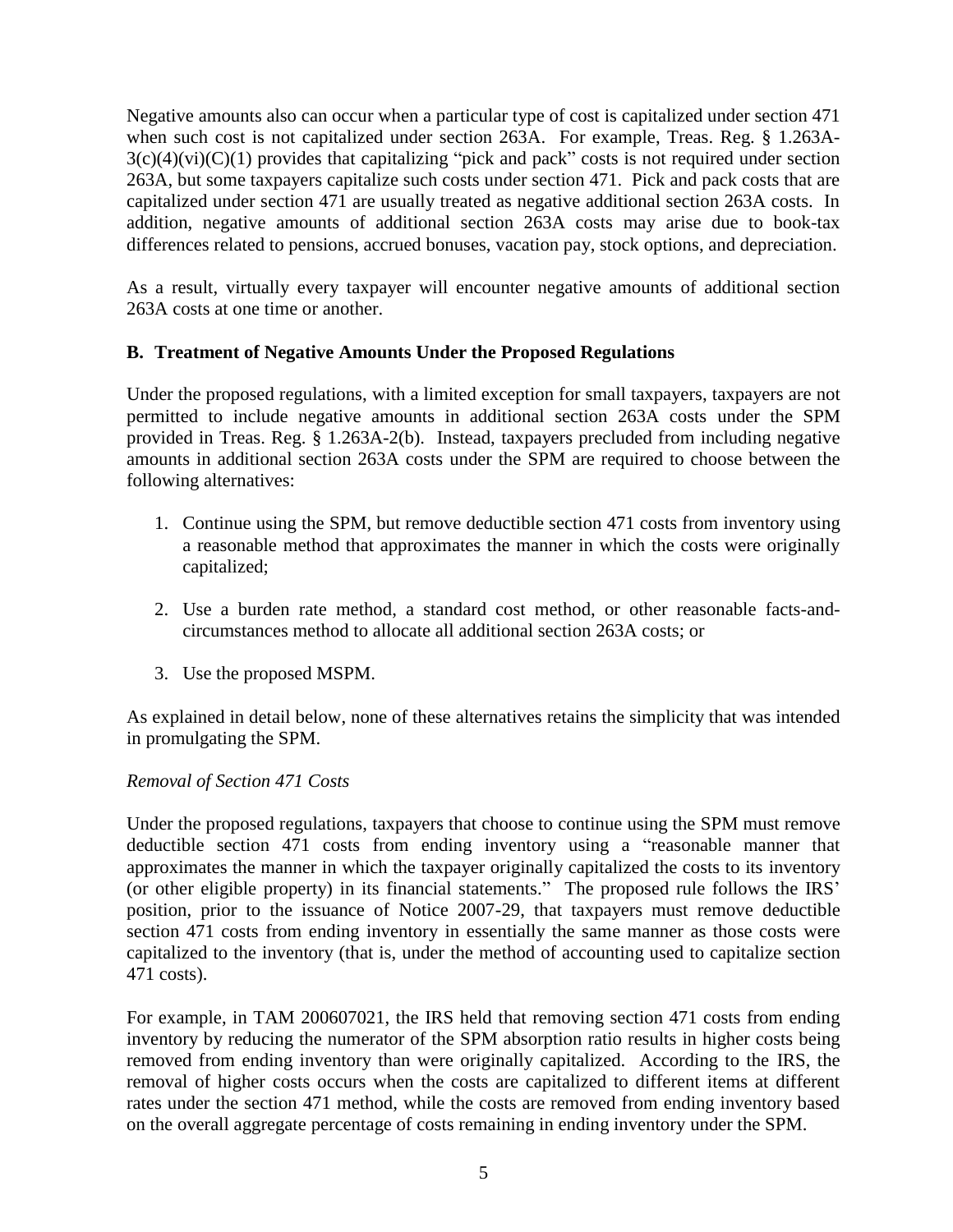Negative amounts also can occur when a particular type of cost is capitalized under section 471 when such cost is not capitalized under section 263A. For example, Treas. Reg. § 1.263A-3(c)(4)(vi)(C)(1) provides that capitalizing "pick and pack" costs is not required under section 263A, but some taxpayers capitalize such costs under section 471. Pick and pack costs that are capitalized under section 471 are usually treated as negative additional section 263A costs. In addition, negative amounts of additional section 263A costs may arise due to book-tax differences related to pensions, accrued bonuses, vacation pay, stock options, and depreciation.

As a result, virtually every taxpayer will encounter negative amounts of additional section 263A costs at one time or another.

### B. Treatment of Negative Amounts Under the Proposed Regulations

Under the proposed regulations, with a limited exception for small taxpayers, taxpayers are not permitted to include negative amounts in additional section 263A costs under the SPM provided in Treas. Reg. § 1.263A-2(b). Instead, taxpayers precluded from including negative amounts in additional section 263A costs under the SPM are required to choose between the following alternatives:

1. Continue using the SPM, but remove deductible section 471 costs from inventory using a reasonable method that approximates the manner in which the costs were originally capitalized;
2. Use a burden rate method, a standard cost method, or other reasonable facts-and-circumstances method to allocate all additional section 263A costs; or
3. Use the proposed MSPM.

As explained in detail below, none of these alternatives retains the simplicity that was intended in promulgating the SPM.

*Removal of Section 471 Costs*

Under the proposed regulations, taxpayers that choose to continue using the SPM must remove deductible section 471 costs from ending inventory using a "reasonable manner that approximates the manner in which the taxpayer originally capitalized the costs to its inventory (or other eligible property) in its financial statements." The proposed rule follows the IRS' position, prior to the issuance of Notice 2007-29, that taxpayers must remove deductible section 471 costs from ending inventory in essentially the same manner as those costs were capitalized to the inventory (that is, under the method of accounting used to capitalize section 471 costs).

For example, in TAM 200607021, the IRS held that removing section 471 costs from ending inventory by reducing the numerator of the SPM absorption ratio results in higher costs being removed from ending inventory than were originally capitalized. According to the IRS, the removal of higher costs occurs when the costs are capitalized to different items at different rates under the section 471 method, while the costs are removed from ending inventory based on the overall aggregate percentage of costs remaining in ending inventory under the SPM.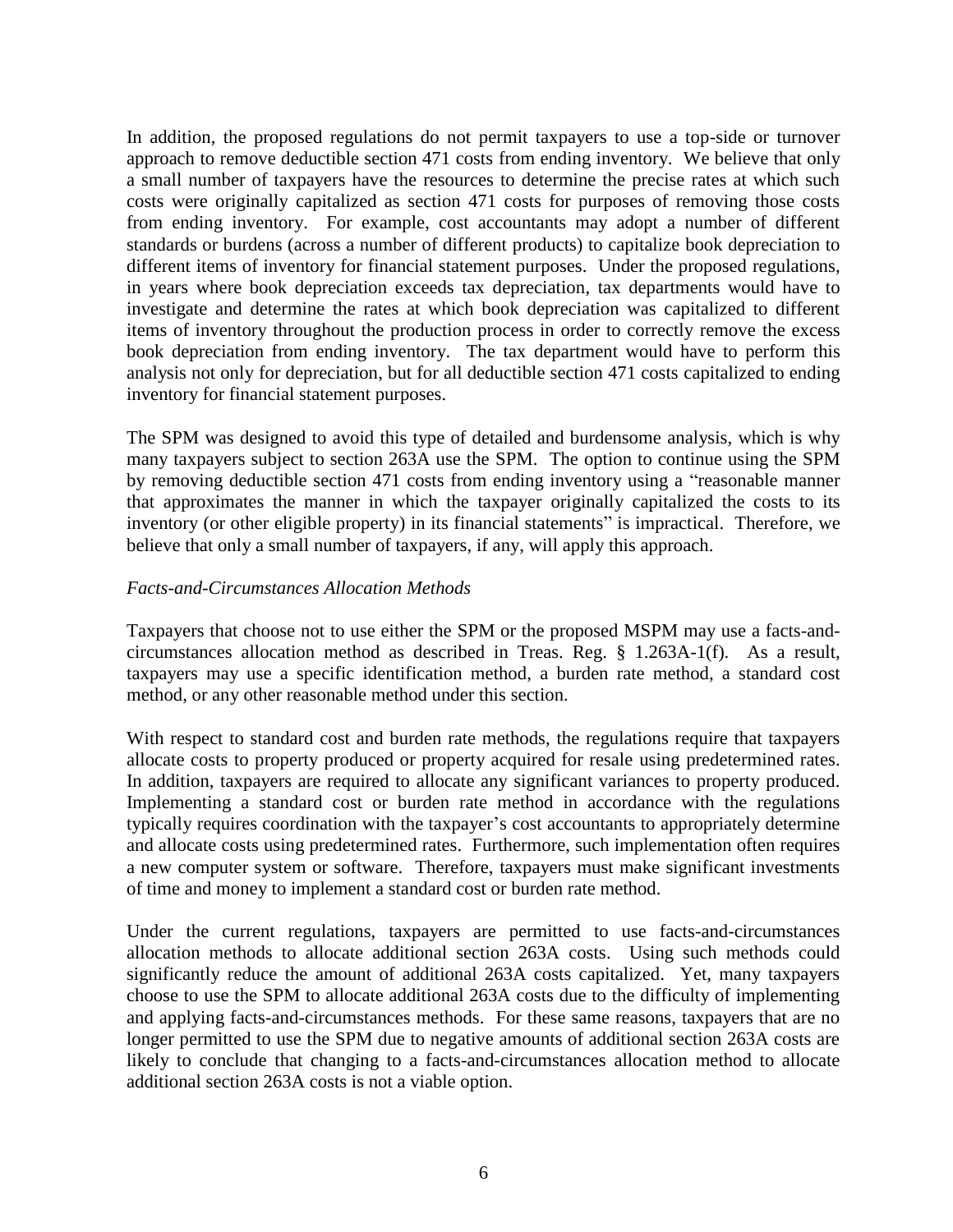In addition, the proposed regulations do not permit taxpayers to use a top-side or turnover approach to remove deductible section 471 costs from ending inventory. We believe that only a small number of taxpayers have the resources to determine the precise rates at which such costs were originally capitalized as section 471 costs for purposes of removing those costs from ending inventory. For example, cost accountants may adopt a number of different standards or burdens (across a number of different products) to capitalize book depreciation to different items of inventory for financial statement purposes. Under the proposed regulations, in years where book depreciation exceeds tax depreciation, tax departments would have to investigate and determine the rates at which book depreciation was capitalized to different items of inventory throughout the production process in order to correctly remove the excess book depreciation from ending inventory. The tax department would have to perform this analysis not only for depreciation, but for all deductible section 471 costs capitalized to ending inventory for financial statement purposes.

The SPM was designed to avoid this type of detailed and burdensome analysis, which is why many taxpayers subject to section 263A use the SPM. The option to continue using the SPM by removing deductible section 471 costs from ending inventory using a "reasonable manner that approximates the manner in which the taxpayer originally capitalized the costs to its inventory (or other eligible property) in its financial statements" is impractical. Therefore, we believe that only a small number of taxpayers, if any, will apply this approach.

*Facts-and-Circumstances Allocation Methods*

Taxpayers that choose not to use either the SPM or the proposed MSPM may use a facts-and-circumstances allocation method as described in Treas. Reg. § 1.263A-1(f). As a result, taxpayers may use a specific identification method, a burden rate method, a standard cost method, or any other reasonable method under this section.

With respect to standard cost and burden rate methods, the regulations require that taxpayers allocate costs to property produced or property acquired for resale using predetermined rates. In addition, taxpayers are required to allocate any significant variances to property produced. Implementing a standard cost or burden rate method in accordance with the regulations typically requires coordination with the taxpayer's cost accountants to appropriately determine and allocate costs using predetermined rates. Furthermore, such implementation often requires a new computer system or software. Therefore, taxpayers must make significant investments of time and money to implement a standard cost or burden rate method.

Under the current regulations, taxpayers are permitted to use facts-and-circumstances allocation methods to allocate additional section 263A costs. Using such methods could significantly reduce the amount of additional 263A costs capitalized. Yet, many taxpayers choose to use the SPM to allocate additional 263A costs due to the difficulty of implementing and applying facts-and-circumstances methods. For these same reasons, taxpayers that are no longer permitted to use the SPM due to negative amounts of additional section 263A costs are likely to conclude that changing to a facts-and-circumstances allocation method to allocate additional section 263A costs is not a viable option.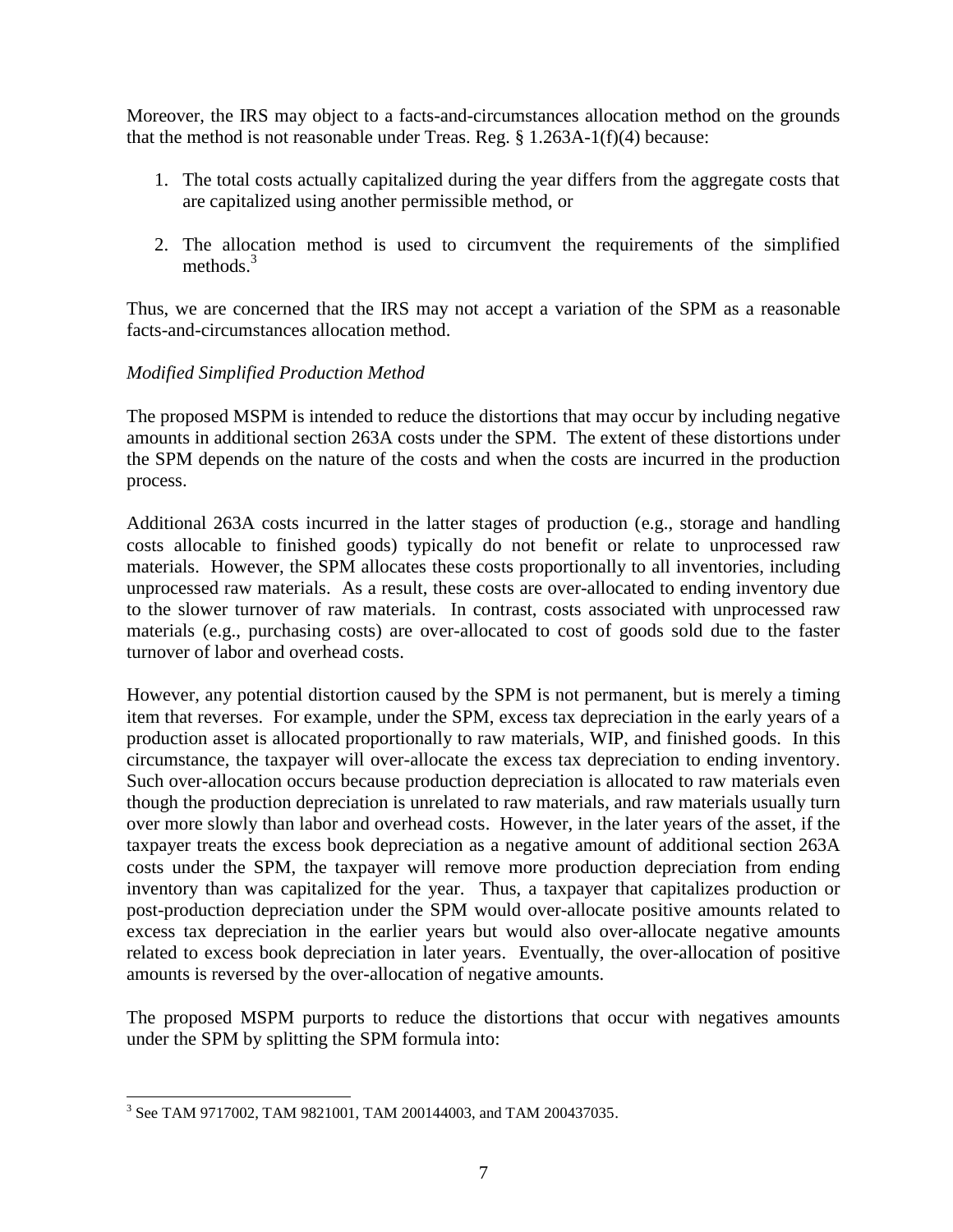Moreover, the IRS may object to a facts-and-circumstances allocation method on the grounds that the method is not reasonable under Treas. Reg. § 1.263A-1(f)(4) because:

1. The total costs actually capitalized during the year differs from the aggregate costs that are capitalized using another permissible method, or

2. The allocation method is used to circumvent the requirements of the simplified methods.[3]

Thus, we are concerned that the IRS may not accept a variation of the SPM as a reasonable facts-and-circumstances allocation method.

*Modified Simplified Production Method*

The proposed MSPM is intended to reduce the distortions that may occur by including negative amounts in additional section 263A costs under the SPM. The extent of these distortions under the SPM depends on the nature of the costs and when the costs are incurred in the production process.

Additional 263A costs incurred in the latter stages of production (e.g., storage and handling costs allocable to finished goods) typically do not benefit or relate to unprocessed raw materials. However, the SPM allocates these costs proportionally to all inventories, including unprocessed raw materials. As a result, these costs are over-allocated to ending inventory due to the slower turnover of raw materials. In contrast, costs associated with unprocessed raw materials (e.g., purchasing costs) are over-allocated to cost of goods sold due to the faster turnover of labor and overhead costs.

However, any potential distortion caused by the SPM is not permanent, but is merely a timing item that reverses. For example, under the SPM, excess tax depreciation in the early years of a production asset is allocated proportionally to raw materials, WIP, and finished goods. In this circumstance, the taxpayer will over-allocate the excess tax depreciation to ending inventory. Such over-allocation occurs because production depreciation is allocated to raw materials even though the production depreciation is unrelated to raw materials, and raw materials usually turn over more slowly than labor and overhead costs. However, in the later years of the asset, if the taxpayer treats the excess book depreciation as a negative amount of additional section 263A costs under the SPM, the taxpayer will remove more production depreciation from ending inventory than was capitalized for the year. Thus, a taxpayer that capitalizes production or post-production depreciation under the SPM would over-allocate positive amounts related to excess tax depreciation in the earlier years but would also over-allocate negative amounts related to excess book depreciation in later years. Eventually, the over-allocation of positive amounts is reversed by the over-allocation of negative amounts.

The proposed MSPM purports to reduce the distortions that occur with negatives amounts under the SPM by splitting the SPM formula into:

---

[3] See TAM 9717002, TAM 9821001, TAM 200144003, and TAM 200437035.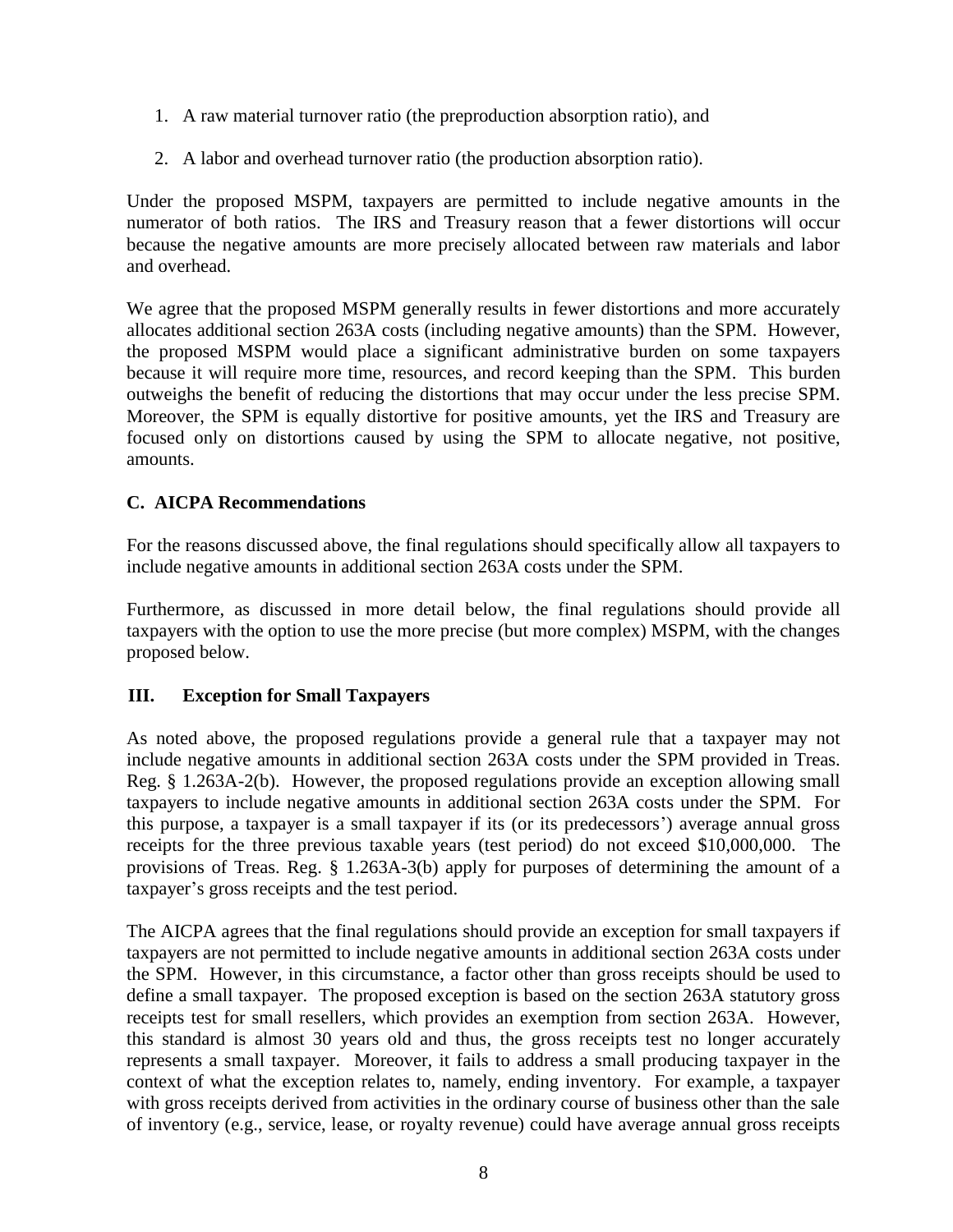1. A raw material turnover ratio (the preproduction absorption ratio), and
2. A labor and overhead turnover ratio (the production absorption ratio).

Under the proposed MSPM, taxpayers are permitted to include negative amounts in the numerator of both ratios. The IRS and Treasury reason that a fewer distortions will occur because the negative amounts are more precisely allocated between raw materials and labor and overhead.

We agree that the proposed MSPM generally results in fewer distortions and more accurately allocates additional section 263A costs (including negative amounts) than the SPM. However, the proposed MSPM would place a significant administrative burden on some taxpayers because it will require more time, resources, and record keeping than the SPM. This burden outweighs the benefit of reducing the distortions that may occur under the less precise SPM. Moreover, the SPM is equally distortive for positive amounts, yet the IRS and Treasury are focused only on distortions caused by using the SPM to allocate negative, not positive, amounts.

### C. AICPA Recommendations

For the reasons discussed above, the final regulations should specifically allow all taxpayers to include negative amounts in additional section 263A costs under the SPM.

Furthermore, as discussed in more detail below, the final regulations should provide all taxpayers with the option to use the more precise (but more complex) MSPM, with the changes proposed below.

## III. Exception for Small Taxpayers

As noted above, the proposed regulations provide a general rule that a taxpayer may not include negative amounts in additional section 263A costs under the SPM provided in Treas. Reg. § 1.263A-2(b). However, the proposed regulations provide an exception allowing small taxpayers to include negative amounts in additional section 263A costs under the SPM. For this purpose, a taxpayer is a small taxpayer if its (or its predecessors') average annual gross receipts for the three previous taxable years (test period) do not exceed $10,000,000. The provisions of Treas. Reg. § 1.263A-3(b) apply for purposes of determining the amount of a taxpayer's gross receipts and the test period.

The AICPA agrees that the final regulations should provide an exception for small taxpayers if taxpayers are not permitted to include negative amounts in additional section 263A costs under the SPM. However, in this circumstance, a factor other than gross receipts should be used to define a small taxpayer. The proposed exception is based on the section 263A statutory gross receipts test for small resellers, which provides an exemption from section 263A. However, this standard is almost 30 years old and thus, the gross receipts test no longer accurately represents a small taxpayer. Moreover, it fails to address a small producing taxpayer in the context of what the exception relates to, namely, ending inventory. For example, a taxpayer with gross receipts derived from activities in the ordinary course of business other than the sale of inventory (e.g., service, lease, or royalty revenue) could have average annual gross receipts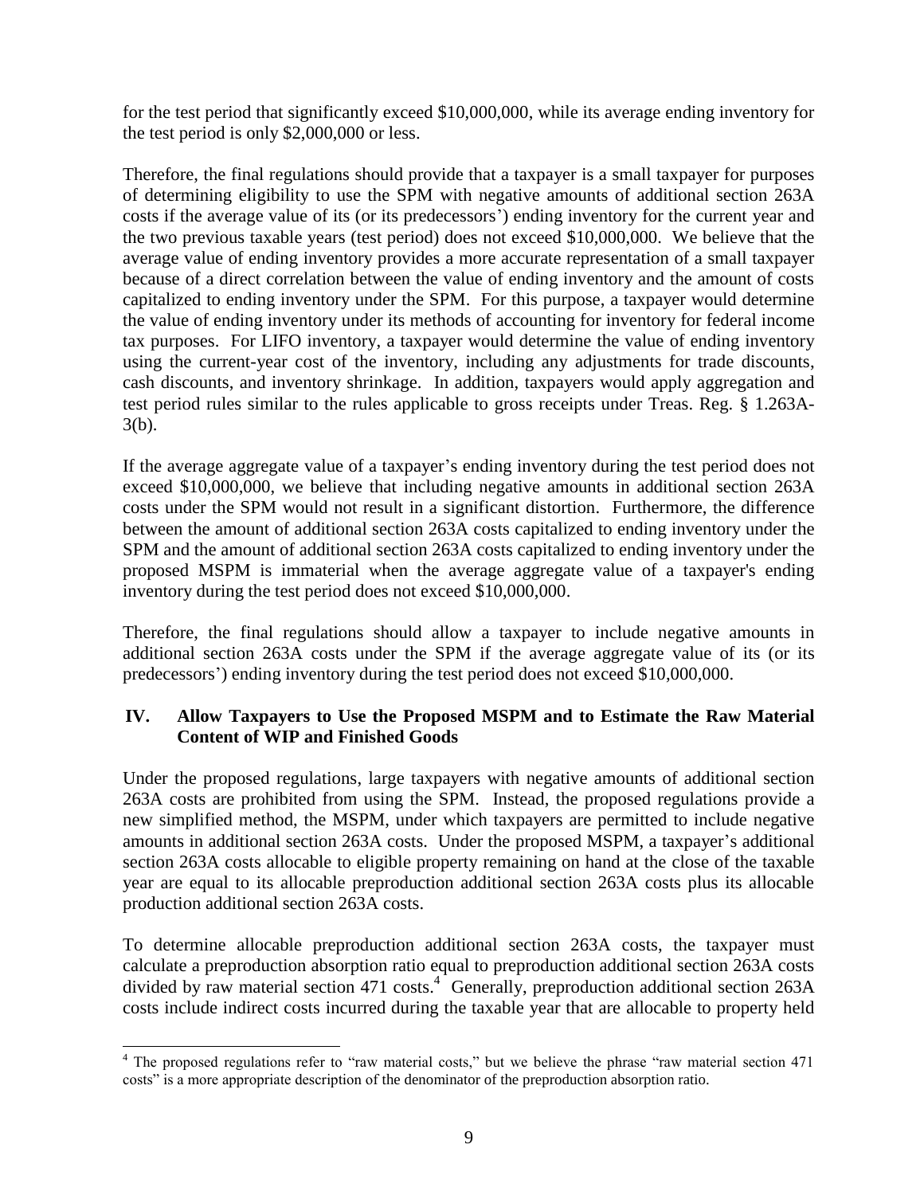for the test period that significantly exceed $10,000,000, while its average ending inventory for the test period is only $2,000,000 or less.

Therefore, the final regulations should provide that a taxpayer is a small taxpayer for purposes of determining eligibility to use the SPM with negative amounts of additional section 263A costs if the average value of its (or its predecessors') ending inventory for the current year and the two previous taxable years (test period) does not exceed $10,000,000. We believe that the average value of ending inventory provides a more accurate representation of a small taxpayer because of a direct correlation between the value of ending inventory and the amount of costs capitalized to ending inventory under the SPM. For this purpose, a taxpayer would determine the value of ending inventory under its methods of accounting for inventory for federal income tax purposes. For LIFO inventory, a taxpayer would determine the value of ending inventory using the current-year cost of the inventory, including any adjustments for trade discounts, cash discounts, and inventory shrinkage. In addition, taxpayers would apply aggregation and test period rules similar to the rules applicable to gross receipts under Treas. Reg. § 1.263A-3(b).

If the average aggregate value of a taxpayer's ending inventory during the test period does not exceed $10,000,000, we believe that including negative amounts in additional section 263A costs under the SPM would not result in a significant distortion. Furthermore, the difference between the amount of additional section 263A costs capitalized to ending inventory under the SPM and the amount of additional section 263A costs capitalized to ending inventory under the proposed MSPM is immaterial when the average aggregate value of a taxpayer's ending inventory during the test period does not exceed $10,000,000.

Therefore, the final regulations should allow a taxpayer to include negative amounts in additional section 263A costs under the SPM if the average aggregate value of its (or its predecessors') ending inventory during the test period does not exceed $10,000,000.

## IV. Allow Taxpayers to Use the Proposed MSPM and to Estimate the Raw Material Content of WIP and Finished Goods

Under the proposed regulations, large taxpayers with negative amounts of additional section 263A costs are prohibited from using the SPM. Instead, the proposed regulations provide a new simplified method, the MSPM, under which taxpayers are permitted to include negative amounts in additional section 263A costs. Under the proposed MSPM, a taxpayer's additional section 263A costs allocable to eligible property remaining on hand at the close of the taxable year are equal to its allocable preproduction additional section 263A costs plus its allocable production additional section 263A costs.

To determine allocable preproduction additional section 263A costs, the taxpayer must calculate a preproduction absorption ratio equal to preproduction additional section 263A costs divided by raw material section 471 costs.[4] Generally, preproduction additional section 263A costs include indirect costs incurred during the taxable year that are allocable to property held

[4] The proposed regulations refer to "raw material costs," but we believe the phrase "raw material section 471 costs" is a more appropriate description of the denominator of the preproduction absorption ratio.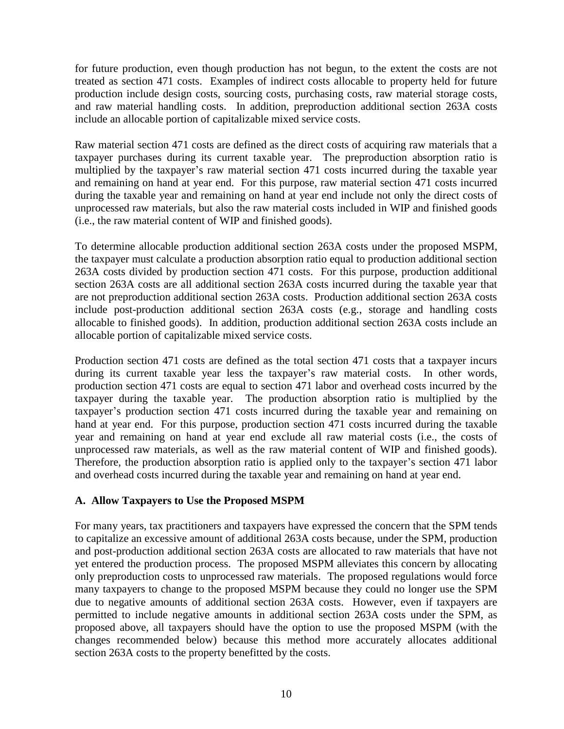for future production, even though production has not begun, to the extent the costs are not treated as section 471 costs. Examples of indirect costs allocable to property held for future production include design costs, sourcing costs, purchasing costs, raw material storage costs, and raw material handling costs. In addition, preproduction additional section 263A costs include an allocable portion of capitalizable mixed service costs.

Raw material section 471 costs are defined as the direct costs of acquiring raw materials that a taxpayer purchases during its current taxable year. The preproduction absorption ratio is multiplied by the taxpayer's raw material section 471 costs incurred during the taxable year and remaining on hand at year end. For this purpose, raw material section 471 costs incurred during the taxable year and remaining on hand at year end include not only the direct costs of unprocessed raw materials, but also the raw material costs included in WIP and finished goods (i.e., the raw material content of WIP and finished goods).

To determine allocable production additional section 263A costs under the proposed MSPM, the taxpayer must calculate a production absorption ratio equal to production additional section 263A costs divided by production section 471 costs. For this purpose, production additional section 263A costs are all additional section 263A costs incurred during the taxable year that are not preproduction additional section 263A costs. Production additional section 263A costs include post-production additional section 263A costs (e.g., storage and handling costs allocable to finished goods). In addition, production additional section 263A costs include an allocable portion of capitalizable mixed service costs.

Production section 471 costs are defined as the total section 471 costs that a taxpayer incurs during its current taxable year less the taxpayer's raw material costs. In other words, production section 471 costs are equal to section 471 labor and overhead costs incurred by the taxpayer during the taxable year. The production absorption ratio is multiplied by the taxpayer's production section 471 costs incurred during the taxable year and remaining on hand at year end. For this purpose, production section 471 costs incurred during the taxable year and remaining on hand at year end exclude all raw material costs (i.e., the costs of unprocessed raw materials, as well as the raw material content of WIP and finished goods). Therefore, the production absorption ratio is applied only to the taxpayer's section 471 labor and overhead costs incurred during the taxable year and remaining on hand at year end.

### A. Allow Taxpayers to Use the Proposed MSPM

For many years, tax practitioners and taxpayers have expressed the concern that the SPM tends to capitalize an excessive amount of additional 263A costs because, under the SPM, production and post-production additional section 263A costs are allocated to raw materials that have not yet entered the production process. The proposed MSPM alleviates this concern by allocating only preproduction costs to unprocessed raw materials. The proposed regulations would force many taxpayers to change to the proposed MSPM because they could no longer use the SPM due to negative amounts of additional section 263A costs. However, even if taxpayers are permitted to include negative amounts in additional section 263A costs under the SPM, as proposed above, all taxpayers should have the option to use the proposed MSPM (with the changes recommended below) because this method more accurately allocates additional section 263A costs to the property benefitted by the costs.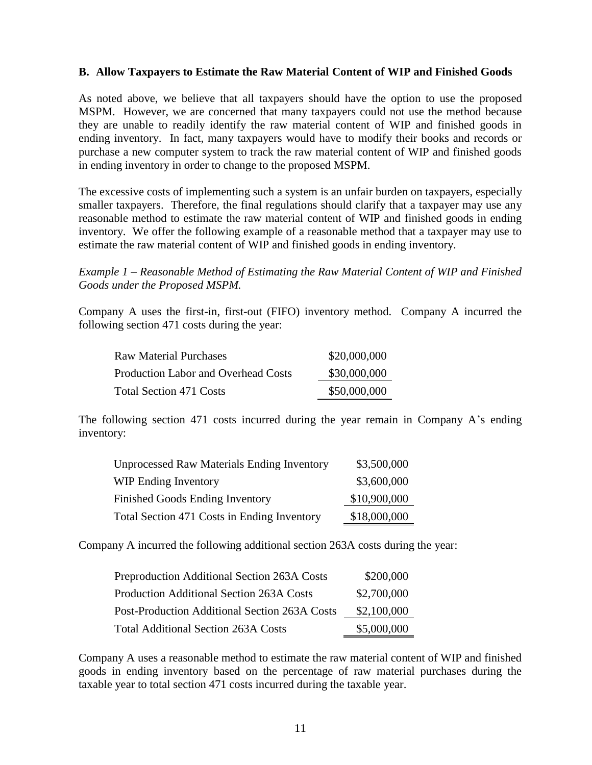**B. Allow Taxpayers to Estimate the Raw Material Content of WIP and Finished Goods**

As noted above, we believe that all taxpayers should have the option to use the proposed MSPM. However, we are concerned that many taxpayers could not use the method because they are unable to readily identify the raw material content of WIP and finished goods in ending inventory. In fact, many taxpayers would have to modify their books and records or purchase a new computer system to track the raw material content of WIP and finished goods in ending inventory in order to change to the proposed MSPM.

The excessive costs of implementing such a system is an unfair burden on taxpayers, especially smaller taxpayers. Therefore, the final regulations should clarify that a taxpayer may use any reasonable method to estimate the raw material content of WIP and finished goods in ending inventory. We offer the following example of a reasonable method that a taxpayer may use to estimate the raw material content of WIP and finished goods in ending inventory.

*Example 1 – Reasonable Method of Estimating the Raw Material Content of WIP and Finished Goods under the Proposed MSPM.*

Company A uses the first-in, first-out (FIFO) inventory method. Company A incurred the following section 471 costs during the year:

| | |
|---|---:|
| Raw Material Purchases | \$20,000,000 |
| Production Labor and Overhead Costs | \$30,000,000 |
| Total Section 471 Costs | \$50,000,000 |

The following section 471 costs incurred during the year remain in Company A's ending inventory:

| | |
|---|---:|
| Unprocessed Raw Materials Ending Inventory | \$3,500,000 |
| WIP Ending Inventory | \$3,600,000 |
| Finished Goods Ending Inventory | \$10,900,000 |
| Total Section 471 Costs in Ending Inventory | \$18,000,000 |

Company A incurred the following additional section 263A costs during the year:

| | |
|---|---:|
| Preproduction Additional Section 263A Costs | \$200,000 |
| Production Additional Section 263A Costs | \$2,700,000 |
| Post-Production Additional Section 263A Costs | \$2,100,000 |
| Total Additional Section 263A Costs | \$5,000,000 |

Company A uses a reasonable method to estimate the raw material content of WIP and finished goods in ending inventory based on the percentage of raw material purchases during the taxable year to total section 471 costs incurred during the taxable year.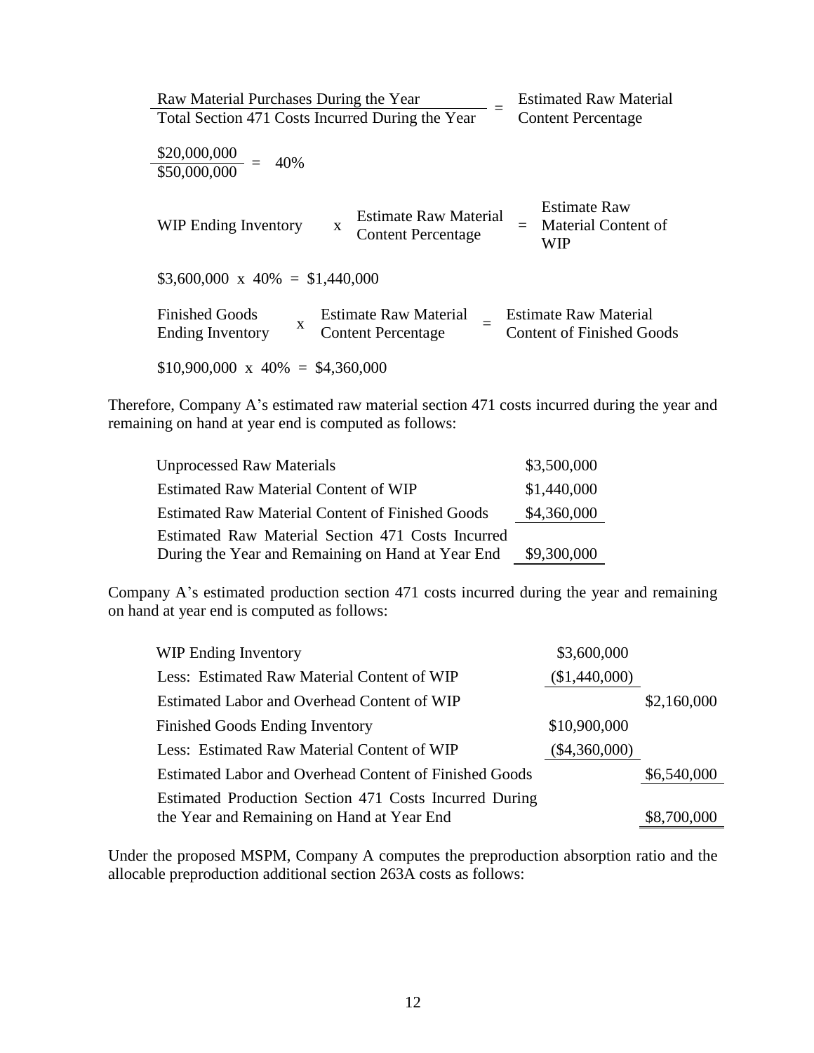$$\frac{\text{Raw Material Purchases During the Year}}{\text{Total Section 471 Costs Incurred During the Year}} = \text{Estimated Raw Material Content Percentage}$$

$$\frac{\$20{,}000{,}000}{\$50{,}000{,}000} = 40\%$$

$$\text{WIP Ending Inventory} \times \text{Estimate Raw Material Content Percentage} = \text{Estimate Raw Material Content of WIP}$$

$$\$3{,}600{,}000 \times 40\% = \$1{,}440{,}000$$

$$\text{Finished Goods Ending Inventory} \times \text{Estimate Raw Material Content Percentage} = \text{Estimate Raw Material Content of Finished Goods}$$

$$\$10{,}900{,}000 \times 40\% = \$4{,}360{,}000$$

Therefore, Company A's estimated raw material section 471 costs incurred during the year and remaining on hand at year end is computed as follows:

| | |
|---|---|
| Unprocessed Raw Materials | \$3,500,000 |
| Estimated Raw Material Content of WIP | \$1,440,000 |
| Estimated Raw Material Content of Finished Goods | \$4,360,000 |
| Estimated Raw Material Section 471 Costs Incurred During the Year and Remaining on Hand at Year End | \$9,300,000 |

Company A's estimated production section 471 costs incurred during the year and remaining on hand at year end is computed as follows:

| | | |
|---|---|---|
| WIP Ending Inventory | \$3,600,000 | |
| Less: Estimated Raw Material Content of WIP | (\$1,440,000) | |
| Estimated Labor and Overhead Content of WIP | | \$2,160,000 |
| Finished Goods Ending Inventory | \$10,900,000 | |
| Less: Estimated Raw Material Content of WIP | (\$4,360,000) | |
| Estimated Labor and Overhead Content of Finished Goods | | \$6,540,000 |
| Estimated Production Section 471 Costs Incurred During the Year and Remaining on Hand at Year End | | \$8,700,000 |

Under the proposed MSPM, Company A computes the preproduction absorption ratio and the allocable preproduction additional section 263A costs as follows: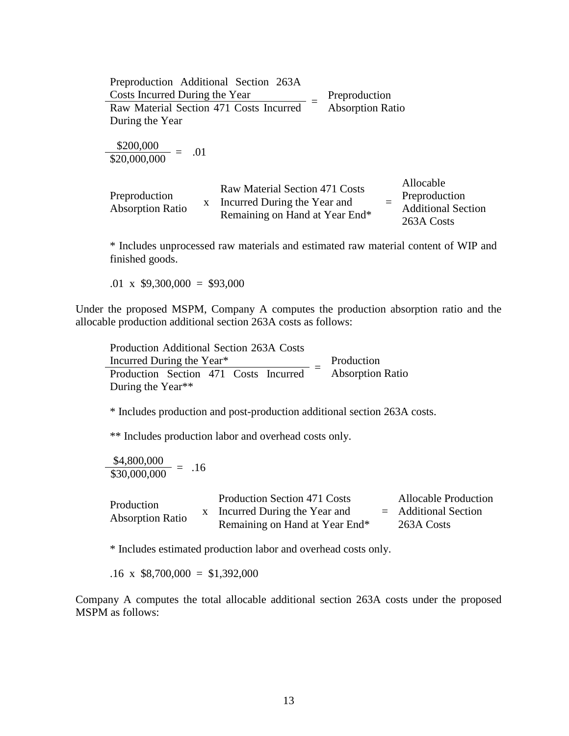$$\frac{\text{Preproduction Additional Section 263A Costs Incurred During the Year}}{\text{Raw Material Section 471 Costs Incurred During the Year}} = \text{Preproduction Absorption Ratio}$$

$$\frac{\$200{,}000}{\$20{,}000{,}000} = .01$$

$$\text{Preproduction Absorption Ratio} \times \text{Raw Material Section 471 Costs Incurred During the Year and Remaining on Hand at Year End*} = \text{Allocable Preproduction Additional Section 263A Costs}$$

\* Includes unprocessed raw materials and estimated raw material content of WIP and finished goods.

$.01 \times \$9{,}300{,}000 = \$93{,}000$

Under the proposed MSPM, Company A computes the production absorption ratio and the allocable production additional section 263A costs as follows:

$$\frac{\text{Production Additional Section 263A Costs Incurred During the Year*}}{\text{Production Section 471 Costs Incurred During the Year**}} = \text{Production Absorption Ratio}$$

\* Includes production and post-production additional section 263A costs.

\*\* Includes production labor and overhead costs only.

$$\frac{\$4{,}800{,}000}{\$30{,}000{,}000} = .16$$

$$\text{Production Absorption Ratio} \times \text{Production Section 471 Costs Incurred During the Year and Remaining on Hand at Year End*} = \text{Allocable Production Additional Section 263A Costs}$$

\* Includes estimated production labor and overhead costs only.

$.16 \times \$8{,}700{,}000 = \$1{,}392{,}000$

Company A computes the total allocable additional section 263A costs under the proposed MSPM as follows: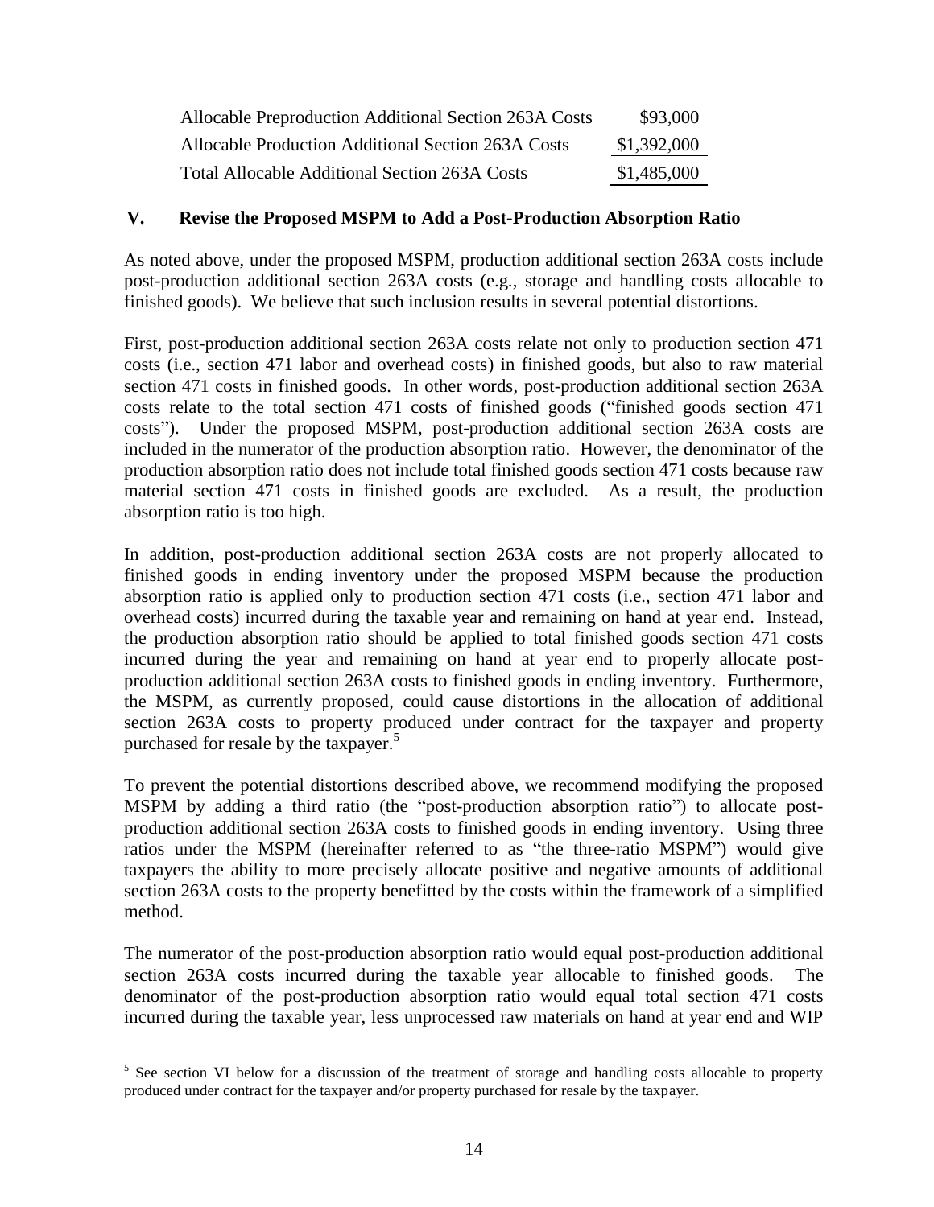| | |
|---|---|
| Allocable Preproduction Additional Section 263A Costs | \$93,000 |
| Allocable Production Additional Section 263A Costs | \$1,392,000 |
| Total Allocable Additional Section 263A Costs | \$1,485,000 |

## V. Revise the Proposed MSPM to Add a Post-Production Absorption Ratio

As noted above, under the proposed MSPM, production additional section 263A costs include post-production additional section 263A costs (e.g., storage and handling costs allocable to finished goods). We believe that such inclusion results in several potential distortions.

First, post-production additional section 263A costs relate not only to production section 471 costs (i.e., section 471 labor and overhead costs) in finished goods, but also to raw material section 471 costs in finished goods. In other words, post-production additional section 263A costs relate to the total section 471 costs of finished goods ("finished goods section 471 costs"). Under the proposed MSPM, post-production additional section 263A costs are included in the numerator of the production absorption ratio. However, the denominator of the production absorption ratio does not include total finished goods section 471 costs because raw material section 471 costs in finished goods are excluded. As a result, the production absorption ratio is too high.

In addition, post-production additional section 263A costs are not properly allocated to finished goods in ending inventory under the proposed MSPM because the production absorption ratio is applied only to production section 471 costs (i.e., section 471 labor and overhead costs) incurred during the taxable year and remaining on hand at year end. Instead, the production absorption ratio should be applied to total finished goods section 471 costs incurred during the year and remaining on hand at year end to properly allocate post-production additional section 263A costs to finished goods in ending inventory. Furthermore, the MSPM, as currently proposed, could cause distortions in the allocation of additional section 263A costs to property produced under contract for the taxpayer and property purchased for resale by the taxpayer.[5]

To prevent the potential distortions described above, we recommend modifying the proposed MSPM by adding a third ratio (the "post-production absorption ratio") to allocate post-production additional section 263A costs to finished goods in ending inventory. Using three ratios under the MSPM (hereinafter referred to as "the three-ratio MSPM") would give taxpayers the ability to more precisely allocate positive and negative amounts of additional section 263A costs to the property benefitted by the costs within the framework of a simplified method.

The numerator of the post-production absorption ratio would equal post-production additional section 263A costs incurred during the taxable year allocable to finished goods. The denominator of the post-production absorption ratio would equal total section 471 costs incurred during the taxable year, less unprocessed raw materials on hand at year end and WIP

[5] See section VI below for a discussion of the treatment of storage and handling costs allocable to property produced under contract for the taxpayer and/or property purchased for resale by the taxpayer.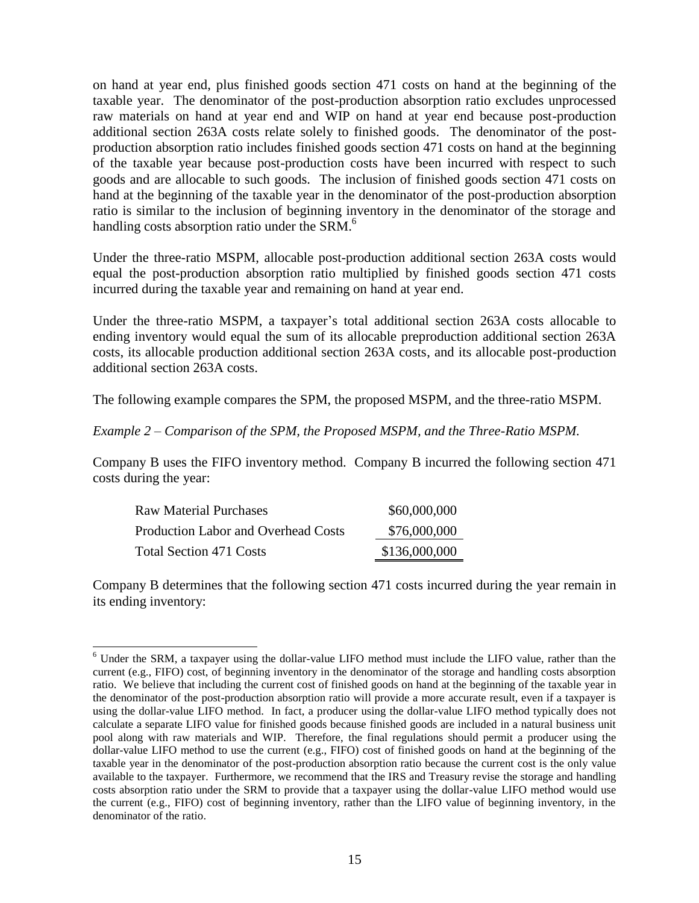on hand at year end, plus finished goods section 471 costs on hand at the beginning of the taxable year. The denominator of the post-production absorption ratio excludes unprocessed raw materials on hand at year end and WIP on hand at year end because post-production additional section 263A costs relate solely to finished goods. The denominator of the post-production absorption ratio includes finished goods section 471 costs on hand at the beginning of the taxable year because post-production costs have been incurred with respect to such goods and are allocable to such goods. The inclusion of finished goods section 471 costs on hand at the beginning of the taxable year in the denominator of the post-production absorption ratio is similar to the inclusion of beginning inventory in the denominator of the storage and handling costs absorption ratio under the SRM.[6]

Under the three-ratio MSPM, allocable post-production additional section 263A costs would equal the post-production absorption ratio multiplied by finished goods section 471 costs incurred during the taxable year and remaining on hand at year end.

Under the three-ratio MSPM, a taxpayer's total additional section 263A costs allocable to ending inventory would equal the sum of its allocable preproduction additional section 263A costs, its allocable production additional section 263A costs, and its allocable post-production additional section 263A costs.

The following example compares the SPM, the proposed MSPM, and the three-ratio MSPM.

*Example 2 – Comparison of the SPM, the Proposed MSPM, and the Three-Ratio MSPM.*

Company B uses the FIFO inventory method. Company B incurred the following section 471 costs during the year:

| | |
|---|---|
| Raw Material Purchases | \$60,000,000 |
| Production Labor and Overhead Costs | \$76,000,000 |
| Total Section 471 Costs | \$136,000,000 |

Company B determines that the following section 471 costs incurred during the year remain in its ending inventory:

[6] Under the SRM, a taxpayer using the dollar-value LIFO method must include the LIFO value, rather than the current (e.g., FIFO) cost, of beginning inventory in the denominator of the storage and handling costs absorption ratio. We believe that including the current cost of finished goods on hand at the beginning of the taxable year in the denominator of the post-production absorption ratio will provide a more accurate result, even if a taxpayer is using the dollar-value LIFO method. In fact, a producer using the dollar-value LIFO method typically does not calculate a separate LIFO value for finished goods because finished goods are included in a natural business unit pool along with raw materials and WIP. Therefore, the final regulations should permit a producer using the dollar-value LIFO method to use the current (e.g., FIFO) cost of finished goods on hand at the beginning of the taxable year in the denominator of the post-production absorption ratio because the current cost is the only value available to the taxpayer. Furthermore, we recommend that the IRS and Treasury revise the storage and handling costs absorption ratio under the SRM to provide that a taxpayer using the dollar-value LIFO method would use the current (e.g., FIFO) cost of beginning inventory, rather than the LIFO value of beginning inventory, in the denominator of the ratio.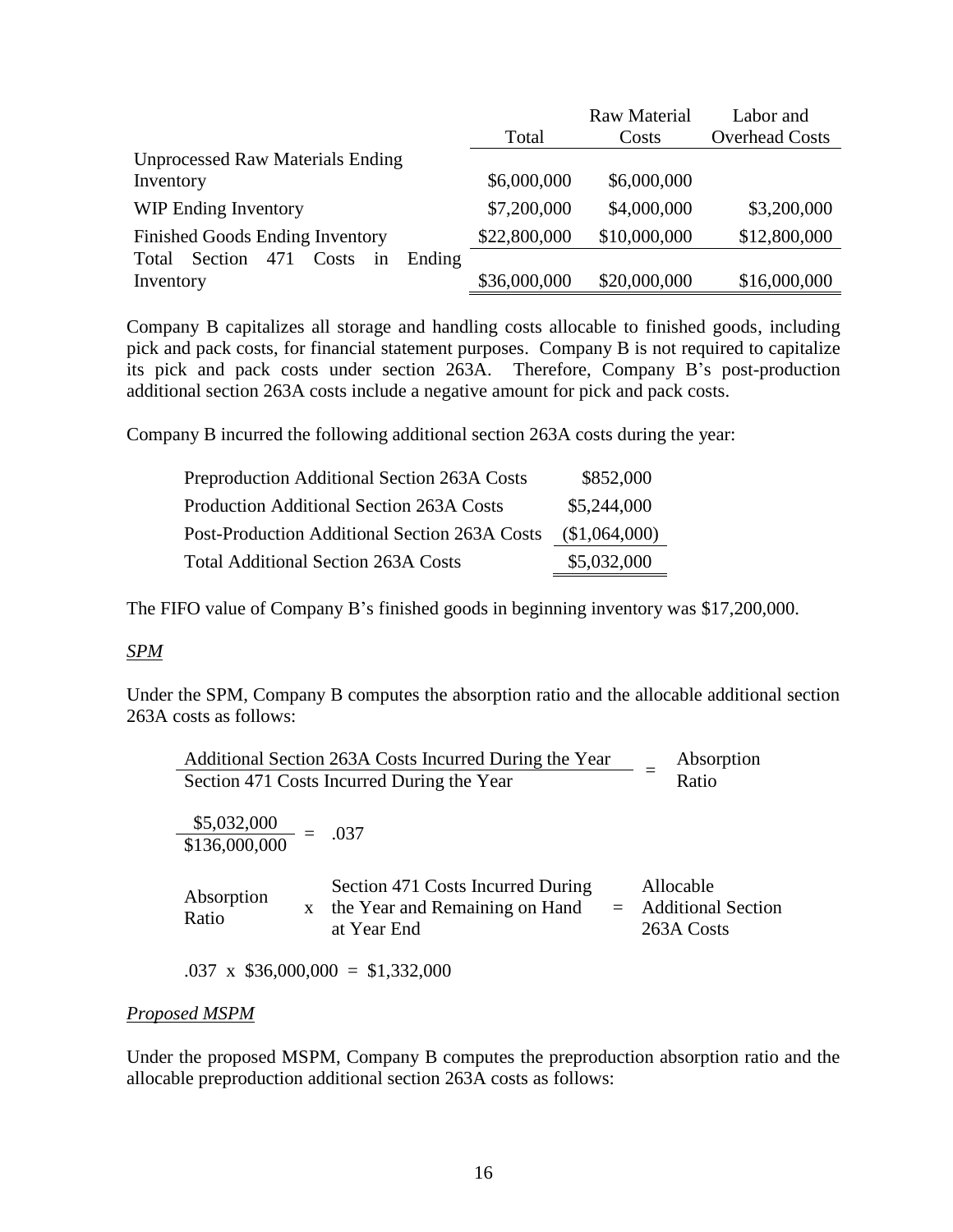| | Total | Raw Material Costs | Labor and Overhead Costs |
|---|---|---|---|
| Unprocessed Raw Materials Ending Inventory | \$6,000,000 | \$6,000,000 | |
| WIP Ending Inventory | \$7,200,000 | \$4,000,000 | \$3,200,000 |
| Finished Goods Ending Inventory | \$22,800,000 | \$10,000,000 | \$12,800,000 |
| Total Section 471 Costs in Ending Inventory | \$36,000,000 | \$20,000,000 | \$16,000,000 |

Company B capitalizes all storage and handling costs allocable to finished goods, including pick and pack costs, for financial statement purposes. Company B is not required to capitalize its pick and pack costs under section 263A. Therefore, Company B's post-production additional section 263A costs include a negative amount for pick and pack costs.

Company B incurred the following additional section 263A costs during the year:

| | |
|---|---|
| Preproduction Additional Section 263A Costs | \$852,000 |
| Production Additional Section 263A Costs | \$5,244,000 |
| Post-Production Additional Section 263A Costs | (\$1,064,000) |
| Total Additional Section 263A Costs | \$5,032,000 |

The FIFO value of Company B's finished goods in beginning inventory was \$17,200,000.

*SPM*

Under the SPM, Company B computes the absorption ratio and the allocable additional section 263A costs as follows:

$$\frac{\text{Additional Section 263A Costs Incurred During the Year}}{\text{Section 471 Costs Incurred During the Year}} = \text{Absorption Ratio}$$

$$\frac{\$5,032,000}{\$136,000,000} = .037$$

$$\text{Absorption Ratio} \times \text{Section 471 Costs Incurred During the Year and Remaining on Hand at Year End} = \text{Allocable Additional Section 263A Costs}$$

$$.037 \times \$36,000,000 = \$1,332,000$$

*Proposed MSPM*

Under the proposed MSPM, Company B computes the preproduction absorption ratio and the allocable preproduction additional section 263A costs as follows: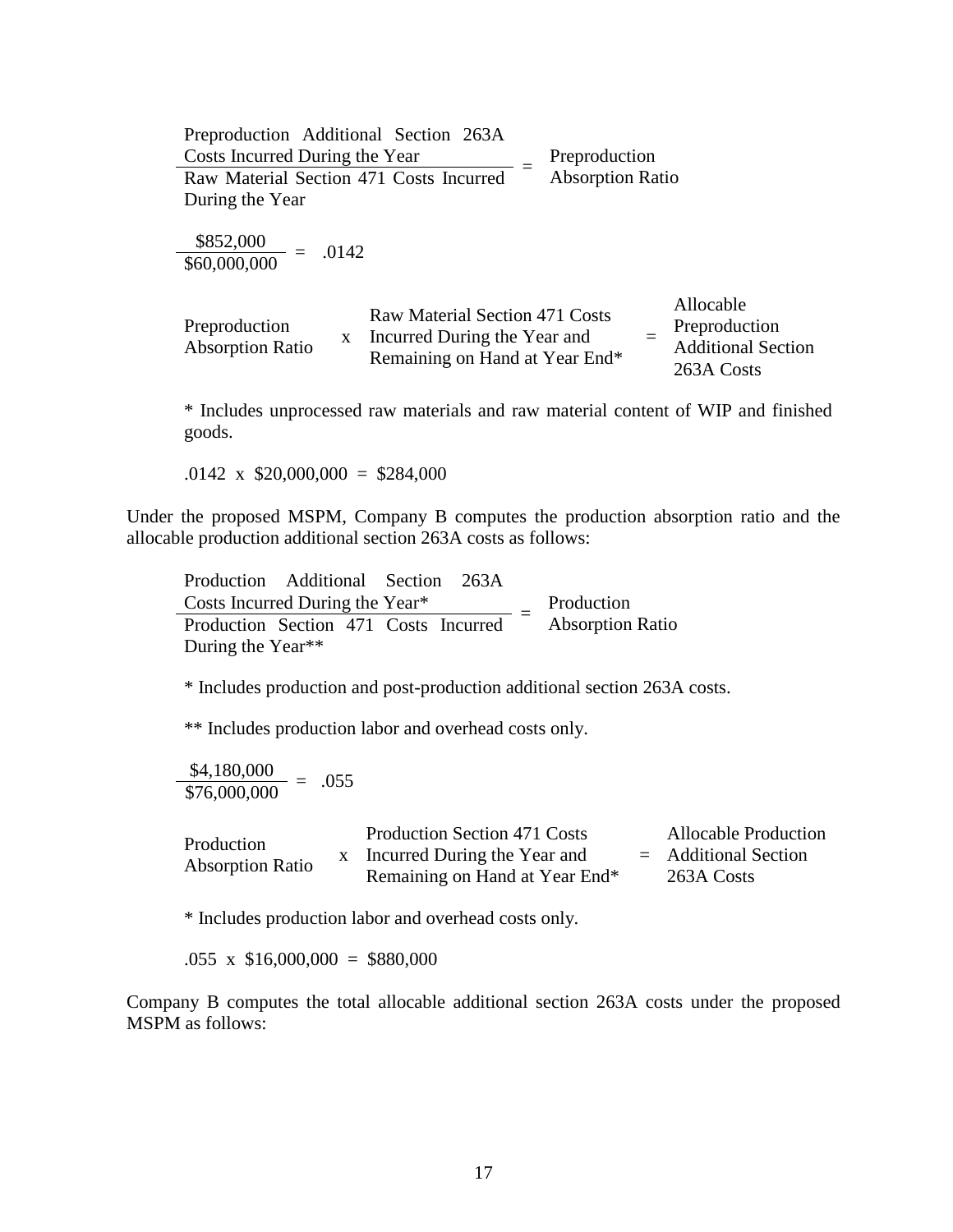$$\frac{\text{Preproduction Additional Section 263A Costs Incurred During the Year}}{\text{Raw Material Section 471 Costs Incurred During the Year}} = \text{Preproduction Absorption Ratio}$$

$$\frac{\$852{,}000}{\$60{,}000{,}000} = .0142$$

$$\text{Preproduction Absorption Ratio} \times \text{Raw Material Section 471 Costs Incurred During the Year and Remaining on Hand at Year End*} = \text{Allocable Preproduction Additional Section 263A Costs}$$

\* Includes unprocessed raw materials and raw material content of WIP and finished goods.

.0142 x \$20,000,000 = \$284,000

Under the proposed MSPM, Company B computes the production absorption ratio and the allocable production additional section 263A costs as follows:

$$\frac{\text{Production Additional Section 263A Costs Incurred During the Year*}}{\text{Production Section 471 Costs Incurred During the Year**}} = \text{Production Absorption Ratio}$$

\* Includes production and post-production additional section 263A costs.

\*\* Includes production labor and overhead costs only.

$$\frac{\$4{,}180{,}000}{\$76{,}000{,}000} = .055$$

$$\text{Production Absorption Ratio} \times \text{Production Section 471 Costs Incurred During the Year and Remaining on Hand at Year End*} = \text{Allocable Production Additional Section 263A Costs}$$

\* Includes production labor and overhead costs only.

.055 x \$16,000,000 = \$880,000

Company B computes the total allocable additional section 263A costs under the proposed MSPM as follows: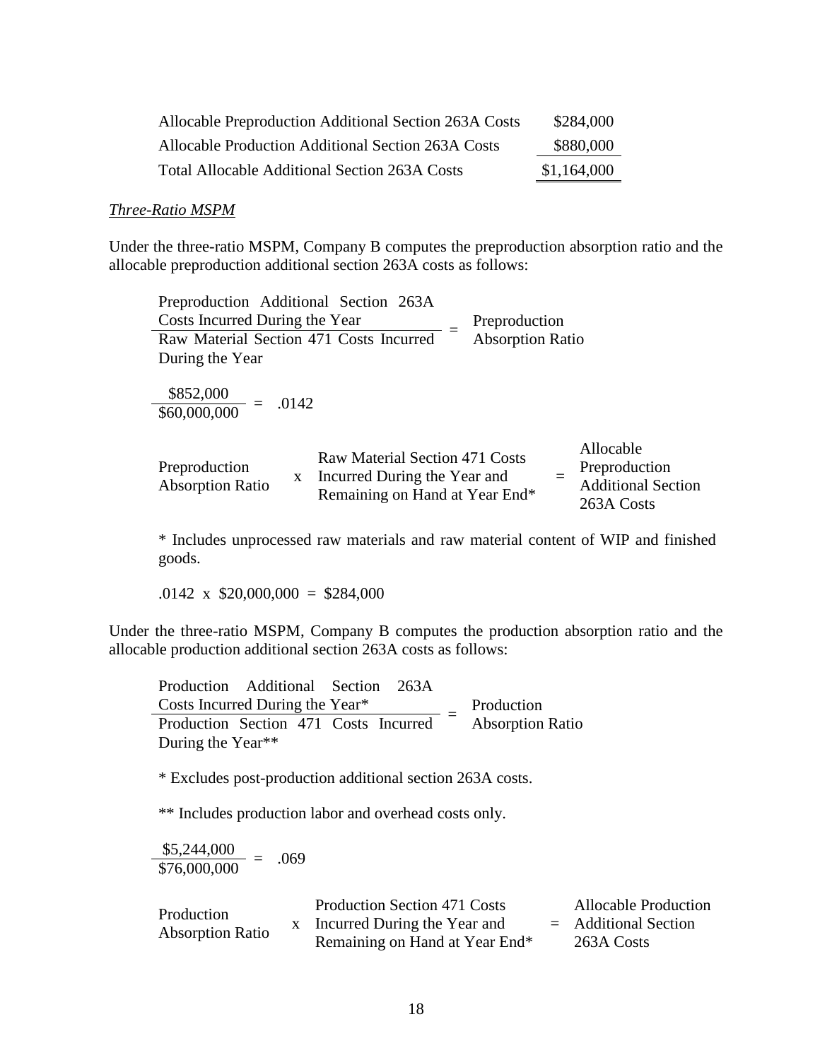| | |
|---|---|
| Allocable Preproduction Additional Section 263A Costs | \$284,000 |
| Allocable Production Additional Section 263A Costs | \$880,000 |
| Total Allocable Additional Section 263A Costs | \$1,164,000 |

*Three-Ratio MSPM*

Under the three-ratio MSPM, Company B computes the preproduction absorption ratio and the allocable preproduction additional section 263A costs as follows:

$$\frac{\text{Preproduction Additional Section 263A Costs Incurred During the Year}}{\text{Raw Material Section 471 Costs Incurred During the Year}} = \text{Preproduction Absorption Ratio}$$

$$\frac{\$852{,}000}{\$60{,}000{,}000} = .0142$$

$$\text{Preproduction Absorption Ratio} \times \text{Raw Material Section 471 Costs Incurred During the Year and Remaining on Hand at Year End*} = \text{Allocable Preproduction Additional Section 263A Costs}$$

\* Includes unprocessed raw materials and raw material content of WIP and finished goods.

$.0142 \times \$20{,}000{,}000 = \$284{,}000$

Under the three-ratio MSPM, Company B computes the production absorption ratio and the allocable production additional section 263A costs as follows:

$$\frac{\text{Production Additional Section 263A Costs Incurred During the Year*}}{\text{Production Section 471 Costs Incurred During the Year**}} = \text{Production Absorption Ratio}$$

\* Excludes post-production additional section 263A costs.

\*\* Includes production labor and overhead costs only.

$$\frac{\$5{,}244{,}000}{\$76{,}000{,}000} = .069$$

$$\text{Production Absorption Ratio} \times \text{Production Section 471 Costs Incurred During the Year and Remaining on Hand at Year End*} = \text{Allocable Production Additional Section 263A Costs}$$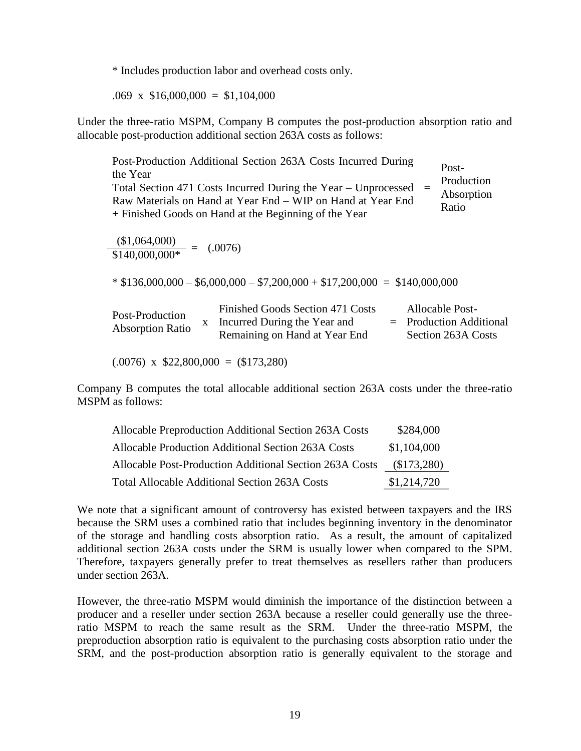\* Includes production labor and overhead costs only.

.069 x \$16,000,000 = \$1,104,000

Under the three-ratio MSPM, Company B computes the post-production absorption ratio and allocable post-production additional section 263A costs as follows:

$$\frac{\text{Post-Production Additional Section 263A Costs Incurred During the Year}}{\text{Total Section 471 Costs Incurred During the Year} - \text{Unprocessed Raw Materials on Hand at Year End} - \text{WIP on Hand at Year End} + \text{Finished Goods on Hand at the Beginning of the Year}} = \text{Post-Production Absorption Ratio}$$

$$\frac{(\$1{,}064{,}000)}{\$140{,}000{,}000^{*}} = (.0076)$$

\* \$136,000,000 – \$6,000,000 – \$7,200,000 + \$17,200,000 = \$140,000,000

$$\text{Post-Production Absorption Ratio} \times \text{Finished Goods Section 471 Costs Incurred During the Year and Remaining on Hand at Year End} = \text{Allocable Post-Production Additional Section 263A Costs}$$

(.0076) x \$22,800,000 = (\$173,280)

Company B computes the total allocable additional section 263A costs under the three-ratio MSPM as follows:

| | |
|---|---|
| Allocable Preproduction Additional Section 263A Costs | \$284,000 |
| Allocable Production Additional Section 263A Costs | \$1,104,000 |
| Allocable Post-Production Additional Section 263A Costs | (\$173,280) |
| Total Allocable Additional Section 263A Costs | \$1,214,720 |

We note that a significant amount of controversy has existed between taxpayers and the IRS because the SRM uses a combined ratio that includes beginning inventory in the denominator of the storage and handling costs absorption ratio. As a result, the amount of capitalized additional section 263A costs under the SRM is usually lower when compared to the SPM. Therefore, taxpayers generally prefer to treat themselves as resellers rather than producers under section 263A.

However, the three-ratio MSPM would diminish the importance of the distinction between a producer and a reseller under section 263A because a reseller could generally use the three-ratio MSPM to reach the same result as the SRM. Under the three-ratio MSPM, the preproduction absorption ratio is equivalent to the purchasing costs absorption ratio under the SRM, and the post-production absorption ratio is generally equivalent to the storage and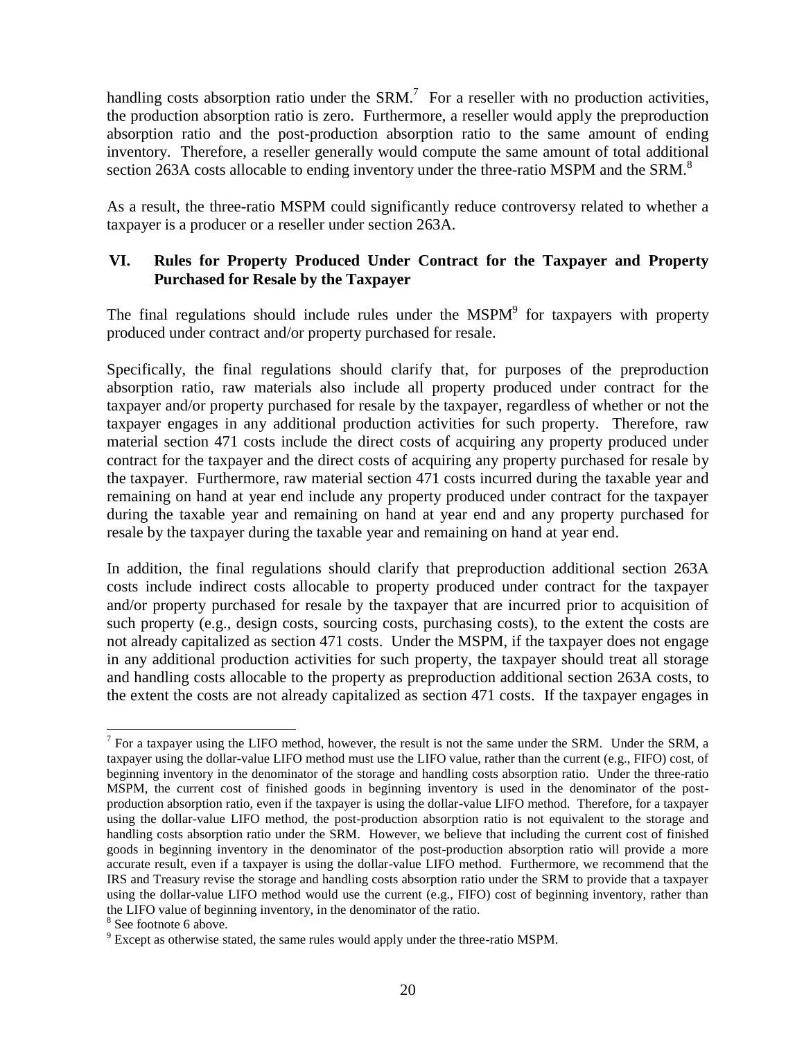handling costs absorption ratio under the SRM.[7] For a reseller with no production activities, the production absorption ratio is zero. Furthermore, a reseller would apply the preproduction absorption ratio and the post-production absorption ratio to the same amount of ending inventory. Therefore, a reseller generally would compute the same amount of total additional section 263A costs allocable to ending inventory under the three-ratio MSPM and the SRM.[8]

As a result, the three-ratio MSPM could significantly reduce controversy related to whether a taxpayer is a producer or a reseller under section 263A.

## VI. Rules for Property Produced Under Contract for the Taxpayer and Property Purchased for Resale by the Taxpayer

The final regulations should include rules under the MSPM[9] for taxpayers with property produced under contract and/or property purchased for resale.

Specifically, the final regulations should clarify that, for purposes of the preproduction absorption ratio, raw materials also include all property produced under contract for the taxpayer and/or property purchased for resale by the taxpayer, regardless of whether or not the taxpayer engages in any additional production activities for such property. Therefore, raw material section 471 costs include the direct costs of acquiring any property produced under contract for the taxpayer and the direct costs of acquiring any property purchased for resale by the taxpayer. Furthermore, raw material section 471 costs incurred during the taxable year and remaining on hand at year end include any property produced under contract for the taxpayer during the taxable year and remaining on hand at year end and any property purchased for resale by the taxpayer during the taxable year and remaining on hand at year end.

In addition, the final regulations should clarify that preproduction additional section 263A costs include indirect costs allocable to property produced under contract for the taxpayer and/or property purchased for resale by the taxpayer that are incurred prior to acquisition of such property (e.g., design costs, sourcing costs, purchasing costs), to the extent the costs are not already capitalized as section 471 costs. Under the MSPM, if the taxpayer does not engage in any additional production activities for such property, the taxpayer should treat all storage and handling costs allocable to the property as preproduction additional section 263A costs, to the extent the costs are not already capitalized as section 471 costs. If the taxpayer engages in

---

[7] For a taxpayer using the LIFO method, however, the result is not the same under the SRM. Under the SRM, a taxpayer using the dollar-value LIFO method must use the LIFO value, rather than the current (e.g., FIFO) cost, of beginning inventory in the denominator of the storage and handling costs absorption ratio. Under the three-ratio MSPM, the current cost of finished goods in beginning inventory is used in the denominator of the post-production absorption ratio, even if the taxpayer is using the dollar-value LIFO method. Therefore, for a taxpayer using the dollar-value LIFO method, the post-production absorption ratio is not equivalent to the storage and handling costs absorption ratio under the SRM. However, we believe that including the current cost of finished goods in beginning inventory in the denominator of the post-production absorption ratio will provide a more accurate result, even if a taxpayer is using the dollar-value LIFO method. Furthermore, we recommend that the IRS and Treasury revise the storage and handling costs absorption ratio under the SRM to provide that a taxpayer using the dollar-value LIFO method would use the current (e.g., FIFO) cost of beginning inventory, rather than the LIFO value of beginning inventory, in the denominator of the ratio.

[8] See footnote 6 above.

[9] Except as otherwise stated, the same rules would apply under the three-ratio MSPM.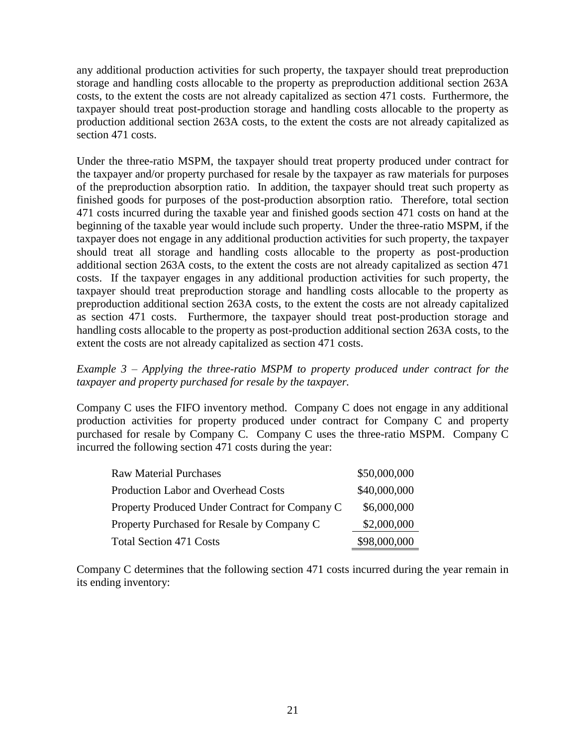any additional production activities for such property, the taxpayer should treat preproduction storage and handling costs allocable to the property as preproduction additional section 263A costs, to the extent the costs are not already capitalized as section 471 costs. Furthermore, the taxpayer should treat post-production storage and handling costs allocable to the property as production additional section 263A costs, to the extent the costs are not already capitalized as section 471 costs.

Under the three-ratio MSPM, the taxpayer should treat property produced under contract for the taxpayer and/or property purchased for resale by the taxpayer as raw materials for purposes of the preproduction absorption ratio. In addition, the taxpayer should treat such property as finished goods for purposes of the post-production absorption ratio. Therefore, total section 471 costs incurred during the taxable year and finished goods section 471 costs on hand at the beginning of the taxable year would include such property. Under the three-ratio MSPM, if the taxpayer does not engage in any additional production activities for such property, the taxpayer should treat all storage and handling costs allocable to the property as post-production additional section 263A costs, to the extent the costs are not already capitalized as section 471 costs. If the taxpayer engages in any additional production activities for such property, the taxpayer should treat preproduction storage and handling costs allocable to the property as preproduction additional section 263A costs, to the extent the costs are not already capitalized as section 471 costs. Furthermore, the taxpayer should treat post-production storage and handling costs allocable to the property as post-production additional section 263A costs, to the extent the costs are not already capitalized as section 471 costs.

*Example 3 – Applying the three-ratio MSPM to property produced under contract for the taxpayer and property purchased for resale by the taxpayer.*

Company C uses the FIFO inventory method. Company C does not engage in any additional production activities for property produced under contract for Company C and property purchased for resale by Company C. Company C uses the three-ratio MSPM. Company C incurred the following section 471 costs during the year:

| | |
|---|---|
| Raw Material Purchases | \$50,000,000 |
| Production Labor and Overhead Costs | \$40,000,000 |
| Property Produced Under Contract for Company C | \$6,000,000 |
| Property Purchased for Resale by Company C | \$2,000,000 |
| Total Section 471 Costs | \$98,000,000 |

Company C determines that the following section 471 costs incurred during the year remain in its ending inventory: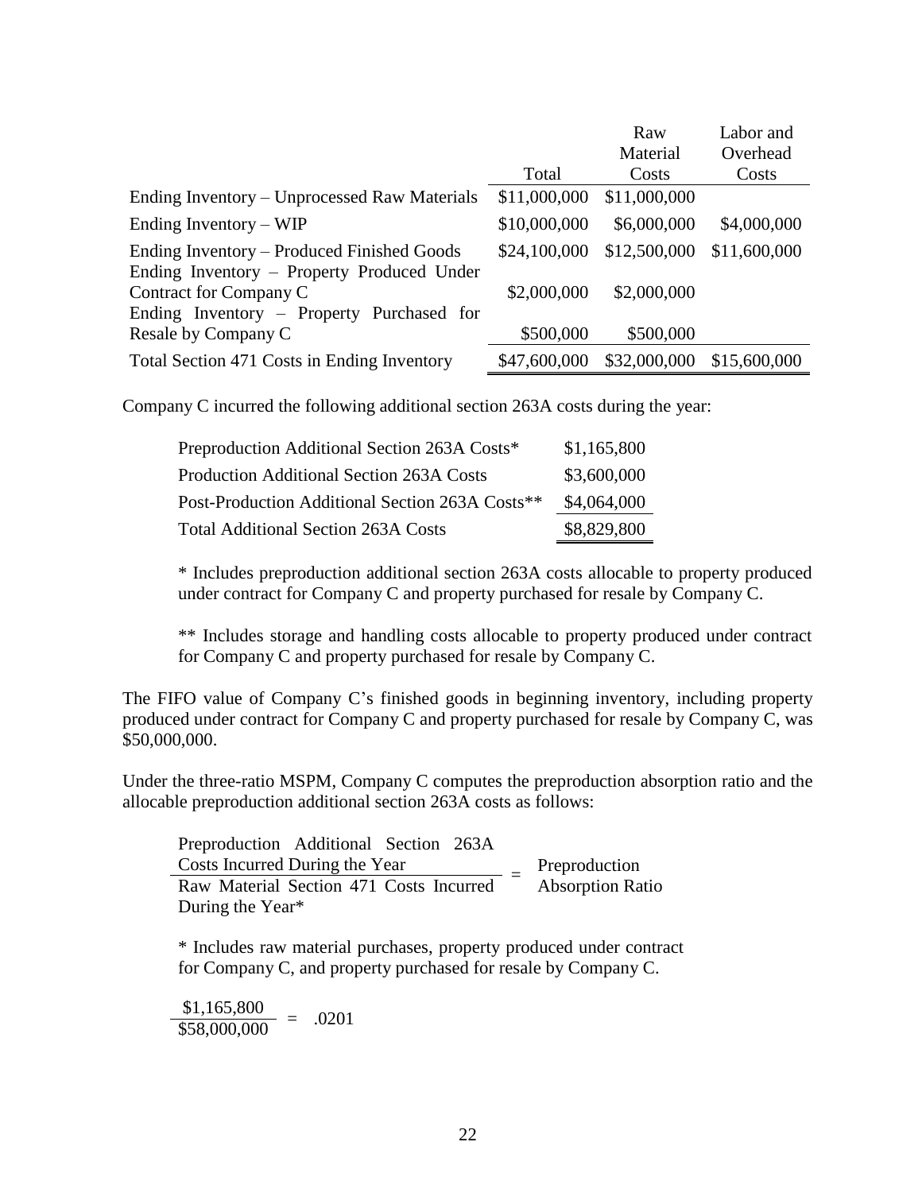| | Total | Raw Material Costs | Labor and Overhead Costs |
|---|---|---|---|
| Ending Inventory – Unprocessed Raw Materials | $11,000,000 | $11,000,000 | |
| Ending Inventory – WIP | $10,000,000 | $6,000,000 | $4,000,000 |
| Ending Inventory – Produced Finished Goods | $24,100,000 | $12,500,000 | $11,600,000 |
| Ending Inventory – Property Produced Under Contract for Company C | $2,000,000 | $2,000,000 | |
| Ending Inventory – Property Purchased for Resale by Company C | $500,000 | $500,000 | |
| Total Section 471 Costs in Ending Inventory | $47,600,000 | $32,000,000 | $15,600,000 |

Company C incurred the following additional section 263A costs during the year:

| | |
|---|---|
| Preproduction Additional Section 263A Costs* | $1,165,800 |
| Production Additional Section 263A Costs | $3,600,000 |
| Post-Production Additional Section 263A Costs** | $4,064,000 |
| Total Additional Section 263A Costs | $8,829,800 |

\* Includes preproduction additional section 263A costs allocable to property produced under contract for Company C and property purchased for resale by Company C.

\*\* Includes storage and handling costs allocable to property produced under contract for Company C and property purchased for resale by Company C.

The FIFO value of Company C's finished goods in beginning inventory, including property produced under contract for Company C and property purchased for resale by Company C, was $50,000,000.

Under the three-ratio MSPM, Company C computes the preproduction absorption ratio and the allocable preproduction additional section 263A costs as follows:

$$\frac{\text{Preproduction Additional Section 263A Costs Incurred During the Year}}{\text{Raw Material Section 471 Costs Incurred During the Year*}} = \text{Preproduction Absorption Ratio}$$

\* Includes raw material purchases, property produced under contract for Company C, and property purchased for resale by Company C.

$$\frac{\$1{,}165{,}800}{\$58{,}000{,}000} = .0201$$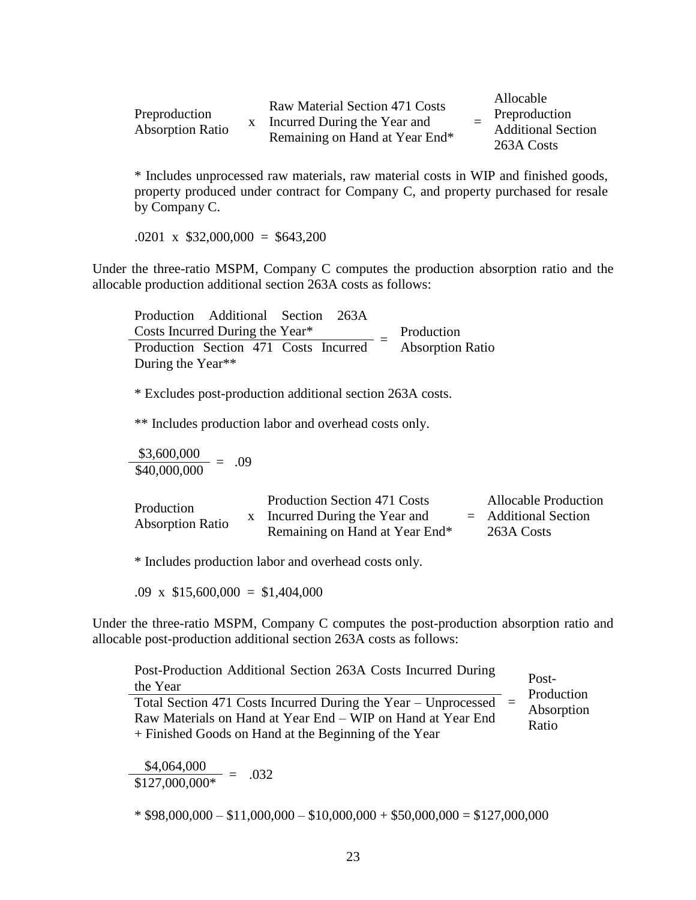$$\text{Preproduction Absorption Ratio} \times \text{Raw Material Section 471 Costs Incurred During the Year and Remaining on Hand at Year End*} = \text{Allocable Preproduction Additional Section 263A Costs}$$

\* Includes unprocessed raw materials, raw material costs in WIP and finished goods, property produced under contract for Company C, and property purchased for resale by Company C.

.0201 x \$32,000,000 = \$643,200

Under the three-ratio MSPM, Company C computes the production absorption ratio and the allocable production additional section 263A costs as follows:

$$\frac{\text{Production Additional Section 263A Costs Incurred During the Year*}}{\text{Production Section 471 Costs Incurred During the Year**}} = \text{Production Absorption Ratio}$$

\* Excludes post-production additional section 263A costs.

\*\* Includes production labor and overhead costs only.

$$\frac{\$3{,}600{,}000}{\$40{,}000{,}000} = .09$$

$$\text{Production Absorption Ratio} \times \text{Production Section 471 Costs Incurred During the Year and Remaining on Hand at Year End*} = \text{Allocable Production Additional Section 263A Costs}$$

\* Includes production labor and overhead costs only.

.09 x \$15,600,000 = \$1,404,000

Under the three-ratio MSPM, Company C computes the post-production absorption ratio and allocable post-production additional section 263A costs as follows:

$$\frac{\text{Post-Production Additional Section 263A Costs Incurred During the Year}}{\text{Total Section 471 Costs Incurred During the Year – Unprocessed Raw Materials on Hand at Year End – WIP on Hand at Year End + Finished Goods on Hand at the Beginning of the Year}} = \text{Post-Production Absorption Ratio}$$

$$\frac{\$4{,}064{,}000}{\$127{,}000{,}000^*} = .032$$

\* \$98,000,000 – \$11,000,000 – \$10,000,000 + \$50,000,000 = \$127,000,000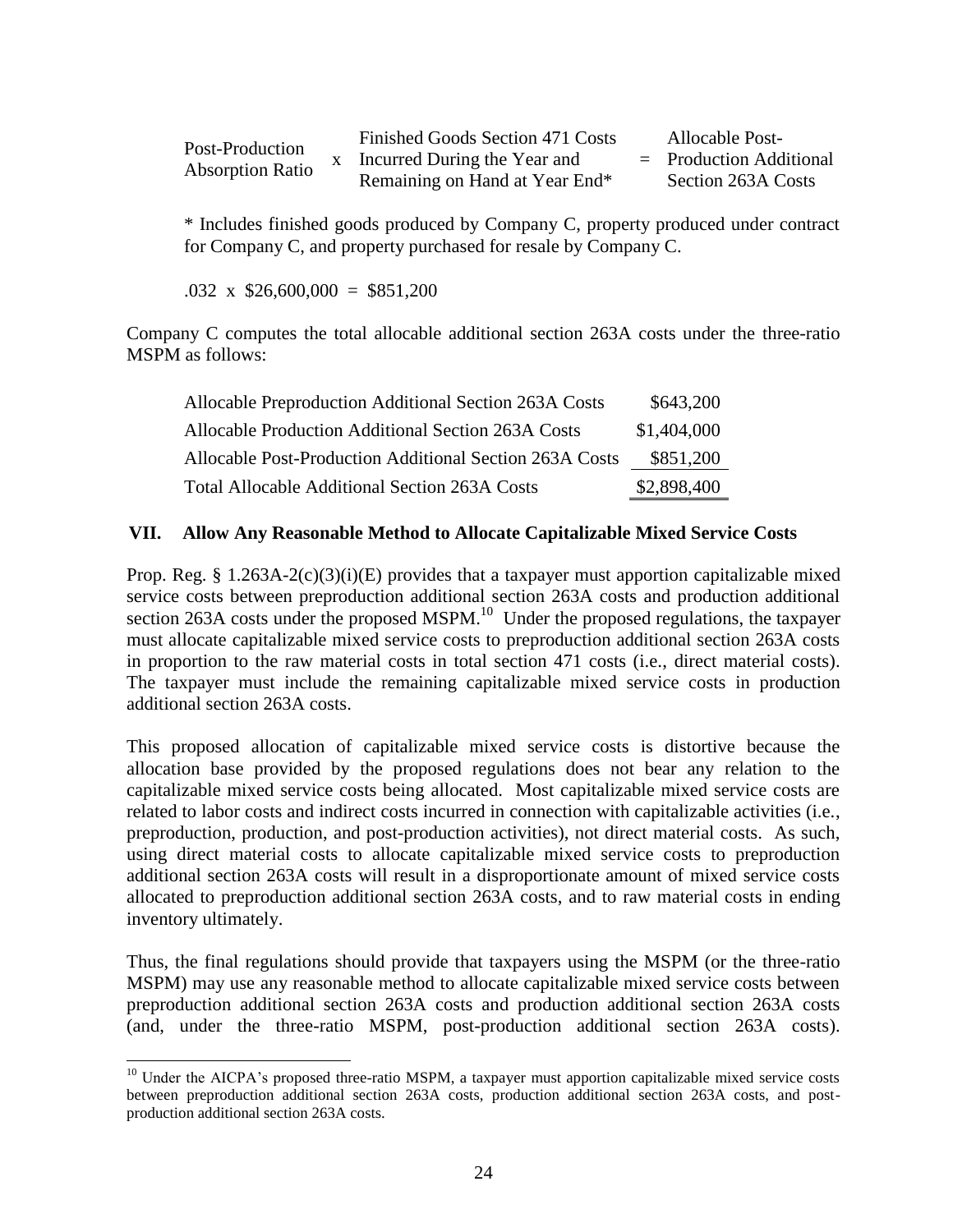| Post-Production Absorption Ratio | x | Finished Goods Section 471 Costs Incurred During the Year and Remaining on Hand at Year End* | = | Allocable Post-Production Additional Section 263A Costs |
|---|---|---|---|---|

\* Includes finished goods produced by Company C, property produced under contract for Company C, and property purchased for resale by Company C.

.032 x $26,600,000 = $851,200

Company C computes the total allocable additional section 263A costs under the three-ratio MSPM as follows:

| | |
|---|---|
| Allocable Preproduction Additional Section 263A Costs | $643,200 |
| Allocable Production Additional Section 263A Costs | $1,404,000 |
| Allocable Post-Production Additional Section 263A Costs | $851,200 |
| Total Allocable Additional Section 263A Costs | $2,898,400 |

## VII. Allow Any Reasonable Method to Allocate Capitalizable Mixed Service Costs

Prop. Reg. § 1.263A-2(c)(3)(i)(E) provides that a taxpayer must apportion capitalizable mixed service costs between preproduction additional section 263A costs and production additional section 263A costs under the proposed MSPM.[10] Under the proposed regulations, the taxpayer must allocate capitalizable mixed service costs to preproduction additional section 263A costs in proportion to the raw material costs in total section 471 costs (i.e., direct material costs). The taxpayer must include the remaining capitalizable mixed service costs in production additional section 263A costs.

This proposed allocation of capitalizable mixed service costs is distortive because the allocation base provided by the proposed regulations does not bear any relation to the capitalizable mixed service costs being allocated. Most capitalizable mixed service costs are related to labor costs and indirect costs incurred in connection with capitalizable activities (i.e., preproduction, production, and post-production activities), not direct material costs. As such, using direct material costs to allocate capitalizable mixed service costs to preproduction additional section 263A costs will result in a disproportionate amount of mixed service costs allocated to preproduction additional section 263A costs, and to raw material costs in ending inventory ultimately.

Thus, the final regulations should provide that taxpayers using the MSPM (or the three-ratio MSPM) may use any reasonable method to allocate capitalizable mixed service costs between preproduction additional section 263A costs and production additional section 263A costs (and, under the three-ratio MSPM, post-production additional section 263A costs).

[10] Under the AICPA's proposed three-ratio MSPM, a taxpayer must apportion capitalizable mixed service costs between preproduction additional section 263A costs, production additional section 263A costs, and post-production additional section 263A costs.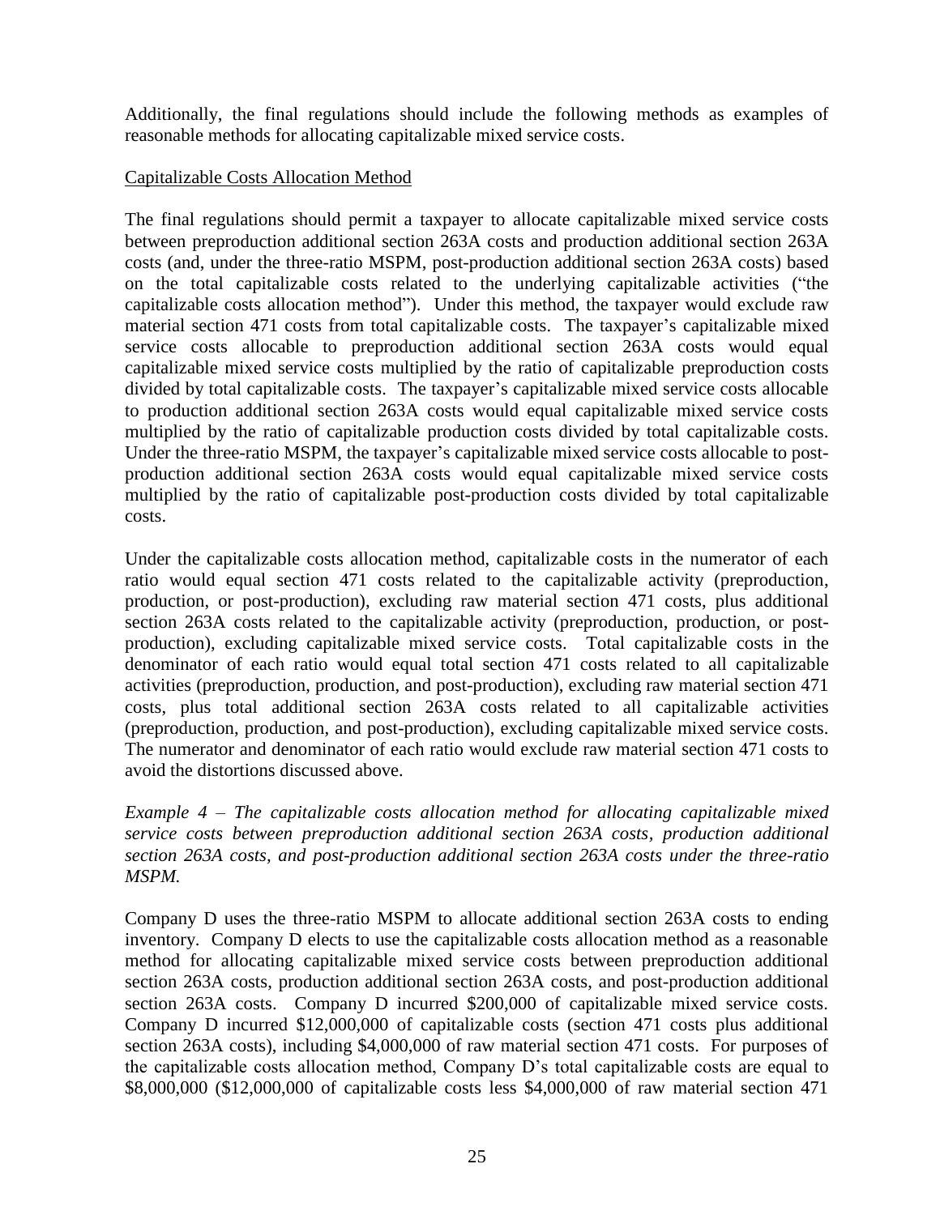Additionally, the final regulations should include the following methods as examples of reasonable methods for allocating capitalizable mixed service costs.

Capitalizable Costs Allocation Method

The final regulations should permit a taxpayer to allocate capitalizable mixed service costs between preproduction additional section 263A costs and production additional section 263A costs (and, under the three-ratio MSPM, post-production additional section 263A costs) based on the total capitalizable costs related to the underlying capitalizable activities ("the capitalizable costs allocation method"). Under this method, the taxpayer would exclude raw material section 471 costs from total capitalizable costs. The taxpayer's capitalizable mixed service costs allocable to preproduction additional section 263A costs would equal capitalizable mixed service costs multiplied by the ratio of capitalizable preproduction costs divided by total capitalizable costs. The taxpayer's capitalizable mixed service costs allocable to production additional section 263A costs would equal capitalizable mixed service costs multiplied by the ratio of capitalizable production costs divided by total capitalizable costs. Under the three-ratio MSPM, the taxpayer's capitalizable mixed service costs allocable to post-production additional section 263A costs would equal capitalizable mixed service costs multiplied by the ratio of capitalizable post-production costs divided by total capitalizable costs.

Under the capitalizable costs allocation method, capitalizable costs in the numerator of each ratio would equal section 471 costs related to the capitalizable activity (preproduction, production, or post-production), excluding raw material section 471 costs, plus additional section 263A costs related to the capitalizable activity (preproduction, production, or post-production), excluding capitalizable mixed service costs. Total capitalizable costs in the denominator of each ratio would equal total section 471 costs related to all capitalizable activities (preproduction, production, and post-production), excluding raw material section 471 costs, plus total additional section 263A costs related to all capitalizable activities (preproduction, production, and post-production), excluding capitalizable mixed service costs. The numerator and denominator of each ratio would exclude raw material section 471 costs to avoid the distortions discussed above.

*Example 4 – The capitalizable costs allocation method for allocating capitalizable mixed service costs between preproduction additional section 263A costs, production additional section 263A costs, and post-production additional section 263A costs under the three-ratio MSPM.*

Company D uses the three-ratio MSPM to allocate additional section 263A costs to ending inventory. Company D elects to use the capitalizable costs allocation method as a reasonable method for allocating capitalizable mixed service costs between preproduction additional section 263A costs, production additional section 263A costs, and post-production additional section 263A costs. Company D incurred $200,000 of capitalizable mixed service costs. Company D incurred $12,000,000 of capitalizable costs (section 471 costs plus additional section 263A costs), including $4,000,000 of raw material section 471 costs. For purposes of the capitalizable costs allocation method, Company D's total capitalizable costs are equal to $8,000,000 ($12,000,000 of capitalizable costs less $4,000,000 of raw material section 471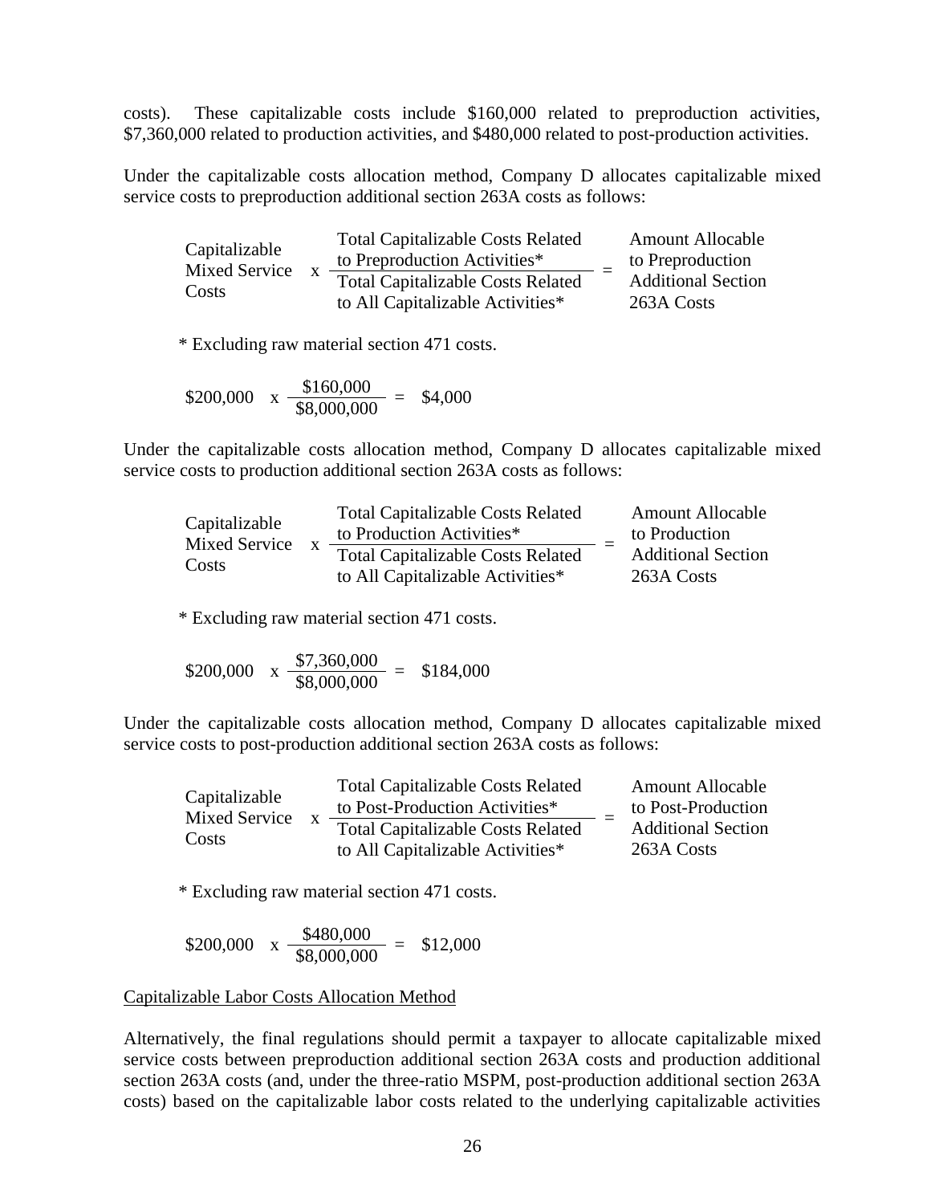costs). These capitalizable costs include \$160,000 related to preproduction activities, \$7,360,000 related to production activities, and \$480,000 related to post-production activities.

Under the capitalizable costs allocation method, Company D allocates capitalizable mixed service costs to preproduction additional section 263A costs as follows:

$$\text{Capitalizable Mixed Service Costs} \times \frac{\text{Total Capitalizable Costs Related to Preproduction Activities*}}{\text{Total Capitalizable Costs Related to All Capitalizable Activities*}} = \text{Amount Allocable to Preproduction Additional Section 263A Costs}$$

\* Excluding raw material section 471 costs.

$$\$200{,}000 \times \frac{\$160{,}000}{\$8{,}000{,}000} = \$4{,}000$$

Under the capitalizable costs allocation method, Company D allocates capitalizable mixed service costs to production additional section 263A costs as follows:

$$\text{Capitalizable Mixed Service Costs} \times \frac{\text{Total Capitalizable Costs Related to Production Activities*}}{\text{Total Capitalizable Costs Related to All Capitalizable Activities*}} = \text{Amount Allocable to Production Additional Section 263A Costs}$$

\* Excluding raw material section 471 costs.

$$\$200{,}000 \times \frac{\$7{,}360{,}000}{\$8{,}000{,}000} = \$184{,}000$$

Under the capitalizable costs allocation method, Company D allocates capitalizable mixed service costs to post-production additional section 263A costs as follows:

$$\text{Capitalizable Mixed Service Costs} \times \frac{\text{Total Capitalizable Costs Related to Post-Production Activities*}}{\text{Total Capitalizable Costs Related to All Capitalizable Activities*}} = \text{Amount Allocable to Post-Production Additional Section 263A Costs}$$

\* Excluding raw material section 471 costs.

$$\$200{,}000 \times \frac{\$480{,}000}{\$8{,}000{,}000} = \$12{,}000$$

<u>Capitalizable Labor Costs Allocation Method</u>

Alternatively, the final regulations should permit a taxpayer to allocate capitalizable mixed service costs between preproduction additional section 263A costs and production additional section 263A costs (and, under the three-ratio MSPM, post-production additional section 263A costs) based on the capitalizable labor costs related to the underlying capitalizable activities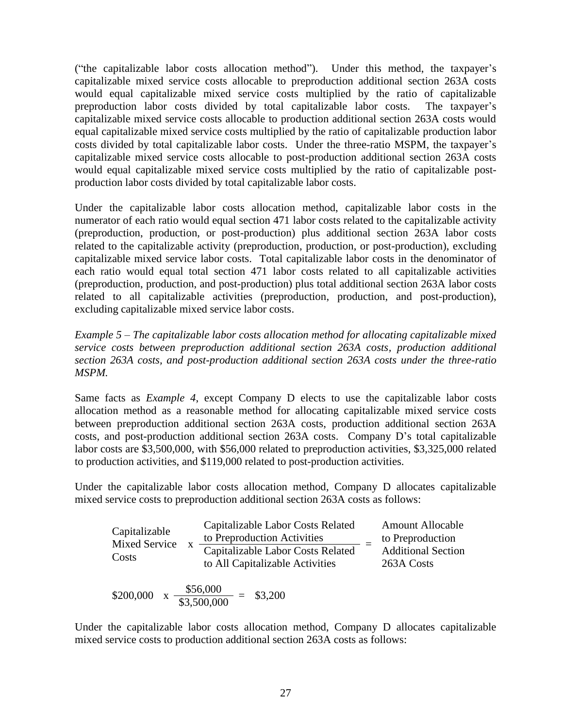("the capitalizable labor costs allocation method"). Under this method, the taxpayer's capitalizable mixed service costs allocable to preproduction additional section 263A costs would equal capitalizable mixed service costs multiplied by the ratio of capitalizable preproduction labor costs divided by total capitalizable labor costs. The taxpayer's capitalizable mixed service costs allocable to production additional section 263A costs would equal capitalizable mixed service costs multiplied by the ratio of capitalizable production labor costs divided by total capitalizable labor costs. Under the three-ratio MSPM, the taxpayer's capitalizable mixed service costs allocable to post-production additional section 263A costs would equal capitalizable mixed service costs multiplied by the ratio of capitalizable post-production labor costs divided by total capitalizable labor costs.

Under the capitalizable labor costs allocation method, capitalizable labor costs in the numerator of each ratio would equal section 471 labor costs related to the capitalizable activity (preproduction, production, or post-production) plus additional section 263A labor costs related to the capitalizable activity (preproduction, production, or post-production), excluding capitalizable mixed service labor costs. Total capitalizable labor costs in the denominator of each ratio would equal total section 471 labor costs related to all capitalizable activities (preproduction, production, and post-production) plus total additional section 263A labor costs related to all capitalizable activities (preproduction, production, and post-production), excluding capitalizable mixed service labor costs.

*Example 5 – The capitalizable labor costs allocation method for allocating capitalizable mixed service costs between preproduction additional section 263A costs, production additional section 263A costs, and post-production additional section 263A costs under the three-ratio MSPM.*

Same facts as *Example 4*, except Company D elects to use the capitalizable labor costs allocation method as a reasonable method for allocating capitalizable mixed service costs between preproduction additional section 263A costs, production additional section 263A costs, and post-production additional section 263A costs. Company D's total capitalizable labor costs are \$3,500,000, with \$56,000 related to preproduction activities, \$3,325,000 related to production activities, and \$119,000 related to post-production activities.

Under the capitalizable labor costs allocation method, Company D allocates capitalizable mixed service costs to preproduction additional section 263A costs as follows:

$$\text{Capitalizable Mixed Service Costs} \times \frac{\text{Capitalizable Labor Costs Related to Preproduction Activities}}{\text{Capitalizable Labor Costs Related to All Capitalizable Activities}} = \text{Amount Allocable to Preproduction Additional Section 263A Costs}$$

$$\$200{,}000 \times \frac{\$56{,}000}{\$3{,}500{,}000} = \$3{,}200$$

Under the capitalizable labor costs allocation method, Company D allocates capitalizable mixed service costs to production additional section 263A costs as follows: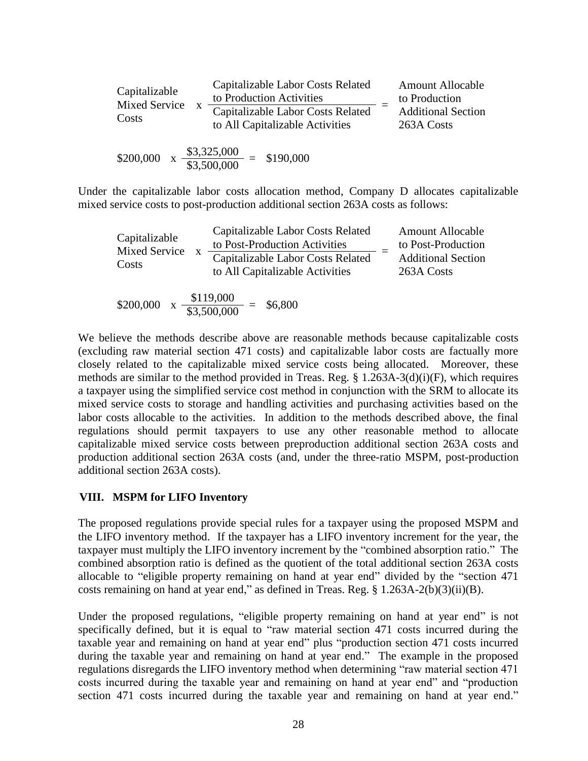$$\text{Capitalizable Mixed Service Costs} \times \frac{\text{Capitalizable Labor Costs Related to Production Activities}}{\text{Capitalizable Labor Costs Related to All Capitalizable Activities}} = \text{Amount Allocable to Production Additional Section 263A Costs}$$

$$\$200{,}000 \times \frac{\$3{,}325{,}000}{\$3{,}500{,}000} = \$190{,}000$$

Under the capitalizable labor costs allocation method, Company D allocates capitalizable mixed service costs to post-production additional section 263A costs as follows:

$$\text{Capitalizable Mixed Service Costs} \times \frac{\text{Capitalizable Labor Costs Related to Post-Production Activities}}{\text{Capitalizable Labor Costs Related to All Capitalizable Activities}} = \text{Amount Allocable to Post-Production Additional Section 263A Costs}$$

$$\$200{,}000 \times \frac{\$119{,}000}{\$3{,}500{,}000} = \$6{,}800$$

We believe the methods describe above are reasonable methods because capitalizable costs (excluding raw material section 471 costs) and capitalizable labor costs are factually more closely related to the capitalizable mixed service costs being allocated. Moreover, these methods are similar to the method provided in Treas. Reg. § 1.263A-3(d)(i)(F), which requires a taxpayer using the simplified service cost method in conjunction with the SRM to allocate its mixed service costs to storage and handling activities and purchasing activities based on the labor costs allocable to the activities. In addition to the methods described above, the final regulations should permit taxpayers to use any other reasonable method to allocate capitalizable mixed service costs between preproduction additional section 263A costs and production additional section 263A costs (and, under the three-ratio MSPM, post-production additional section 263A costs).

## VIII. MSPM for LIFO Inventory

The proposed regulations provide special rules for a taxpayer using the proposed MSPM and the LIFO inventory method. If the taxpayer has a LIFO inventory increment for the year, the taxpayer must multiply the LIFO inventory increment by the "combined absorption ratio." The combined absorption ratio is defined as the quotient of the total additional section 263A costs allocable to "eligible property remaining on hand at year end" divided by the "section 471 costs remaining on hand at year end," as defined in Treas. Reg. § 1.263A-2(b)(3)(ii)(B).

Under the proposed regulations, "eligible property remaining on hand at year end" is not specifically defined, but it is equal to "raw material section 471 costs incurred during the taxable year and remaining on hand at year end" plus "production section 471 costs incurred during the taxable year and remaining on hand at year end." The example in the proposed regulations disregards the LIFO inventory method when determining "raw material section 471 costs incurred during the taxable year and remaining on hand at year end" and "production section 471 costs incurred during the taxable year and remaining on hand at year end."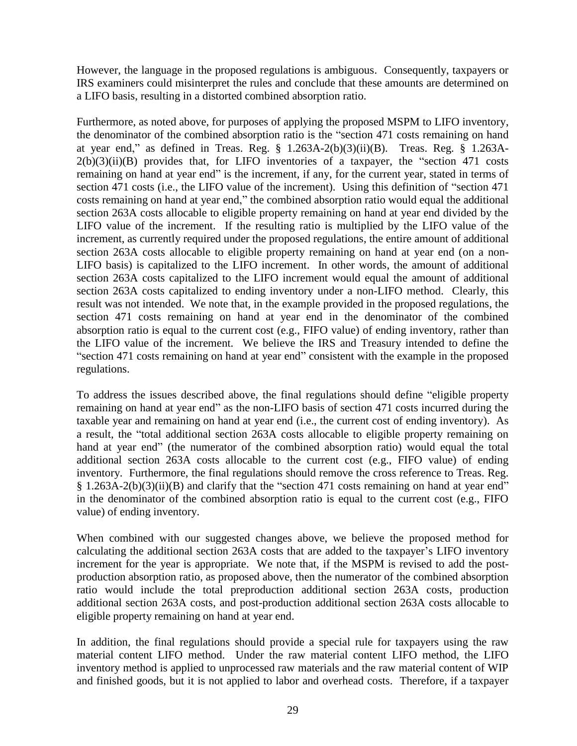However, the language in the proposed regulations is ambiguous. Consequently, taxpayers or IRS examiners could misinterpret the rules and conclude that these amounts are determined on a LIFO basis, resulting in a distorted combined absorption ratio.

Furthermore, as noted above, for purposes of applying the proposed MSPM to LIFO inventory, the denominator of the combined absorption ratio is the "section 471 costs remaining on hand at year end," as defined in Treas. Reg. § 1.263A-2(b)(3)(ii)(B). Treas. Reg. § 1.263A-2(b)(3)(ii)(B) provides that, for LIFO inventories of a taxpayer, the "section 471 costs remaining on hand at year end" is the increment, if any, for the current year, stated in terms of section 471 costs (i.e., the LIFO value of the increment). Using this definition of "section 471 costs remaining on hand at year end," the combined absorption ratio would equal the additional section 263A costs allocable to eligible property remaining on hand at year end divided by the LIFO value of the increment. If the resulting ratio is multiplied by the LIFO value of the increment, as currently required under the proposed regulations, the entire amount of additional section 263A costs allocable to eligible property remaining on hand at year end (on a non-LIFO basis) is capitalized to the LIFO increment. In other words, the amount of additional section 263A costs capitalized to the LIFO increment would equal the amount of additional section 263A costs capitalized to ending inventory under a non-LIFO method. Clearly, this result was not intended. We note that, in the example provided in the proposed regulations, the section 471 costs remaining on hand at year end in the denominator of the combined absorption ratio is equal to the current cost (e.g., FIFO value) of ending inventory, rather than the LIFO value of the increment. We believe the IRS and Treasury intended to define the "section 471 costs remaining on hand at year end" consistent with the example in the proposed regulations.

To address the issues described above, the final regulations should define "eligible property remaining on hand at year end" as the non-LIFO basis of section 471 costs incurred during the taxable year and remaining on hand at year end (i.e., the current cost of ending inventory). As a result, the "total additional section 263A costs allocable to eligible property remaining on hand at year end" (the numerator of the combined absorption ratio) would equal the total additional section 263A costs allocable to the current cost (e.g., FIFO value) of ending inventory. Furthermore, the final regulations should remove the cross reference to Treas. Reg. § 1.263A-2(b)(3)(ii)(B) and clarify that the "section 471 costs remaining on hand at year end" in the denominator of the combined absorption ratio is equal to the current cost (e.g., FIFO value) of ending inventory.

When combined with our suggested changes above, we believe the proposed method for calculating the additional section 263A costs that are added to the taxpayer's LIFO inventory increment for the year is appropriate. We note that, if the MSPM is revised to add the post-production absorption ratio, as proposed above, then the numerator of the combined absorption ratio would include the total preproduction additional section 263A costs, production additional section 263A costs, and post-production additional section 263A costs allocable to eligible property remaining on hand at year end.

In addition, the final regulations should provide a special rule for taxpayers using the raw material content LIFO method. Under the raw material content LIFO method, the LIFO inventory method is applied to unprocessed raw materials and the raw material content of WIP and finished goods, but it is not applied to labor and overhead costs. Therefore, if a taxpayer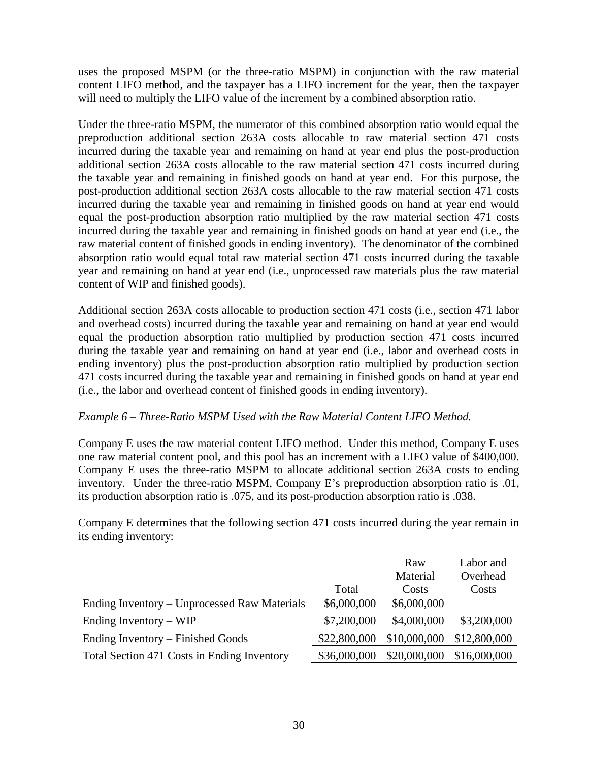uses the proposed MSPM (or the three-ratio MSPM) in conjunction with the raw material content LIFO method, and the taxpayer has a LIFO increment for the year, then the taxpayer will need to multiply the LIFO value of the increment by a combined absorption ratio.

Under the three-ratio MSPM, the numerator of this combined absorption ratio would equal the preproduction additional section 263A costs allocable to raw material section 471 costs incurred during the taxable year and remaining on hand at year end plus the post-production additional section 263A costs allocable to the raw material section 471 costs incurred during the taxable year and remaining in finished goods on hand at year end. For this purpose, the post-production additional section 263A costs allocable to the raw material section 471 costs incurred during the taxable year and remaining in finished goods on hand at year end would equal the post-production absorption ratio multiplied by the raw material section 471 costs incurred during the taxable year and remaining in finished goods on hand at year end (i.e., the raw material content of finished goods in ending inventory). The denominator of the combined absorption ratio would equal total raw material section 471 costs incurred during the taxable year and remaining on hand at year end (i.e., unprocessed raw materials plus the raw material content of WIP and finished goods).

Additional section 263A costs allocable to production section 471 costs (i.e., section 471 labor and overhead costs) incurred during the taxable year and remaining on hand at year end would equal the production absorption ratio multiplied by production section 471 costs incurred during the taxable year and remaining on hand at year end (i.e., labor and overhead costs in ending inventory) plus the post-production absorption ratio multiplied by production section 471 costs incurred during the taxable year and remaining in finished goods on hand at year end (i.e., the labor and overhead content of finished goods in ending inventory).

*Example 6 – Three-Ratio MSPM Used with the Raw Material Content LIFO Method.*

Company E uses the raw material content LIFO method. Under this method, Company E uses one raw material content pool, and this pool has an increment with a LIFO value of $400,000. Company E uses the three-ratio MSPM to allocate additional section 263A costs to ending inventory. Under the three-ratio MSPM, Company E's preproduction absorption ratio is .01, its production absorption ratio is .075, and its post-production absorption ratio is .038.

Company E determines that the following section 471 costs incurred during the year remain in its ending inventory:

| | Total | Raw Material Costs | Labor and Overhead Costs |
|---|---|---|---|
| Ending Inventory – Unprocessed Raw Materials | $6,000,000 | $6,000,000 | |
| Ending Inventory – WIP | $7,200,000 | $4,000,000 | $3,200,000 |
| Ending Inventory – Finished Goods | $22,800,000 | $10,000,000 | $12,800,000 |
| Total Section 471 Costs in Ending Inventory | $36,000,000 | $20,000,000 | $16,000,000 |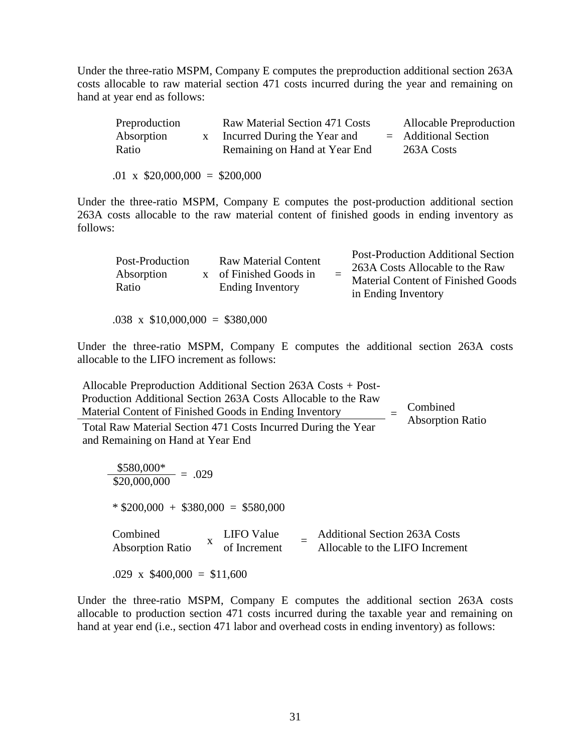Under the three-ratio MSPM, Company E computes the preproduction additional section 263A costs allocable to raw material section 471 costs incurred during the year and remaining on hand at year end as follows:

$$\text{Preproduction Absorption Ratio} \times \text{Raw Material Section 471 Costs Incurred During the Year and Remaining on Hand at Year End} = \text{Allocable Preproduction Additional Section 263A Costs}$$

$$.01 \times \$20{,}000{,}000 = \$200{,}000$$

Under the three-ratio MSPM, Company E computes the post-production additional section 263A costs allocable to the raw material content of finished goods in ending inventory as follows:

$$\text{Post-Production Absorption Ratio} \times \text{Raw Material Content of Finished Goods in Ending Inventory} = \text{Post-Production Additional Section 263A Costs Allocable to the Raw Material Content of Finished Goods in Ending Inventory}$$

$$.038 \times \$10{,}000{,}000 = \$380{,}000$$

Under the three-ratio MSPM, Company E computes the additional section 263A costs allocable to the LIFO increment as follows:

$$\frac{\text{Allocable Preproduction Additional Section 263A Costs + Post-Production Additional Section 263A Costs Allocable to the Raw Material Content of Finished Goods in Ending Inventory}}{\text{Total Raw Material Section 471 Costs Incurred During the Year and Remaining on Hand at Year End}} = \text{Combined Absorption Ratio}$$

$$\frac{\$580{,}000^*}{\$20{,}000{,}000} = .029$$

\* $200,000 + $380,000 = $580,000

$$\text{Combined Absorption Ratio} \times \text{LIFO Value of Increment} = \text{Additional Section 263A Costs Allocable to the LIFO Increment}$$

$$.029 \times \$400{,}000 = \$11{,}600$$

Under the three-ratio MSPM, Company E computes the additional section 263A costs allocable to production section 471 costs incurred during the taxable year and remaining on hand at year end (i.e., section 471 labor and overhead costs in ending inventory) as follows: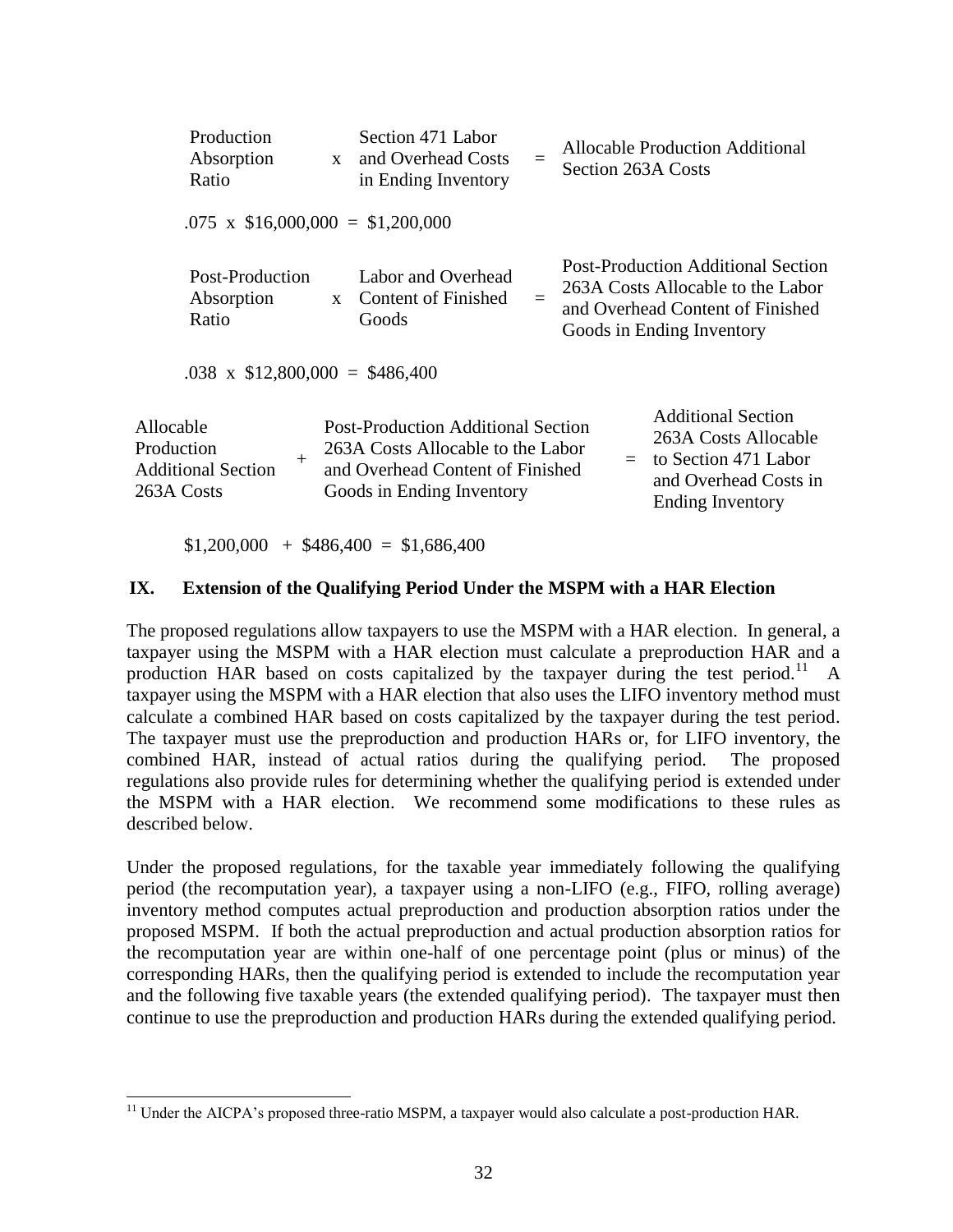| Production Absorption Ratio | x | Section 471 Labor and Overhead Costs in Ending Inventory | = | Allocable Production Additional Section 263A Costs |
|---|---|---|---|---|

.075 x \$16,000,000 = \$1,200,000

| Post-Production Absorption Ratio | x | Labor and Overhead Content of Finished Goods | = | Post-Production Additional Section 263A Costs Allocable to the Labor and Overhead Content of Finished Goods in Ending Inventory |
|---|---|---|---|---|

.038 x \$12,800,000 = \$486,400

| Allocable Production Additional Section 263A Costs | + | Post-Production Additional Section 263A Costs Allocable to the Labor and Overhead Content of Finished Goods in Ending Inventory | = | Additional Section 263A Costs Allocable to Section 471 Labor and Overhead Costs in Ending Inventory |
|---|---|---|---|---|

\$1,200,000 + \$486,400 = \$1,686,400

## IX. Extension of the Qualifying Period Under the MSPM with a HAR Election

The proposed regulations allow taxpayers to use the MSPM with a HAR election. In general, a taxpayer using the MSPM with a HAR election must calculate a preproduction HAR and a production HAR based on costs capitalized by the taxpayer during the test period.[11] A taxpayer using the MSPM with a HAR election that also uses the LIFO inventory method must calculate a combined HAR based on costs capitalized by the taxpayer during the test period. The taxpayer must use the preproduction and production HARs or, for LIFO inventory, the combined HAR, instead of actual ratios during the qualifying period. The proposed regulations also provide rules for determining whether the qualifying period is extended under the MSPM with a HAR election. We recommend some modifications to these rules as described below.

Under the proposed regulations, for the taxable year immediately following the qualifying period (the recomputation year), a taxpayer using a non-LIFO (e.g., FIFO, rolling average) inventory method computes actual preproduction and production absorption ratios under the proposed MSPM. If both the actual preproduction and actual production absorption ratios for the recomputation year are within one-half of one percentage point (plus or minus) of the corresponding HARs, then the qualifying period is extended to include the recomputation year and the following five taxable years (the extended qualifying period). The taxpayer must then continue to use the preproduction and production HARs during the extended qualifying period.

[11] Under the AICPA's proposed three-ratio MSPM, a taxpayer would also calculate a post-production HAR.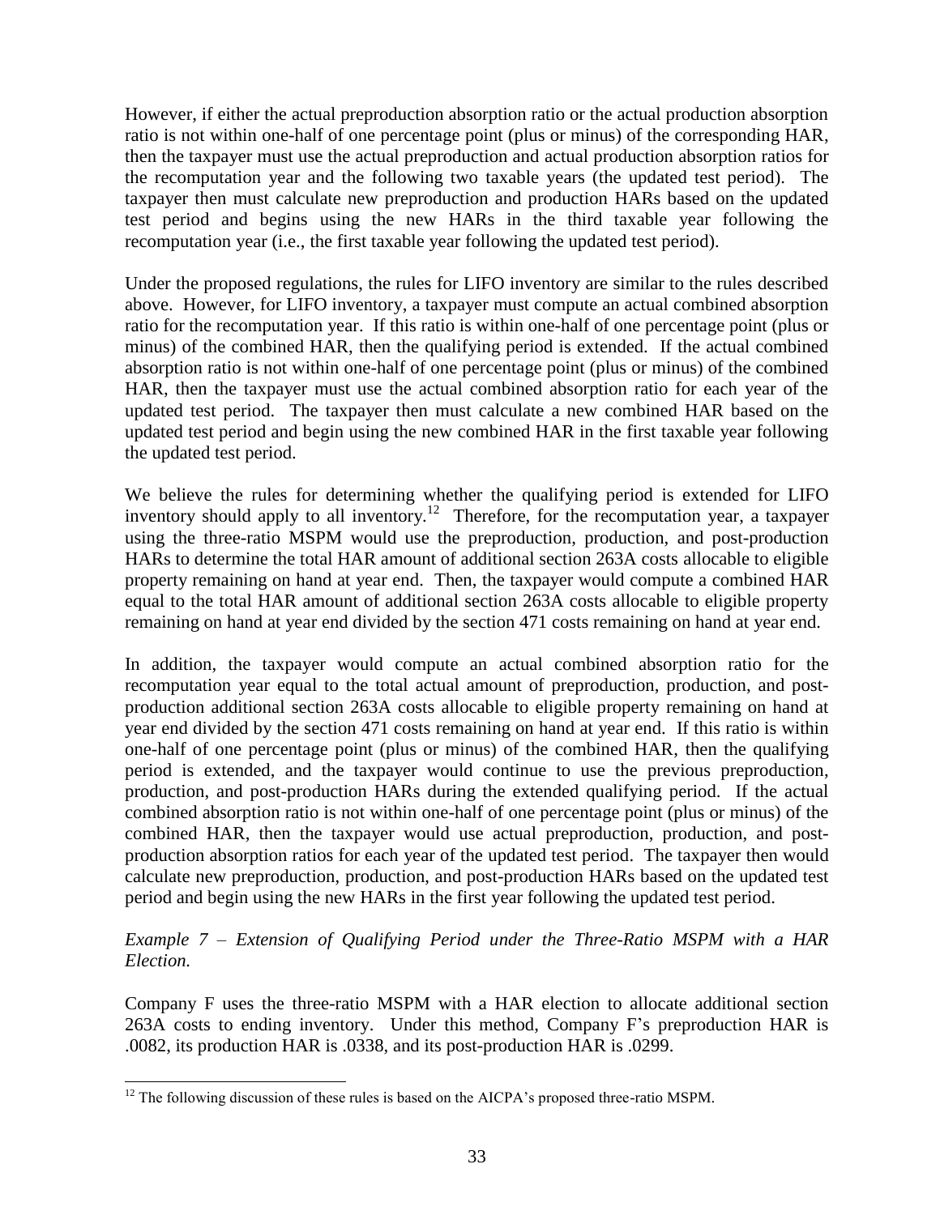However, if either the actual preproduction absorption ratio or the actual production absorption ratio is not within one-half of one percentage point (plus or minus) of the corresponding HAR, then the taxpayer must use the actual preproduction and actual production absorption ratios for the recomputation year and the following two taxable years (the updated test period). The taxpayer then must calculate new preproduction and production HARs based on the updated test period and begins using the new HARs in the third taxable year following the recomputation year (i.e., the first taxable year following the updated test period).

Under the proposed regulations, the rules for LIFO inventory are similar to the rules described above. However, for LIFO inventory, a taxpayer must compute an actual combined absorption ratio for the recomputation year. If this ratio is within one-half of one percentage point (plus or minus) of the combined HAR, then the qualifying period is extended. If the actual combined absorption ratio is not within one-half of one percentage point (plus or minus) of the combined HAR, then the taxpayer must use the actual combined absorption ratio for each year of the updated test period. The taxpayer then must calculate a new combined HAR based on the updated test period and begin using the new combined HAR in the first taxable year following the updated test period.

We believe the rules for determining whether the qualifying period is extended for LIFO inventory should apply to all inventory.[12] Therefore, for the recomputation year, a taxpayer using the three-ratio MSPM would use the preproduction, production, and post-production HARs to determine the total HAR amount of additional section 263A costs allocable to eligible property remaining on hand at year end. Then, the taxpayer would compute a combined HAR equal to the total HAR amount of additional section 263A costs allocable to eligible property remaining on hand at year end divided by the section 471 costs remaining on hand at year end.

In addition, the taxpayer would compute an actual combined absorption ratio for the recomputation year equal to the total actual amount of preproduction, production, and post-production additional section 263A costs allocable to eligible property remaining on hand at year end divided by the section 471 costs remaining on hand at year end. If this ratio is within one-half of one percentage point (plus or minus) of the combined HAR, then the qualifying period is extended, and the taxpayer would continue to use the previous preproduction, production, and post-production HARs during the extended qualifying period. If the actual combined absorption ratio is not within one-half of one percentage point (plus or minus) of the combined HAR, then the taxpayer would use actual preproduction, production, and post-production absorption ratios for each year of the updated test period. The taxpayer then would calculate new preproduction, production, and post-production HARs based on the updated test period and begin using the new HARs in the first year following the updated test period.

*Example 7 – Extension of Qualifying Period under the Three-Ratio MSPM with a HAR Election.*

Company F uses the three-ratio MSPM with a HAR election to allocate additional section 263A costs to ending inventory. Under this method, Company F's preproduction HAR is .0082, its production HAR is .0338, and its post-production HAR is .0299.

---

[12] The following discussion of these rules is based on the AICPA's proposed three-ratio MSPM.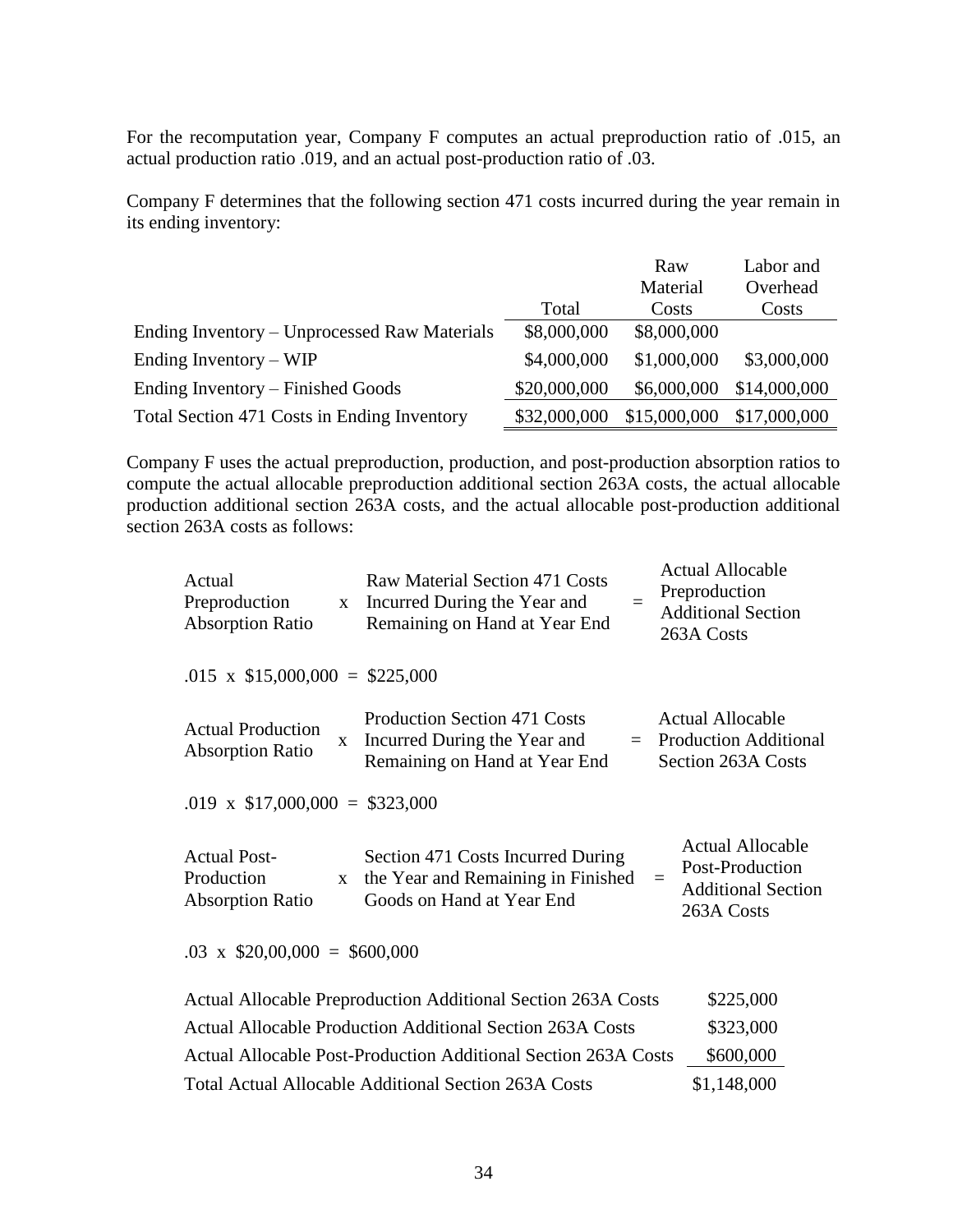For the recomputation year, Company F computes an actual preproduction ratio of .015, an actual production ratio .019, and an actual post-production ratio of .03.

Company F determines that the following section 471 costs incurred during the year remain in its ending inventory:

| | Total | Raw Material Costs | Labor and Overhead Costs |
|---|---|---|---|
| Ending Inventory – Unprocessed Raw Materials | \$8,000,000 | \$8,000,000 | |
| Ending Inventory – WIP | \$4,000,000 | \$1,000,000 | \$3,000,000 |
| Ending Inventory – Finished Goods | \$20,000,000 | \$6,000,000 | \$14,000,000 |
| Total Section 471 Costs in Ending Inventory | \$32,000,000 | \$15,000,000 | \$17,000,000 |

Company F uses the actual preproduction, production, and post-production absorption ratios to compute the actual allocable preproduction additional section 263A costs, the actual allocable production additional section 263A costs, and the actual allocable post-production additional section 263A costs as follows:

Actual Preproduction Absorption Ratio x Raw Material Section 471 Costs Incurred During the Year and Remaining on Hand at Year End = Actual Allocable Preproduction Additional Section 263A Costs

.015 x \$15,000,000 = \$225,000

Actual Production Absorption Ratio x Production Section 471 Costs Incurred During the Year and Remaining on Hand at Year End = Actual Allocable Production Additional Section 263A Costs

.019 x \$17,000,000 = \$323,000

Actual Post-Production Absorption Ratio x Section 471 Costs Incurred During the Year and Remaining in Finished Goods on Hand at Year End = Actual Allocable Post-Production Additional Section 263A Costs

.03 x \$20,00,000 = \$600,000

| | |
|---|---|
| Actual Allocable Preproduction Additional Section 263A Costs | \$225,000 |
| Actual Allocable Production Additional Section 263A Costs | \$323,000 |
| Actual Allocable Post-Production Additional Section 263A Costs | \$600,000 |
| Total Actual Allocable Additional Section 263A Costs | \$1,148,000 |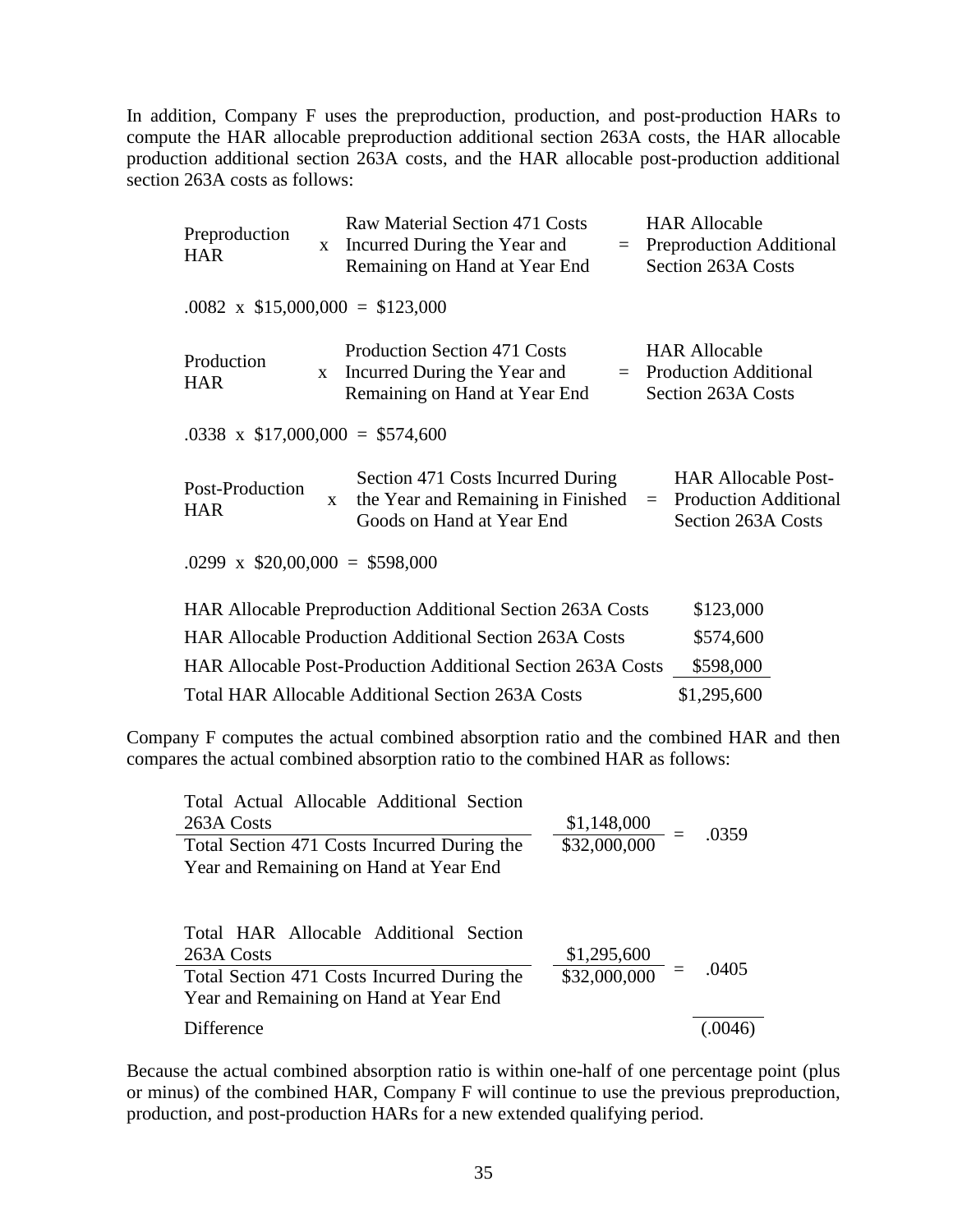In addition, Company F uses the preproduction, production, and post-production HARs to compute the HAR allocable preproduction additional section 263A costs, the HAR allocable production additional section 263A costs, and the HAR allocable post-production additional section 263A costs as follows:

| | | | | |
|---|---|---|---|---|
| Preproduction HAR | x | Raw Material Section 471 Costs Incurred During the Year and Remaining on Hand at Year End | = | HAR Allocable Preproduction Additional Section 263A Costs |

.0082 x $15,000,000 = $123,000

| | | | | |
|---|---|---|---|---|
| Production HAR | x | Production Section 471 Costs Incurred During the Year and Remaining on Hand at Year End | = | HAR Allocable Production Additional Section 263A Costs |

.0338 x $17,000,000 = $574,600

| | | | | |
|---|---|---|---|---|
| Post-Production HAR | x | Section 471 Costs Incurred During the Year and Remaining in Finished Goods on Hand at Year End | = | HAR Allocable Post-Production Additional Section 263A Costs |

.0299 x $20,00,000 = $598,000

| | |
|---|---|
| HAR Allocable Preproduction Additional Section 263A Costs | $123,000 |
| HAR Allocable Production Additional Section 263A Costs | $574,600 |
| HAR Allocable Post-Production Additional Section 263A Costs | $598,000 |
| Total HAR Allocable Additional Section 263A Costs | $1,295,600 |

Company F computes the actual combined absorption ratio and the combined HAR and then compares the actual combined absorption ratio to the combined HAR as follows:

| | | | |
|---|---|---|---|
| Total Actual Allocable Additional Section 263A Costs / Total Section 471 Costs Incurred During the Year and Remaining on Hand at Year End | $1,148,000 / $32,000,000 | = | .0359 |
| Total HAR Allocable Additional Section 263A Costs / Total Section 471 Costs Incurred During the Year and Remaining on Hand at Year End | $1,295,600 / $32,000,000 | = | .0405 |
| Difference | | | (.0046) |

Because the actual combined absorption ratio is within one-half of one percentage point (plus or minus) of the combined HAR, Company F will continue to use the previous preproduction, production, and post-production HARs for a new extended qualifying period.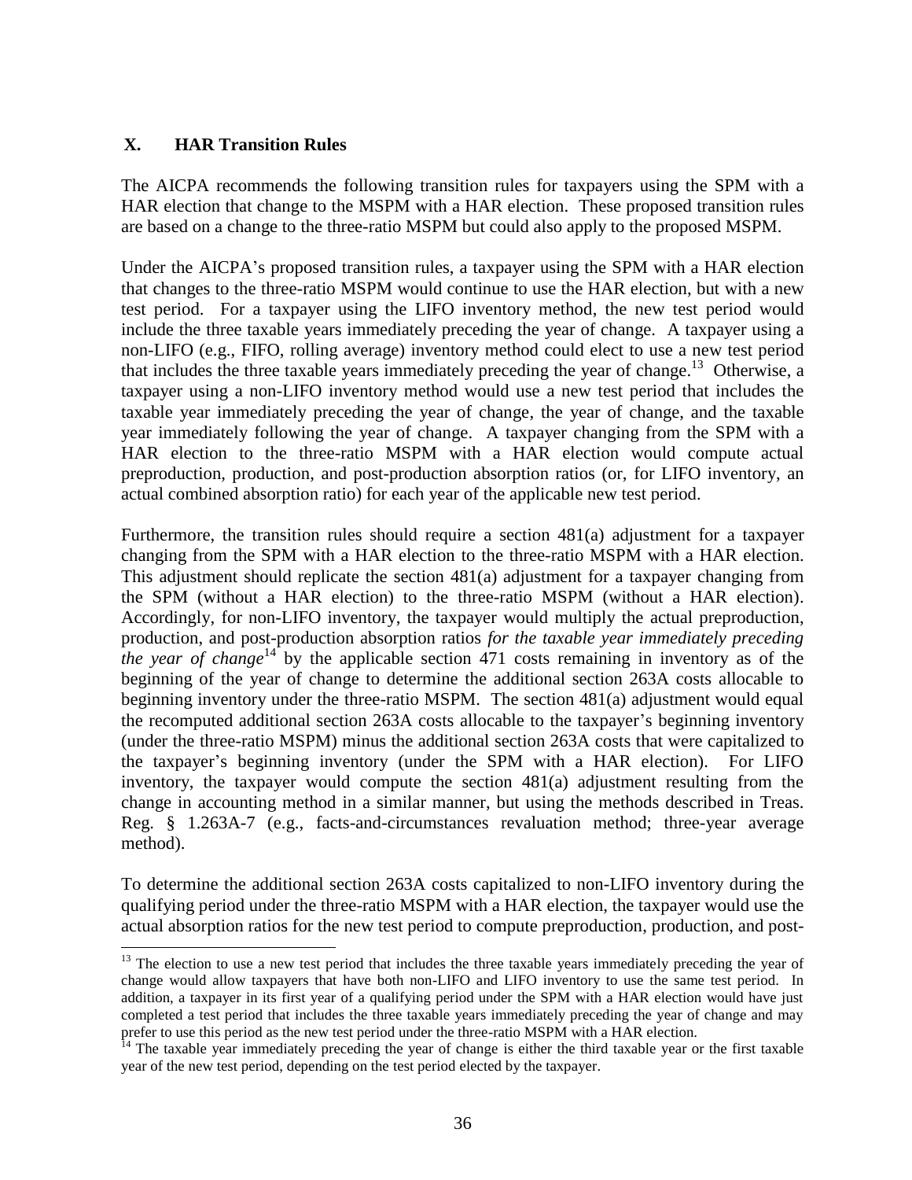## X. HAR Transition Rules

The AICPA recommends the following transition rules for taxpayers using the SPM with a HAR election that change to the MSPM with a HAR election. These proposed transition rules are based on a change to the three-ratio MSPM but could also apply to the proposed MSPM.

Under the AICPA's proposed transition rules, a taxpayer using the SPM with a HAR election that changes to the three-ratio MSPM would continue to use the HAR election, but with a new test period. For a taxpayer using the LIFO inventory method, the new test period would include the three taxable years immediately preceding the year of change. A taxpayer using a non-LIFO (e.g., FIFO, rolling average) inventory method could elect to use a new test period that includes the three taxable years immediately preceding the year of change.[13] Otherwise, a taxpayer using a non-LIFO inventory method would use a new test period that includes the taxable year immediately preceding the year of change, the year of change, and the taxable year immediately following the year of change. A taxpayer changing from the SPM with a HAR election to the three-ratio MSPM with a HAR election would compute actual preproduction, production, and post-production absorption ratios (or, for LIFO inventory, an actual combined absorption ratio) for each year of the applicable new test period.

Furthermore, the transition rules should require a section 481(a) adjustment for a taxpayer changing from the SPM with a HAR election to the three-ratio MSPM with a HAR election. This adjustment should replicate the section 481(a) adjustment for a taxpayer changing from the SPM (without a HAR election) to the three-ratio MSPM (without a HAR election). Accordingly, for non-LIFO inventory, the taxpayer would multiply the actual preproduction, production, and post-production absorption ratios *for the taxable year immediately preceding the year of change*[14] by the applicable section 471 costs remaining in inventory as of the beginning of the year of change to determine the additional section 263A costs allocable to beginning inventory under the three-ratio MSPM. The section 481(a) adjustment would equal the recomputed additional section 263A costs allocable to the taxpayer's beginning inventory (under the three-ratio MSPM) minus the additional section 263A costs that were capitalized to the taxpayer's beginning inventory (under the SPM with a HAR election). For LIFO inventory, the taxpayer would compute the section 481(a) adjustment resulting from the change in accounting method in a similar manner, but using the methods described in Treas. Reg. § 1.263A-7 (e.g., facts-and-circumstances revaluation method; three-year average method).

To determine the additional section 263A costs capitalized to non-LIFO inventory during the qualifying period under the three-ratio MSPM with a HAR election, the taxpayer would use the actual absorption ratios for the new test period to compute preproduction, production, and post-

---

[13] The election to use a new test period that includes the three taxable years immediately preceding the year of change would allow taxpayers that have both non-LIFO and LIFO inventory to use the same test period. In addition, a taxpayer in its first year of a qualifying period under the SPM with a HAR election would have just completed a test period that includes the three taxable years immediately preceding the year of change and may prefer to use this period as the new test period under the three-ratio MSPM with a HAR election.

[14] The taxable year immediately preceding the year of change is either the third taxable year or the first taxable year of the new test period, depending on the test period elected by the taxpayer.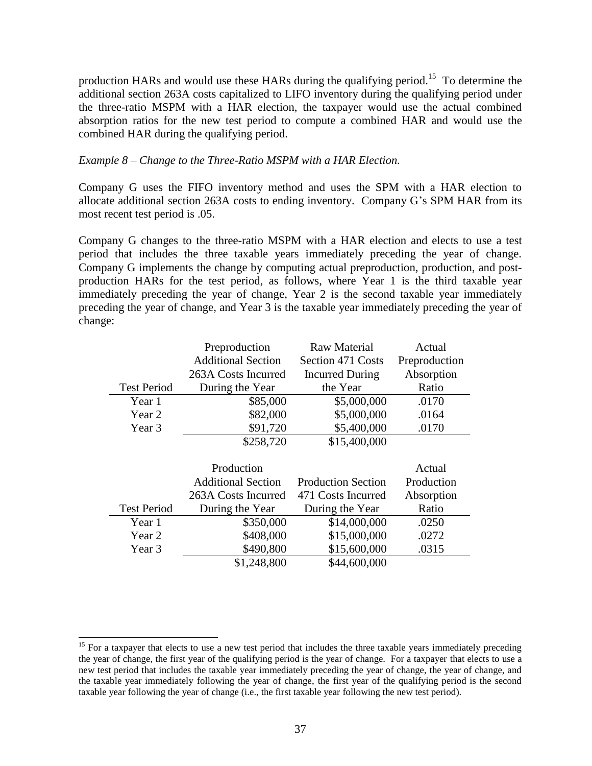production HARs and would use these HARs during the qualifying period.[15] To determine the additional section 263A costs capitalized to LIFO inventory during the qualifying period under the three-ratio MSPM with a HAR election, the taxpayer would use the actual combined absorption ratios for the new test period to compute a combined HAR and would use the combined HAR during the qualifying period.

*Example 8 – Change to the Three-Ratio MSPM with a HAR Election.*

Company G uses the FIFO inventory method and uses the SPM with a HAR election to allocate additional section 263A costs to ending inventory. Company G's SPM HAR from its most recent test period is .05.

Company G changes to the three-ratio MSPM with a HAR election and elects to use a test period that includes the three taxable years immediately preceding the year of change. Company G implements the change by computing actual preproduction, production, and post-production HARs for the test period, as follows, where Year 1 is the third taxable year immediately preceding the year of change, Year 2 is the second taxable year immediately preceding the year of change, and Year 3 is the taxable year immediately preceding the year of change:

| Test Period | Preproduction Additional Section 263A Costs Incurred During the Year | Raw Material Section 471 Costs Incurred During the Year | Actual Preproduction Absorption Ratio |
|---|---|---|---|
| Year 1 | \$85,000 | \$5,000,000 | .0170 |
| Year 2 | \$82,000 | \$5,000,000 | .0164 |
| Year 3 | \$91,720 | \$5,400,000 | .0170 |
| | \$258,720 | \$15,400,000 | |

| Test Period | Production Additional Section 263A Costs Incurred During the Year | Production Section 471 Costs Incurred During the Year | Actual Production Absorption Ratio |
|---|---|---|---|
| Year 1 | \$350,000 | \$14,000,000 | .0250 |
| Year 2 | \$408,000 | \$15,000,000 | .0272 |
| Year 3 | \$490,800 | \$15,600,000 | .0315 |
| | \$1,248,800 | \$44,600,000 | |

[15] For a taxpayer that elects to use a new test period that includes the three taxable years immediately preceding the year of change, the first year of the qualifying period is the year of change. For a taxpayer that elects to use a new test period that includes the taxable year immediately preceding the year of change, the year of change, and the taxable year immediately following the year of change, the first year of the qualifying period is the second taxable year following the year of change (i.e., the first taxable year following the new test period).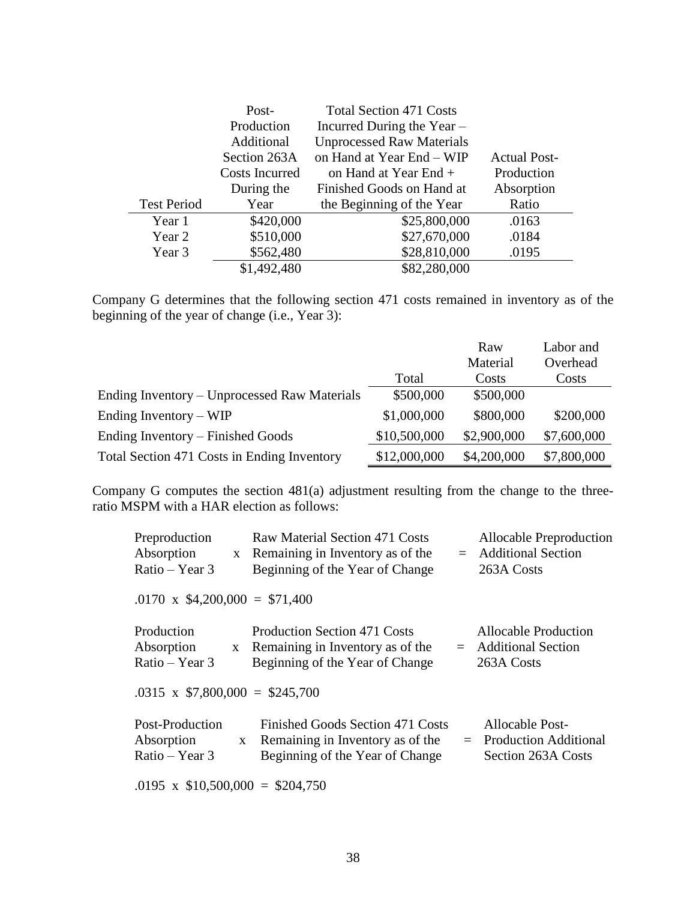| Test Period | Post-Production Additional Section 263A Costs Incurred During the Year | Total Section 471 Costs Incurred During the Year – Unprocessed Raw Materials on Hand at Year End – WIP on Hand at Year End + Finished Goods on Hand at the Beginning of the Year | Actual Post-Production Absorption Ratio |
|---|---|---|---|
| Year 1 | $420,000 | $25,800,000 | .0163 |
| Year 2 | $510,000 | $27,670,000 | .0184 |
| Year 3 | $562,480 | $28,810,000 | .0195 |
| | $1,492,480 | $82,280,000 | |

Company G determines that the following section 471 costs remained in inventory as of the beginning of the year of change (i.e., Year 3):

| | Total | Raw Material Costs | Labor and Overhead Costs |
|---|---|---|---|
| Ending Inventory – Unprocessed Raw Materials | $500,000 | $500,000 | |
| Ending Inventory – WIP | $1,000,000 | $800,000 | $200,000 |
| Ending Inventory – Finished Goods | $10,500,000 | $2,900,000 | $7,600,000 |
| Total Section 471 Costs in Ending Inventory | $12,000,000 | $4,200,000 | $7,800,000 |

Company G computes the section 481(a) adjustment resulting from the change to the three-ratio MSPM with a HAR election as follows:

Preproduction Absorption Ratio – Year 3 x Raw Material Section 471 Costs Remaining in Inventory as of the Beginning of the Year of Change = Allocable Preproduction Additional Section 263A Costs

.0170 x $4,200,000 = $71,400

Production Absorption Ratio – Year 3 x Production Section 471 Costs Remaining in Inventory as of the Beginning of the Year of Change = Allocable Production Additional Section 263A Costs

.0315 x $7,800,000 = $245,700

Post-Production Absorption Ratio – Year 3 x Finished Goods Section 471 Costs Remaining in Inventory as of the Beginning of the Year of Change = Allocable Post-Production Additional Section 263A Costs

.0195 x $10,500,000 = $204,750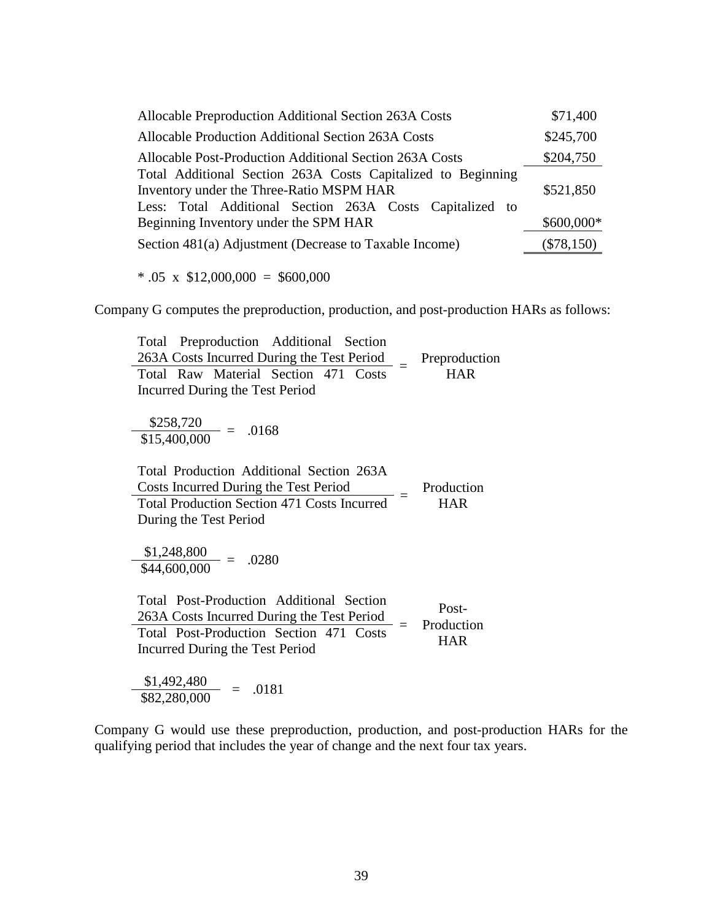| | |
|---|---|
| Allocable Preproduction Additional Section 263A Costs | $71,400 |
| Allocable Production Additional Section 263A Costs | $245,700 |
| Allocable Post-Production Additional Section 263A Costs | $204,750 |
| Total Additional Section 263A Costs Capitalized to Beginning Inventory under the Three-Ratio MSPM HAR | $521,850 |
| Less: Total Additional Section 263A Costs Capitalized to Beginning Inventory under the SPM HAR | $600,000* |
| Section 481(a) Adjustment (Decrease to Taxable Income) | ($78,150) |

\* .05 x $12,000,000 = $600,000

Company G computes the preproduction, production, and post-production HARs as follows:

$$\frac{\text{Total Preproduction Additional Section 263A Costs Incurred During the Test Period}}{\text{Total Raw Material Section 471 Costs Incurred During the Test Period}} = \text{Preproduction HAR}$$

$$\frac{\$258{,}720}{\$15{,}400{,}000} = .0168$$

$$\frac{\text{Total Production Additional Section 263A Costs Incurred During the Test Period}}{\text{Total Production Section 471 Costs Incurred During the Test Period}} = \text{Production HAR}$$

$$\frac{\$1{,}248{,}800}{\$44{,}600{,}000} = .0280$$

$$\frac{\text{Total Post-Production Additional Section 263A Costs Incurred During the Test Period}}{\text{Total Post-Production Section 471 Costs Incurred During the Test Period}} = \text{Post-Production HAR}$$

$$\frac{\$1{,}492{,}480}{\$82{,}280{,}000} = .0181$$

Company G would use these preproduction, production, and post-production HARs for the qualifying period that includes the year of change and the next four tax years.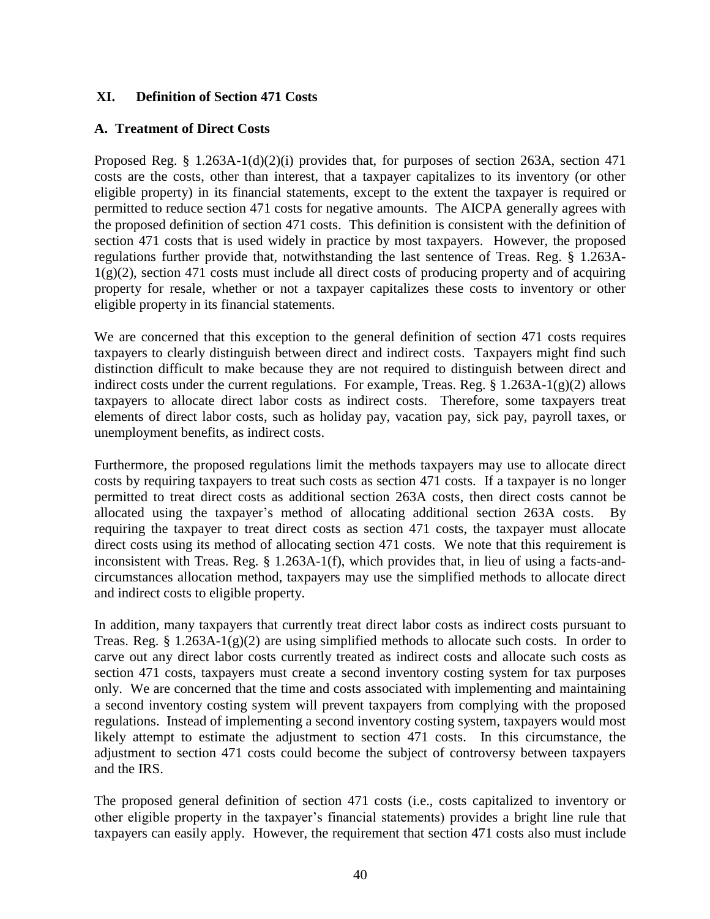## XI. Definition of Section 471 Costs

### A. Treatment of Direct Costs

Proposed Reg. § 1.263A-1(d)(2)(i) provides that, for purposes of section 263A, section 471 costs are the costs, other than interest, that a taxpayer capitalizes to its inventory (or other eligible property) in its financial statements, except to the extent the taxpayer is required or permitted to reduce section 471 costs for negative amounts. The AICPA generally agrees with the proposed definition of section 471 costs. This definition is consistent with the definition of section 471 costs that is used widely in practice by most taxpayers. However, the proposed regulations further provide that, notwithstanding the last sentence of Treas. Reg. § 1.263A-1(g)(2), section 471 costs must include all direct costs of producing property and of acquiring property for resale, whether or not a taxpayer capitalizes these costs to inventory or other eligible property in its financial statements.

We are concerned that this exception to the general definition of section 471 costs requires taxpayers to clearly distinguish between direct and indirect costs. Taxpayers might find such distinction difficult to make because they are not required to distinguish between direct and indirect costs under the current regulations. For example, Treas. Reg. § 1.263A-1(g)(2) allows taxpayers to allocate direct labor costs as indirect costs. Therefore, some taxpayers treat elements of direct labor costs, such as holiday pay, vacation pay, sick pay, payroll taxes, or unemployment benefits, as indirect costs.

Furthermore, the proposed regulations limit the methods taxpayers may use to allocate direct costs by requiring taxpayers to treat such costs as section 471 costs. If a taxpayer is no longer permitted to treat direct costs as additional section 263A costs, then direct costs cannot be allocated using the taxpayer's method of allocating additional section 263A costs. By requiring the taxpayer to treat direct costs as section 471 costs, the taxpayer must allocate direct costs using its method of allocating section 471 costs. We note that this requirement is inconsistent with Treas. Reg. § 1.263A-1(f), which provides that, in lieu of using a facts-and-circumstances allocation method, taxpayers may use the simplified methods to allocate direct and indirect costs to eligible property.

In addition, many taxpayers that currently treat direct labor costs as indirect costs pursuant to Treas. Reg. § 1.263A-1(g)(2) are using simplified methods to allocate such costs. In order to carve out any direct labor costs currently treated as indirect costs and allocate such costs as section 471 costs, taxpayers must create a second inventory costing system for tax purposes only. We are concerned that the time and costs associated with implementing and maintaining a second inventory costing system will prevent taxpayers from complying with the proposed regulations. Instead of implementing a second inventory costing system, taxpayers would most likely attempt to estimate the adjustment to section 471 costs. In this circumstance, the adjustment to section 471 costs could become the subject of controversy between taxpayers and the IRS.

The proposed general definition of section 471 costs (i.e., costs capitalized to inventory or other eligible property in the taxpayer's financial statements) provides a bright line rule that taxpayers can easily apply. However, the requirement that section 471 costs also must include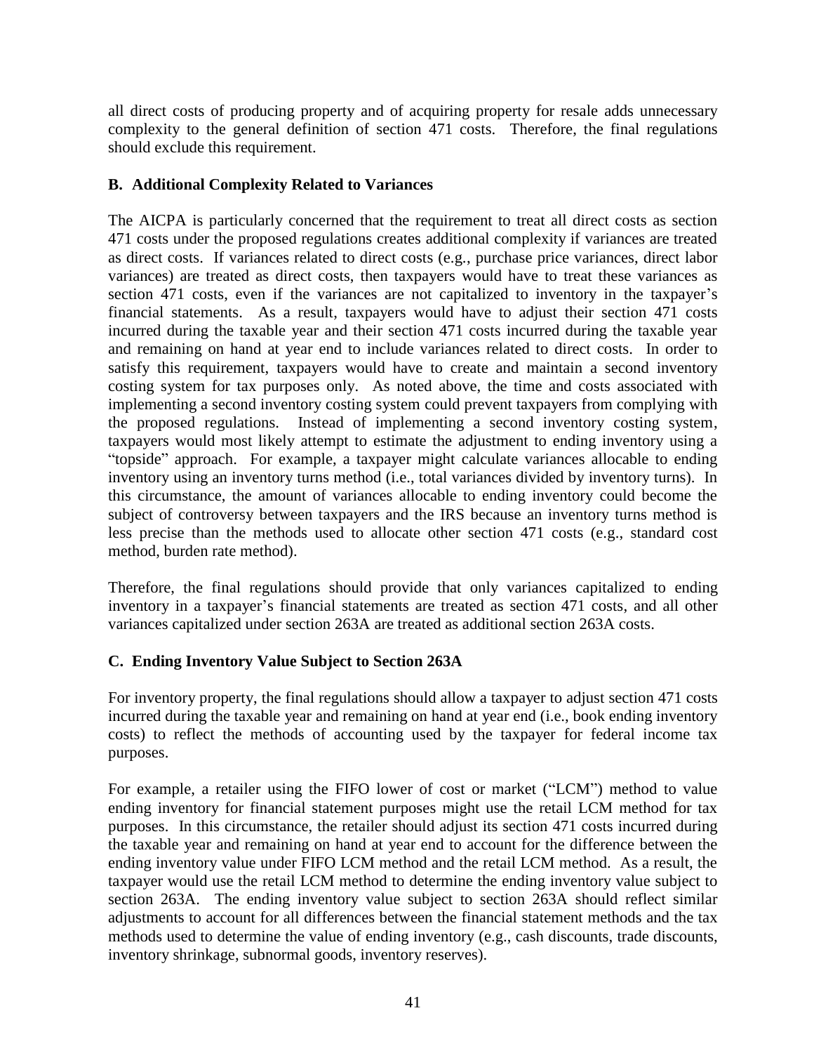all direct costs of producing property and of acquiring property for resale adds unnecessary complexity to the general definition of section 471 costs. Therefore, the final regulations should exclude this requirement.

### B. Additional Complexity Related to Variances

The AICPA is particularly concerned that the requirement to treat all direct costs as section 471 costs under the proposed regulations creates additional complexity if variances are treated as direct costs. If variances related to direct costs (e.g., purchase price variances, direct labor variances) are treated as direct costs, then taxpayers would have to treat these variances as section 471 costs, even if the variances are not capitalized to inventory in the taxpayer's financial statements. As a result, taxpayers would have to adjust their section 471 costs incurred during the taxable year and their section 471 costs incurred during the taxable year and remaining on hand at year end to include variances related to direct costs. In order to satisfy this requirement, taxpayers would have to create and maintain a second inventory costing system for tax purposes only. As noted above, the time and costs associated with implementing a second inventory costing system could prevent taxpayers from complying with the proposed regulations. Instead of implementing a second inventory costing system, taxpayers would most likely attempt to estimate the adjustment to ending inventory using a "topside" approach. For example, a taxpayer might calculate variances allocable to ending inventory using an inventory turns method (i.e., total variances divided by inventory turns). In this circumstance, the amount of variances allocable to ending inventory could become the subject of controversy between taxpayers and the IRS because an inventory turns method is less precise than the methods used to allocate other section 471 costs (e.g., standard cost method, burden rate method).

Therefore, the final regulations should provide that only variances capitalized to ending inventory in a taxpayer's financial statements are treated as section 471 costs, and all other variances capitalized under section 263A are treated as additional section 263A costs.

### C. Ending Inventory Value Subject to Section 263A

For inventory property, the final regulations should allow a taxpayer to adjust section 471 costs incurred during the taxable year and remaining on hand at year end (i.e., book ending inventory costs) to reflect the methods of accounting used by the taxpayer for federal income tax purposes.

For example, a retailer using the FIFO lower of cost or market ("LCM") method to value ending inventory for financial statement purposes might use the retail LCM method for tax purposes. In this circumstance, the retailer should adjust its section 471 costs incurred during the taxable year and remaining on hand at year end to account for the difference between the ending inventory value under FIFO LCM method and the retail LCM method. As a result, the taxpayer would use the retail LCM method to determine the ending inventory value subject to section 263A. The ending inventory value subject to section 263A should reflect similar adjustments to account for all differences between the financial statement methods and the tax methods used to determine the value of ending inventory (e.g., cash discounts, trade discounts, inventory shrinkage, subnormal goods, inventory reserves).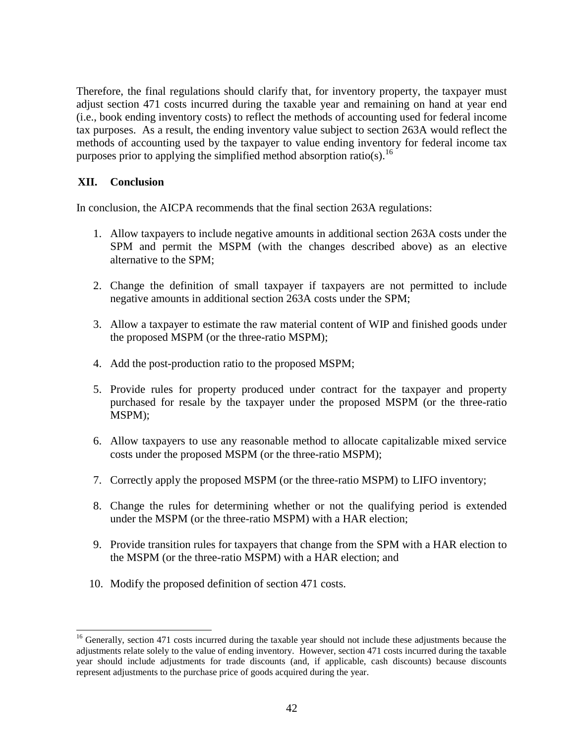Therefore, the final regulations should clarify that, for inventory property, the taxpayer must adjust section 471 costs incurred during the taxable year and remaining on hand at year end (i.e., book ending inventory costs) to reflect the methods of accounting used for federal income tax purposes. As a result, the ending inventory value subject to section 263A would reflect the methods of accounting used by the taxpayer to value ending inventory for federal income tax purposes prior to applying the simplified method absorption ratio(s).[16]

## XII. Conclusion

In conclusion, the AICPA recommends that the final section 263A regulations:

1. Allow taxpayers to include negative amounts in additional section 263A costs under the SPM and permit the MSPM (with the changes described above) as an elective alternative to the SPM;

2. Change the definition of small taxpayer if taxpayers are not permitted to include negative amounts in additional section 263A costs under the SPM;

3. Allow a taxpayer to estimate the raw material content of WIP and finished goods under the proposed MSPM (or the three-ratio MSPM);

4. Add the post-production ratio to the proposed MSPM;

5. Provide rules for property produced under contract for the taxpayer and property purchased for resale by the taxpayer under the proposed MSPM (or the three-ratio MSPM);

6. Allow taxpayers to use any reasonable method to allocate capitalizable mixed service costs under the proposed MSPM (or the three-ratio MSPM);

7. Correctly apply the proposed MSPM (or the three-ratio MSPM) to LIFO inventory;

8. Change the rules for determining whether or not the qualifying period is extended under the MSPM (or the three-ratio MSPM) with a HAR election;

9. Provide transition rules for taxpayers that change from the SPM with a HAR election to the MSPM (or the three-ratio MSPM) with a HAR election; and

10. Modify the proposed definition of section 471 costs.

---

[16] Generally, section 471 costs incurred during the taxable year should not include these adjustments because the adjustments relate solely to the value of ending inventory. However, section 471 costs incurred during the taxable year should include adjustments for trade discounts (and, if applicable, cash discounts) because discounts represent adjustments to the purchase price of goods acquired during the year.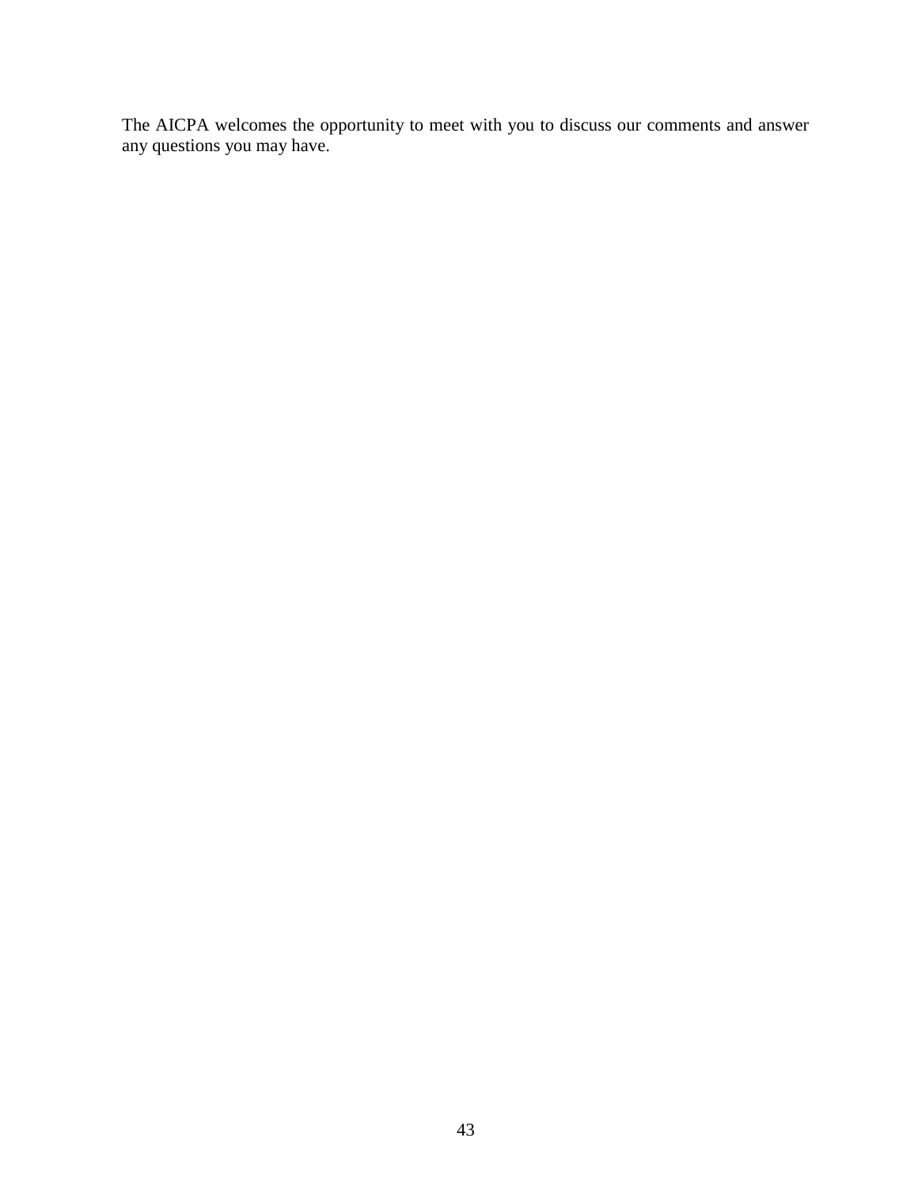The AICPA welcomes the opportunity to meet with you to discuss our comments and answer any questions you may have.